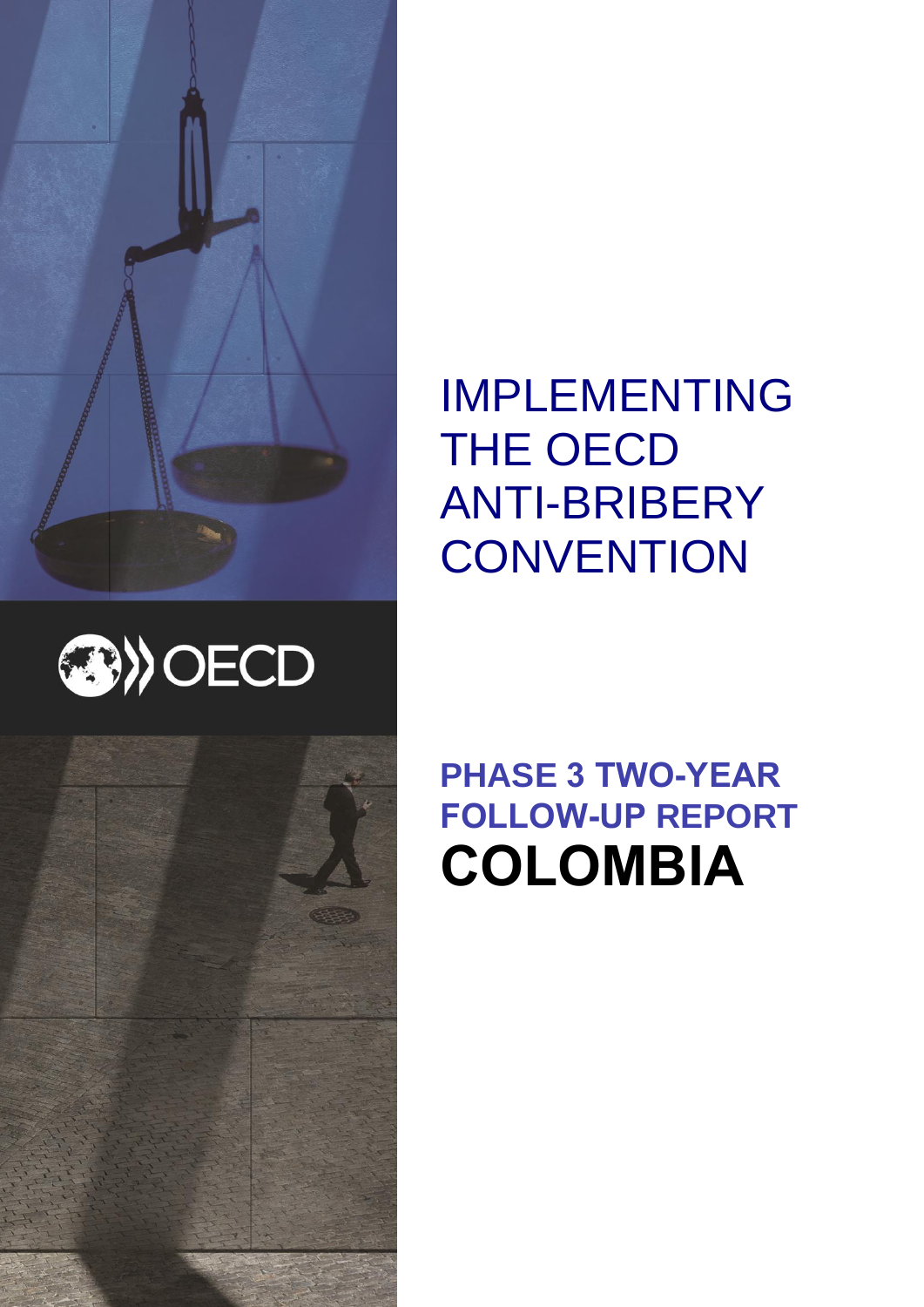# IMPLEMENTING THE OECD ANTI-BRIBERY CONVENTION

OECD

## PHASE 3 TWO-YEAR FOLLOW-UP REPORT

# COLOMBIA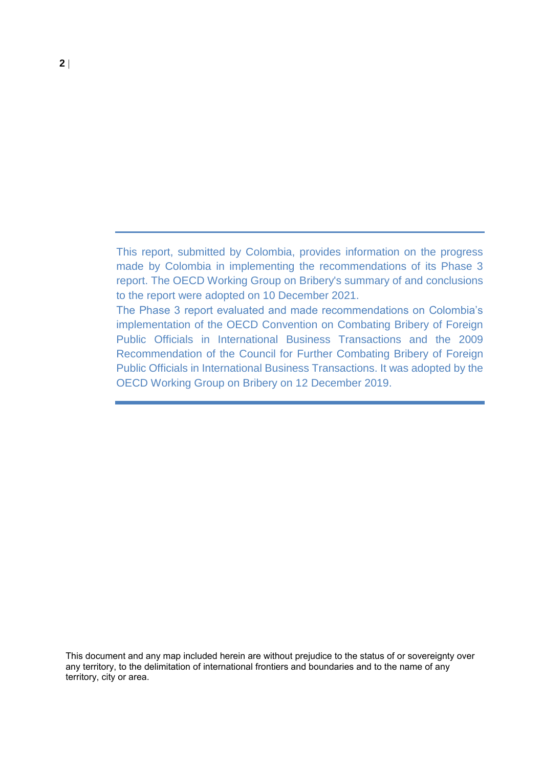This report, submitted by Colombia, provides information on the progress made by Colombia in implementing the recommendations of its Phase 3 report. The OECD Working Group on Bribery's summary of and conclusions to the report were adopted on 10 December 2021.

The Phase 3 report evaluated and made recommendations on Colombia's implementation of the OECD Convention on Combating Bribery of Foreign Public Officials in International Business Transactions and the 2009 Recommendation of the Council for Further Combating Bribery of Foreign Public Officials in International Business Transactions. It was adopted by the OECD Working Group on Bribery on 12 December 2019.

This document and any map included herein are without prejudice to the status of or sovereignty over any territory, to the delimitation of international frontiers and boundaries and to the name of any territory, city or area.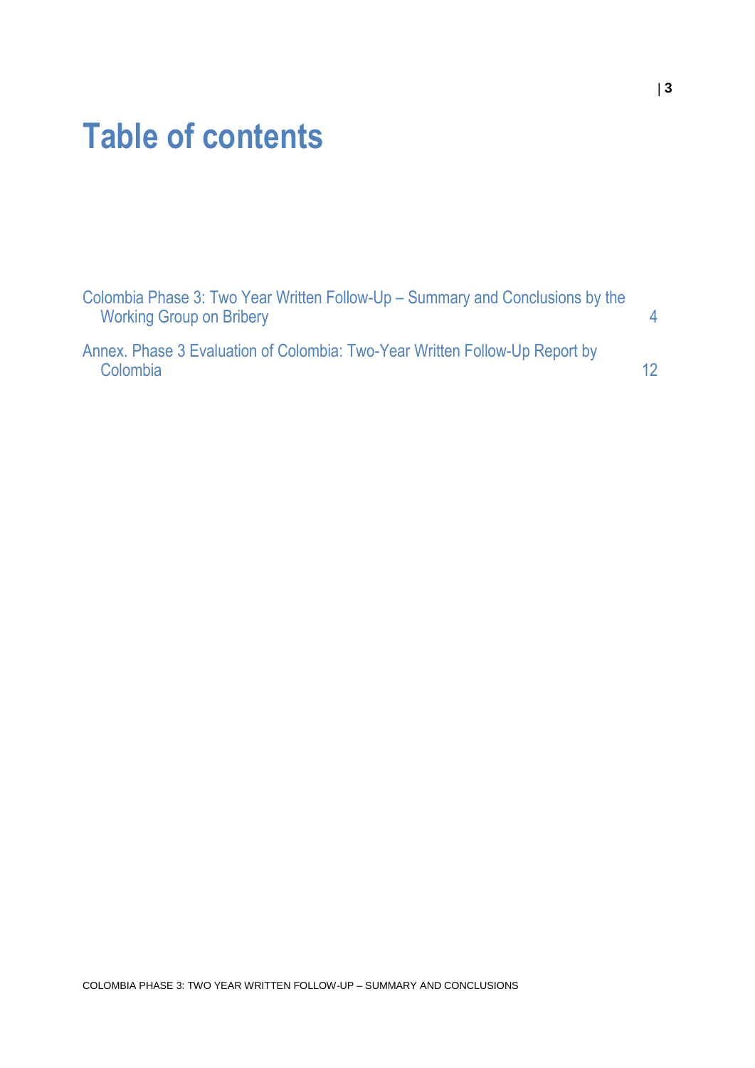# Table of contents

Colombia Phase 3: Two Year Written Follow-Up – Summary and Conclusions by the Working Group on Bribery 4

Annex. Phase 3 Evaluation of Colombia: Two-Year Written Follow-Up Report by Colombia 12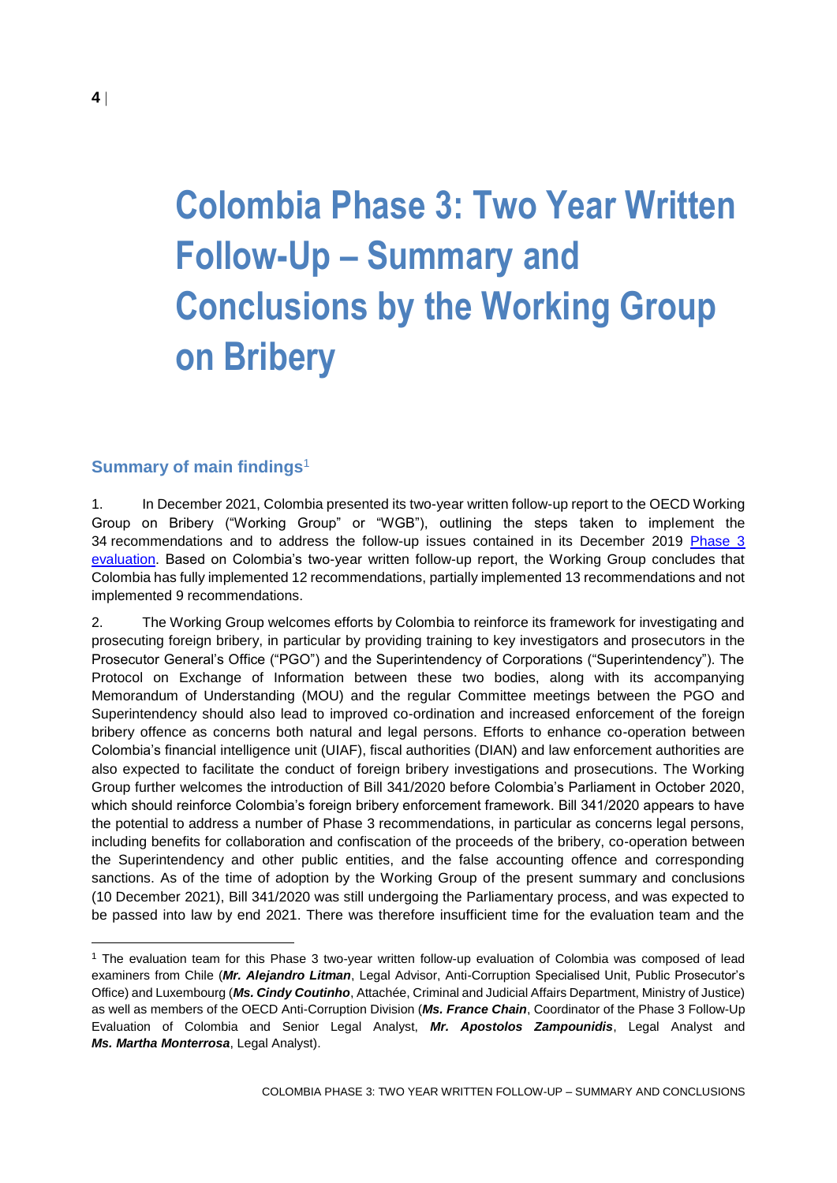# Colombia Phase 3: Two Year Written Follow-Up – Summary and Conclusions by the Working Group on Bribery

## Summary of main findings[1]

1. In December 2021, Colombia presented its two-year written follow-up report to the OECD Working Group on Bribery ("Working Group" or "WGB"), outlining the steps taken to implement the 34 recommendations and to address the follow-up issues contained in its December 2019 Phase 3 evaluation. Based on Colombia's two-year written follow-up report, the Working Group concludes that Colombia has fully implemented 12 recommendations, partially implemented 13 recommendations and not implemented 9 recommendations.

2. The Working Group welcomes efforts by Colombia to reinforce its framework for investigating and prosecuting foreign bribery, in particular by providing training to key investigators and prosecutors in the Prosecutor General's Office ("PGO") and the Superintendency of Corporations ("Superintendency"). The Protocol on Exchange of Information between these two bodies, along with its accompanying Memorandum of Understanding (MOU) and the regular Committee meetings between the PGO and Superintendency should also lead to improved co-ordination and increased enforcement of the foreign bribery offence as concerns both natural and legal persons. Efforts to enhance co-operation between Colombia's financial intelligence unit (UIAF), fiscal authorities (DIAN) and law enforcement authorities are also expected to facilitate the conduct of foreign bribery investigations and prosecutions. The Working Group further welcomes the introduction of Bill 341/2020 before Colombia's Parliament in October 2020, which should reinforce Colombia's foreign bribery enforcement framework. Bill 341/2020 appears to have the potential to address a number of Phase 3 recommendations, in particular as concerns legal persons, including benefits for collaboration and confiscation of the proceeds of the bribery, co-operation between the Superintendency and other public entities, and the false accounting offence and corresponding sanctions. As of the time of adoption by the Working Group of the present summary and conclusions (10 December 2021), Bill 341/2020 was still undergoing the Parliamentary process, and was expected to be passed into law by end 2021. There was therefore insufficient time for the evaluation team and the

---

[1] The evaluation team for this Phase 3 two-year written follow-up evaluation of Colombia was composed of lead examiners from Chile (***Mr. Alejandro Litman***, Legal Advisor, Anti-Corruption Specialised Unit, Public Prosecutor's Office) and Luxembourg (***Ms. Cindy Coutinho***, Attachée, Criminal and Judicial Affairs Department, Ministry of Justice) as well as members of the OECD Anti-Corruption Division (***Ms. France Chain***, Coordinator of the Phase 3 Follow-Up Evaluation of Colombia and Senior Legal Analyst, ***Mr. Apostolos Zampounidis***, Legal Analyst and ***Ms. Martha Monterrosa***, Legal Analyst).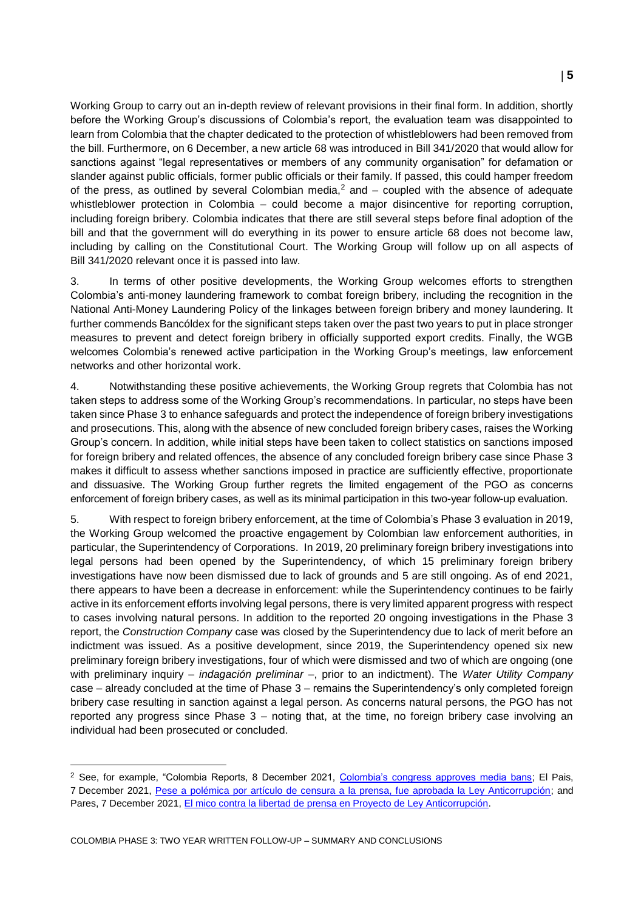Working Group to carry out an in-depth review of relevant provisions in their final form. In addition, shortly before the Working Group's discussions of Colombia's report, the evaluation team was disappointed to learn from Colombia that the chapter dedicated to the protection of whistleblowers had been removed from the bill. Furthermore, on 6 December, a new article 68 was introduced in Bill 341/2020 that would allow for sanctions against "legal representatives or members of any community organisation" for defamation or slander against public officials, former public officials or their family. If passed, this could hamper freedom of the press, as outlined by several Colombian media,[2] and – coupled with the absence of adequate whistleblower protection in Colombia – could become a major disincentive for reporting corruption, including foreign bribery. Colombia indicates that there are still several steps before final adoption of the bill and that the government will do everything in its power to ensure article 68 does not become law, including by calling on the Constitutional Court. The Working Group will follow up on all aspects of Bill 341/2020 relevant once it is passed into law.

3. In terms of other positive developments, the Working Group welcomes efforts to strengthen Colombia's anti-money laundering framework to combat foreign bribery, including the recognition in the National Anti-Money Laundering Policy of the linkages between foreign bribery and money laundering. It further commends Bancóldex for the significant steps taken over the past two years to put in place stronger measures to prevent and detect foreign bribery in officially supported export credits. Finally, the WGB welcomes Colombia's renewed active participation in the Working Group's meetings, law enforcement networks and other horizontal work.

4. Notwithstanding these positive achievements, the Working Group regrets that Colombia has not taken steps to address some of the Working Group's recommendations. In particular, no steps have been taken since Phase 3 to enhance safeguards and protect the independence of foreign bribery investigations and prosecutions. This, along with the absence of new concluded foreign bribery cases, raises the Working Group's concern. In addition, while initial steps have been taken to collect statistics on sanctions imposed for foreign bribery and related offences, the absence of any concluded foreign bribery case since Phase 3 makes it difficult to assess whether sanctions imposed in practice are sufficiently effective, proportionate and dissuasive. The Working Group further regrets the limited engagement of the PGO as concerns enforcement of foreign bribery cases, as well as its minimal participation in this two-year follow-up evaluation.

5. With respect to foreign bribery enforcement, at the time of Colombia's Phase 3 evaluation in 2019, the Working Group welcomed the proactive engagement by Colombian law enforcement authorities, in particular, the Superintendency of Corporations. In 2019, 20 preliminary foreign bribery investigations into legal persons had been opened by the Superintendency, of which 15 preliminary foreign bribery investigations have now been dismissed due to lack of grounds and 5 are still ongoing. As of end 2021, there appears to have been a decrease in enforcement: while the Superintendency continues to be fairly active in its enforcement efforts involving legal persons, there is very limited apparent progress with respect to cases involving natural persons. In addition to the reported 20 ongoing investigations in the Phase 3 report, the *Construction Company* case was closed by the Superintendency due to lack of merit before an indictment was issued. As a positive development, since 2019, the Superintendency opened six new preliminary foreign bribery investigations, four of which were dismissed and two of which are ongoing (one with preliminary inquiry – *indagación preliminar* –, prior to an indictment). The *Water Utility Company* case – already concluded at the time of Phase 3 – remains the Superintendency's only completed foreign bribery case resulting in sanction against a legal person. As concerns natural persons, the PGO has not reported any progress since Phase 3 – noting that, at the time, no foreign bribery case involving an individual had been prosecuted or concluded.

---

[2] See, for example, "Colombia Reports, 8 December 2021, Colombia's congress approves media bans; El Pais, 7 December 2021, Pese a polémica por artículo de censura a la prensa, fue aprobada la Ley Anticorrupción; and Pares, 7 December 2021, El mico contra la libertad de prensa en Proyecto de Ley Anticorrupción.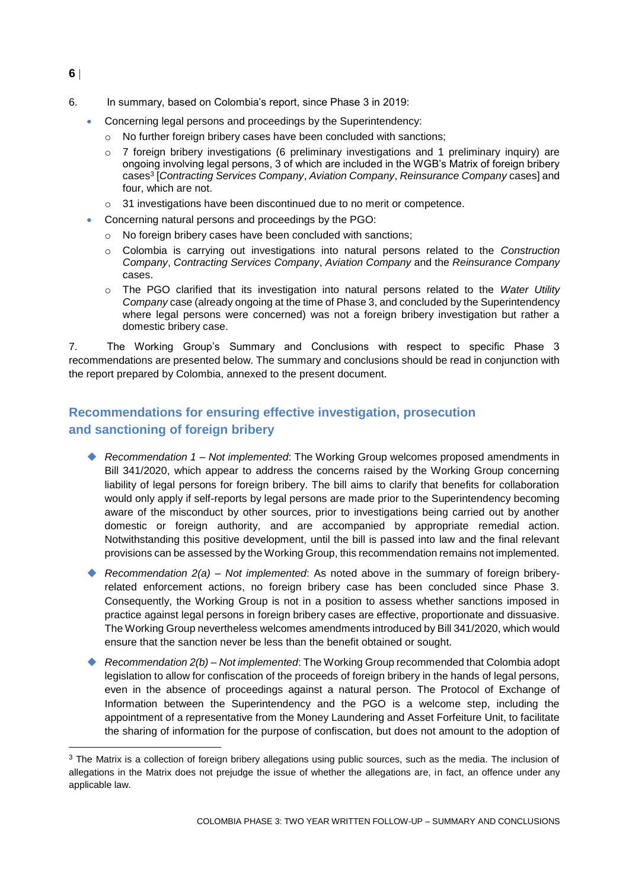6. In summary, based on Colombia's report, since Phase 3 in 2019:

- Concerning legal persons and proceedings by the Superintendency:
  - No further foreign bribery cases have been concluded with sanctions;
  - 7 foreign bribery investigations (6 preliminary investigations and 1 preliminary inquiry) are ongoing involving legal persons, 3 of which are included in the WGB's Matrix of foreign bribery cases[3] [*Contracting Services Company*, *Aviation Company*, *Reinsurance Company* cases] and four, which are not.
  - 31 investigations have been discontinued due to no merit or competence.
- Concerning natural persons and proceedings by the PGO:
  - No foreign bribery cases have been concluded with sanctions;
  - Colombia is carrying out investigations into natural persons related to the *Construction Company*, *Contracting Services Company*, *Aviation Company* and the *Reinsurance Company* cases.
  - The PGO clarified that its investigation into natural persons related to the *Water Utility Company* case (already ongoing at the time of Phase 3, and concluded by the Superintendency where legal persons were concerned) was not a foreign bribery investigation but rather a domestic bribery case.

7. The Working Group's Summary and Conclusions with respect to specific Phase 3 recommendations are presented below. The summary and conclusions should be read in conjunction with the report prepared by Colombia, annexed to the present document.

## Recommendations for ensuring effective investigation, prosecution and sanctioning of foreign bribery

- *Recommendation 1 – Not implemented*: The Working Group welcomes proposed amendments in Bill 341/2020, which appear to address the concerns raised by the Working Group concerning liability of legal persons for foreign bribery. The bill aims to clarify that benefits for collaboration would only apply if self-reports by legal persons are made prior to the Superintendency becoming aware of the misconduct by other sources, prior to investigations being carried out by another domestic or foreign authority, and are accompanied by appropriate remedial action. Notwithstanding this positive development, until the bill is passed into law and the final relevant provisions can be assessed by the Working Group, this recommendation remains not implemented.
- *Recommendation 2(a) – Not implemented*: As noted above in the summary of foreign bribery-related enforcement actions, no foreign bribery case has been concluded since Phase 3. Consequently, the Working Group is not in a position to assess whether sanctions imposed in practice against legal persons in foreign bribery cases are effective, proportionate and dissuasive. The Working Group nevertheless welcomes amendments introduced by Bill 341/2020, which would ensure that the sanction never be less than the benefit obtained or sought.
- *Recommendation 2(b) – Not implemented*: The Working Group recommended that Colombia adopt legislation to allow for confiscation of the proceeds of foreign bribery in the hands of legal persons, even in the absence of proceedings against a natural person. The Protocol of Exchange of Information between the Superintendency and the PGO is a welcome step, including the appointment of a representative from the Money Laundering and Asset Forfeiture Unit, to facilitate the sharing of information for the purpose of confiscation, but does not amount to the adoption of

[3] The Matrix is a collection of foreign bribery allegations using public sources, such as the media. The inclusion of allegations in the Matrix does not prejudge the issue of whether the allegations are, in fact, an offence under any applicable law.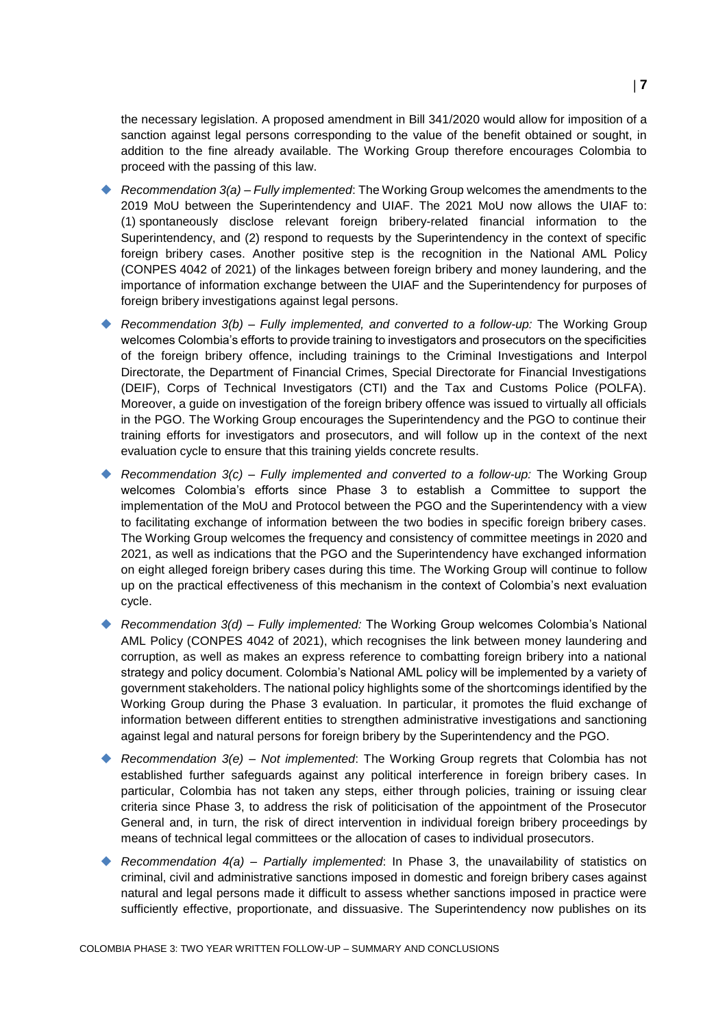the necessary legislation. A proposed amendment in Bill 341/2020 would allow for imposition of a sanction against legal persons corresponding to the value of the benefit obtained or sought, in addition to the fine already available. The Working Group therefore encourages Colombia to proceed with the passing of this law.

- *Recommendation 3(a) – Fully implemented*: The Working Group welcomes the amendments to the 2019 MoU between the Superintendency and UIAF. The 2021 MoU now allows the UIAF to: (1) spontaneously disclose relevant foreign bribery-related financial information to the Superintendency, and (2) respond to requests by the Superintendency in the context of specific foreign bribery cases. Another positive step is the recognition in the National AML Policy (CONPES 4042 of 2021) of the linkages between foreign bribery and money laundering, and the importance of information exchange between the UIAF and the Superintendency for purposes of foreign bribery investigations against legal persons.
- *Recommendation 3(b) – Fully implemented, and converted to a follow-up:* The Working Group welcomes Colombia's efforts to provide training to investigators and prosecutors on the specificities of the foreign bribery offence, including trainings to the Criminal Investigations and Interpol Directorate, the Department of Financial Crimes, Special Directorate for Financial Investigations (DEIF), Corps of Technical Investigators (CTI) and the Tax and Customs Police (POLFA). Moreover, a guide on investigation of the foreign bribery offence was issued to virtually all officials in the PGO. The Working Group encourages the Superintendency and the PGO to continue their training efforts for investigators and prosecutors, and will follow up in the context of the next evaluation cycle to ensure that this training yields concrete results.
- *Recommendation 3(c) – Fully implemented and converted to a follow-up:* The Working Group welcomes Colombia's efforts since Phase 3 to establish a Committee to support the implementation of the MoU and Protocol between the PGO and the Superintendency with a view to facilitating exchange of information between the two bodies in specific foreign bribery cases. The Working Group welcomes the frequency and consistency of committee meetings in 2020 and 2021, as well as indications that the PGO and the Superintendency have exchanged information on eight alleged foreign bribery cases during this time. The Working Group will continue to follow up on the practical effectiveness of this mechanism in the context of Colombia's next evaluation cycle.
- *Recommendation 3(d) – Fully implemented:* The Working Group welcomes Colombia's National AML Policy (CONPES 4042 of 2021), which recognises the link between money laundering and corruption, as well as makes an express reference to combatting foreign bribery into a national strategy and policy document. Colombia's National AML policy will be implemented by a variety of government stakeholders. The national policy highlights some of the shortcomings identified by the Working Group during the Phase 3 evaluation. In particular, it promotes the fluid exchange of information between different entities to strengthen administrative investigations and sanctioning against legal and natural persons for foreign bribery by the Superintendency and the PGO.
- *Recommendation 3(e) – Not implemented*: The Working Group regrets that Colombia has not established further safeguards against any political interference in foreign bribery cases. In particular, Colombia has not taken any steps, either through policies, training or issuing clear criteria since Phase 3, to address the risk of politicisation of the appointment of the Prosecutor General and, in turn, the risk of direct intervention in individual foreign bribery proceedings by means of technical legal committees or the allocation of cases to individual prosecutors.
- *Recommendation 4(a) – Partially implemented*: In Phase 3, the unavailability of statistics on criminal, civil and administrative sanctions imposed in domestic and foreign bribery cases against natural and legal persons made it difficult to assess whether sanctions imposed in practice were sufficiently effective, proportionate, and dissuasive. The Superintendency now publishes on its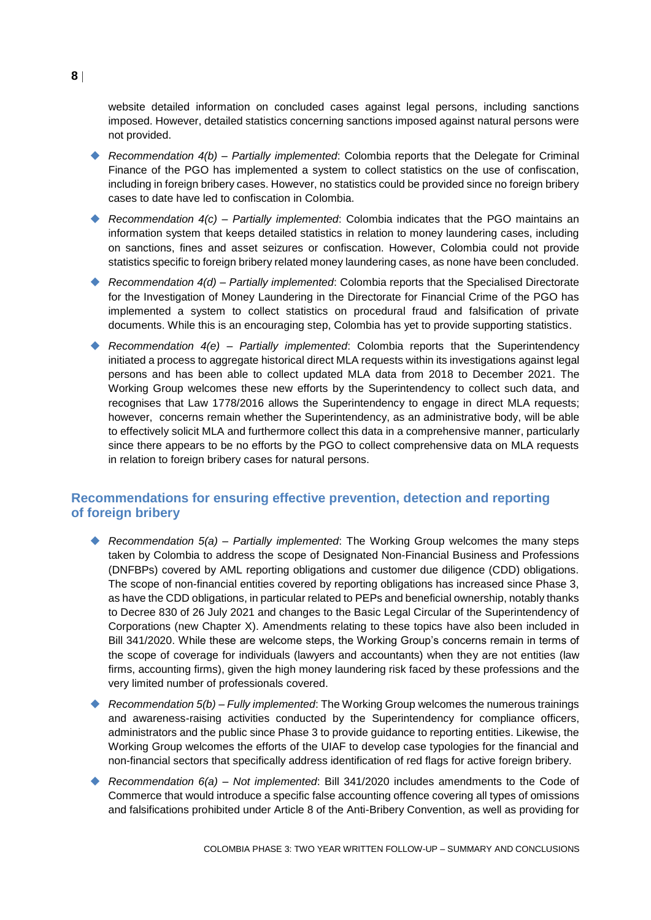website detailed information on concluded cases against legal persons, including sanctions imposed. However, detailed statistics concerning sanctions imposed against natural persons were not provided.

- *Recommendation 4(b) – Partially implemented*: Colombia reports that the Delegate for Criminal Finance of the PGO has implemented a system to collect statistics on the use of confiscation, including in foreign bribery cases. However, no statistics could be provided since no foreign bribery cases to date have led to confiscation in Colombia.
- *Recommendation 4(c) – Partially implemented*: Colombia indicates that the PGO maintains an information system that keeps detailed statistics in relation to money laundering cases, including on sanctions, fines and asset seizures or confiscation. However, Colombia could not provide statistics specific to foreign bribery related money laundering cases, as none have been concluded.
- *Recommendation 4(d) – Partially implemented*: Colombia reports that the Specialised Directorate for the Investigation of Money Laundering in the Directorate for Financial Crime of the PGO has implemented a system to collect statistics on procedural fraud and falsification of private documents. While this is an encouraging step, Colombia has yet to provide supporting statistics.
- *Recommendation 4(e) – Partially implemented*: Colombia reports that the Superintendency initiated a process to aggregate historical direct MLA requests within its investigations against legal persons and has been able to collect updated MLA data from 2018 to December 2021. The Working Group welcomes these new efforts by the Superintendency to collect such data, and recognises that Law 1778/2016 allows the Superintendency to engage in direct MLA requests; however, concerns remain whether the Superintendency, as an administrative body, will be able to effectively solicit MLA and furthermore collect this data in a comprehensive manner, particularly since there appears to be no efforts by the PGO to collect comprehensive data on MLA requests in relation to foreign bribery cases for natural persons.

## Recommendations for ensuring effective prevention, detection and reporting of foreign bribery

- *Recommendation 5(a) – Partially implemented*: The Working Group welcomes the many steps taken by Colombia to address the scope of Designated Non-Financial Business and Professions (DNFBPs) covered by AML reporting obligations and customer due diligence (CDD) obligations. The scope of non-financial entities covered by reporting obligations has increased since Phase 3, as have the CDD obligations, in particular related to PEPs and beneficial ownership, notably thanks to Decree 830 of 26 July 2021 and changes to the Basic Legal Circular of the Superintendency of Corporations (new Chapter X). Amendments relating to these topics have also been included in Bill 341/2020. While these are welcome steps, the Working Group's concerns remain in terms of the scope of coverage for individuals (lawyers and accountants) when they are not entities (law firms, accounting firms), given the high money laundering risk faced by these professions and the very limited number of professionals covered.
- *Recommendation 5(b) – Fully implemented*: The Working Group welcomes the numerous trainings and awareness-raising activities conducted by the Superintendency for compliance officers, administrators and the public since Phase 3 to provide guidance to reporting entities. Likewise, the Working Group welcomes the efforts of the UIAF to develop case typologies for the financial and non-financial sectors that specifically address identification of red flags for active foreign bribery.
- *Recommendation 6(a) – Not implemented*: Bill 341/2020 includes amendments to the Code of Commerce that would introduce a specific false accounting offence covering all types of omissions and falsifications prohibited under Article 8 of the Anti-Bribery Convention, as well as providing for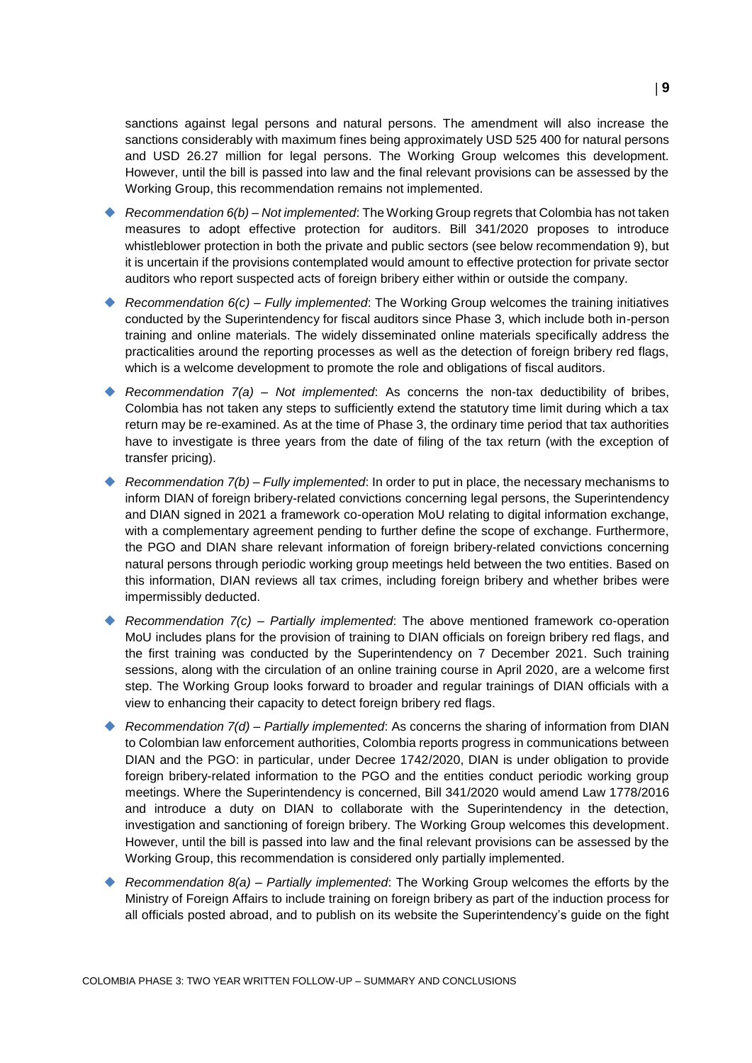sanctions against legal persons and natural persons. The amendment will also increase the sanctions considerably with maximum fines being approximately USD 525 400 for natural persons and USD 26.27 million for legal persons. The Working Group welcomes this development. However, until the bill is passed into law and the final relevant provisions can be assessed by the Working Group, this recommendation remains not implemented.

- *Recommendation 6(b) – Not implemented*: The Working Group regrets that Colombia has not taken measures to adopt effective protection for auditors. Bill 341/2020 proposes to introduce whistleblower protection in both the private and public sectors (see below recommendation 9), but it is uncertain if the provisions contemplated would amount to effective protection for private sector auditors who report suspected acts of foreign bribery either within or outside the company.

- *Recommendation 6(c) – Fully implemented*: The Working Group welcomes the training initiatives conducted by the Superintendency for fiscal auditors since Phase 3, which include both in-person training and online materials. The widely disseminated online materials specifically address the practicalities around the reporting processes as well as the detection of foreign bribery red flags, which is a welcome development to promote the role and obligations of fiscal auditors.

- *Recommendation 7(a) – Not implemented*: As concerns the non-tax deductibility of bribes, Colombia has not taken any steps to sufficiently extend the statutory time limit during which a tax return may be re-examined. As at the time of Phase 3, the ordinary time period that tax authorities have to investigate is three years from the date of filing of the tax return (with the exception of transfer pricing).

- *Recommendation 7(b) – Fully implemented*: In order to put in place, the necessary mechanisms to inform DIAN of foreign bribery-related convictions concerning legal persons, the Superintendency and DIAN signed in 2021 a framework co-operation MoU relating to digital information exchange, with a complementary agreement pending to further define the scope of exchange. Furthermore, the PGO and DIAN share relevant information of foreign bribery-related convictions concerning natural persons through periodic working group meetings held between the two entities. Based on this information, DIAN reviews all tax crimes, including foreign bribery and whether bribes were impermissibly deducted.

- *Recommendation 7(c) – Partially implemented*: The above mentioned framework co-operation MoU includes plans for the provision of training to DIAN officials on foreign bribery red flags, and the first training was conducted by the Superintendency on 7 December 2021. Such training sessions, along with the circulation of an online training course in April 2020, are a welcome first step. The Working Group looks forward to broader and regular trainings of DIAN officials with a view to enhancing their capacity to detect foreign bribery red flags.

- *Recommendation 7(d) – Partially implemented*: As concerns the sharing of information from DIAN to Colombian law enforcement authorities, Colombia reports progress in communications between DIAN and the PGO: in particular, under Decree 1742/2020, DIAN is under obligation to provide foreign bribery-related information to the PGO and the entities conduct periodic working group meetings. Where the Superintendency is concerned, Bill 341/2020 would amend Law 1778/2016 and introduce a duty on DIAN to collaborate with the Superintendency in the detection, investigation and sanctioning of foreign bribery. The Working Group welcomes this development. However, until the bill is passed into law and the final relevant provisions can be assessed by the Working Group, this recommendation is considered only partially implemented.

- *Recommendation 8(a) – Partially implemented*: The Working Group welcomes the efforts by the Ministry of Foreign Affairs to include training on foreign bribery as part of the induction process for all officials posted abroad, and to publish on its website the Superintendency's guide on the fight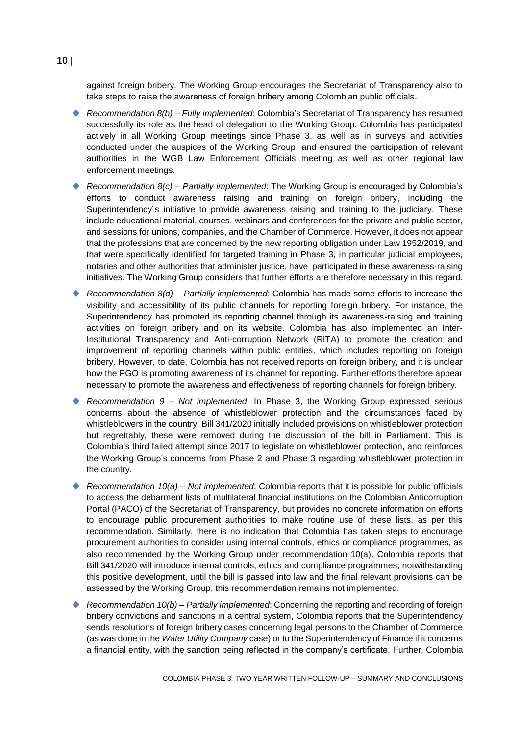against foreign bribery. The Working Group encourages the Secretariat of Transparency also to take steps to raise the awareness of foreign bribery among Colombian public officials.

- *Recommendation 8(b) – Fully implemented*: Colombia's Secretariat of Transparency has resumed successfully its role as the head of delegation to the Working Group. Colombia has participated actively in all Working Group meetings since Phase 3, as well as in surveys and activities conducted under the auspices of the Working Group, and ensured the participation of relevant authorities in the WGB Law Enforcement Officials meeting as well as other regional law enforcement meetings.
- *Recommendation 8(c) – Partially implemented*: The Working Group is encouraged by Colombia's efforts to conduct awareness raising and training on foreign bribery, including the Superintendency´s initiative to provide awareness raising and training to the judiciary. These include educational material, courses, webinars and conferences for the private and public sector, and sessions for unions, companies, and the Chamber of Commerce. However, it does not appear that the professions that are concerned by the new reporting obligation under Law 1952/2019, and that were specifically identified for targeted training in Phase 3, in particular judicial employees, notaries and other authorities that administer justice, have participated in these awareness-raising initiatives. The Working Group considers that further efforts are therefore necessary in this regard.
- *Recommendation 8(d) – Partially implemented*: Colombia has made some efforts to increase the visibility and accessibility of its public channels for reporting foreign bribery. For instance, the Superintendency has promoted its reporting channel through its awareness-raising and training activities on foreign bribery and on its website. Colombia has also implemented an Inter-Institutional Transparency and Anti-corruption Network (RITA) to promote the creation and improvement of reporting channels within public entities, which includes reporting on foreign bribery. However, to date, Colombia has not received reports on foreign bribery, and it is unclear how the PGO is promoting awareness of its channel for reporting. Further efforts therefore appear necessary to promote the awareness and effectiveness of reporting channels for foreign bribery.
- *Recommendation 9 – Not implemented*: In Phase 3, the Working Group expressed serious concerns about the absence of whistleblower protection and the circumstances faced by whistleblowers in the country. Bill 341/2020 initially included provisions on whistleblower protection but regrettably, these were removed during the discussion of the bill in Parliament. This is Colombia's third failed attempt since 2017 to legislate on whistleblower protection, and reinforces the Working Group's concerns from Phase 2 and Phase 3 regarding whistleblower protection in the country.
- *Recommendation 10(a) – Not implemented*: Colombia reports that it is possible for public officials to access the debarment lists of multilateral financial institutions on the Colombian Anticorruption Portal (PACO) of the Secretariat of Transparency, but provides no concrete information on efforts to encourage public procurement authorities to make routine use of these lists, as per this recommendation. Similarly, there is no indication that Colombia has taken steps to encourage procurement authorities to consider using internal controls, ethics or compliance programmes, as also recommended by the Working Group under recommendation 10(a). Colombia reports that Bill 341/2020 will introduce internal controls, ethics and compliance programmes; notwithstanding this positive development, until the bill is passed into law and the final relevant provisions can be assessed by the Working Group, this recommendation remains not implemented.
- *Recommendation 10(b) – Partially implemented*: Concerning the reporting and recording of foreign bribery convictions and sanctions in a central system, Colombia reports that the Superintendency sends resolutions of foreign bribery cases concerning legal persons to the Chamber of Commerce (as was done in the *Water Utility Company* case) or to the Superintendency of Finance if it concerns a financial entity, with the sanction being reflected in the company's certificate. Further, Colombia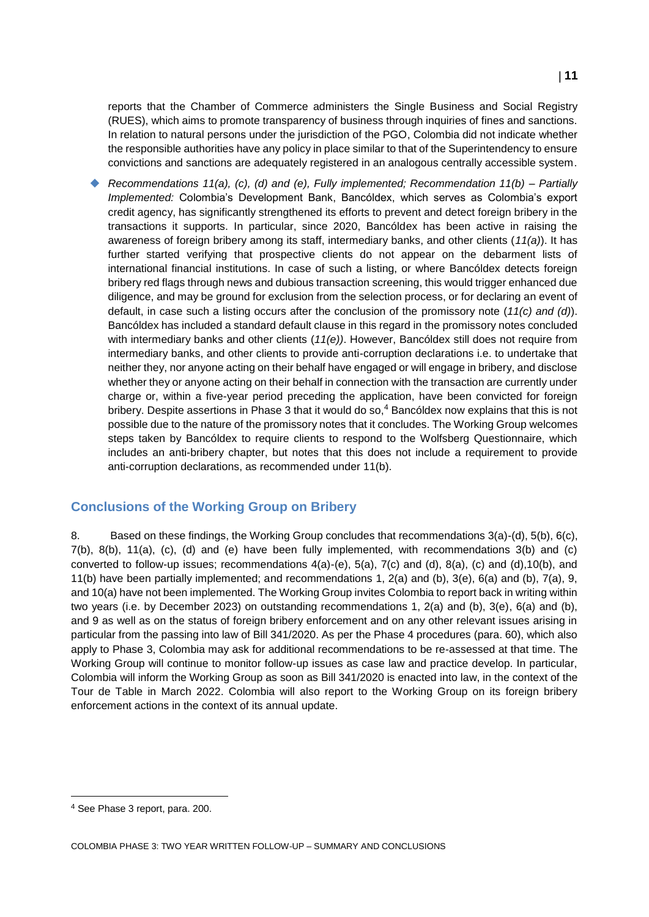reports that the Chamber of Commerce administers the Single Business and Social Registry (RUES), which aims to promote transparency of business through inquiries of fines and sanctions. In relation to natural persons under the jurisdiction of the PGO, Colombia did not indicate whether the responsible authorities have any policy in place similar to that of the Superintendency to ensure convictions and sanctions are adequately registered in an analogous centrally accessible system.

- *Recommendations 11(a), (c), (d) and (e), Fully implemented; Recommendation 11(b) – Partially Implemented:* Colombia's Development Bank, Bancóldex, which serves as Colombia's export credit agency, has significantly strengthened its efforts to prevent and detect foreign bribery in the transactions it supports. In particular, since 2020, Bancóldex has been active in raising the awareness of foreign bribery among its staff, intermediary banks, and other clients (*11(a)*). It has further started verifying that prospective clients do not appear on the debarment lists of international financial institutions. In case of such a listing, or where Bancóldex detects foreign bribery red flags through news and dubious transaction screening, this would trigger enhanced due diligence, and may be ground for exclusion from the selection process, or for declaring an event of default, in case such a listing occurs after the conclusion of the promissory note (*11(c) and (d)*). Bancóldex has included a standard default clause in this regard in the promissory notes concluded with intermediary banks and other clients (*11(e)*). However, Bancóldex still does not require from intermediary banks, and other clients to provide anti-corruption declarations i.e. to undertake that neither they, nor anyone acting on their behalf have engaged or will engage in bribery, and disclose whether they or anyone acting on their behalf in connection with the transaction are currently under charge or, within a five-year period preceding the application, have been convicted for foreign bribery. Despite assertions in Phase 3 that it would do so,[4] Bancóldex now explains that this is not possible due to the nature of the promissory notes that it concludes. The Working Group welcomes steps taken by Bancóldex to require clients to respond to the Wolfsberg Questionnaire, which includes an anti-bribery chapter, but notes that this does not include a requirement to provide anti-corruption declarations, as recommended under 11(b).

## Conclusions of the Working Group on Bribery

8. Based on these findings, the Working Group concludes that recommendations 3(a)-(d), 5(b), 6(c), 7(b), 8(b), 11(a), (c), (d) and (e) have been fully implemented, with recommendations 3(b) and (c) converted to follow-up issues; recommendations 4(a)-(e), 5(a), 7(c) and (d), 8(a), (c) and (d),10(b), and 11(b) have been partially implemented; and recommendations 1, 2(a) and (b), 3(e), 6(a) and (b), 7(a), 9, and 10(a) have not been implemented. The Working Group invites Colombia to report back in writing within two years (i.e. by December 2023) on outstanding recommendations 1, 2(a) and (b), 3(e), 6(a) and (b), and 9 as well as on the status of foreign bribery enforcement and on any other relevant issues arising in particular from the passing into law of Bill 341/2020. As per the Phase 4 procedures (para. 60), which also apply to Phase 3, Colombia may ask for additional recommendations to be re-assessed at that time. The Working Group will continue to monitor follow-up issues as case law and practice develop. In particular, Colombia will inform the Working Group as soon as Bill 341/2020 is enacted into law, in the context of the Tour de Table in March 2022. Colombia will also report to the Working Group on its foreign bribery enforcement actions in the context of its annual update.

[4] See Phase 3 report, para. 200.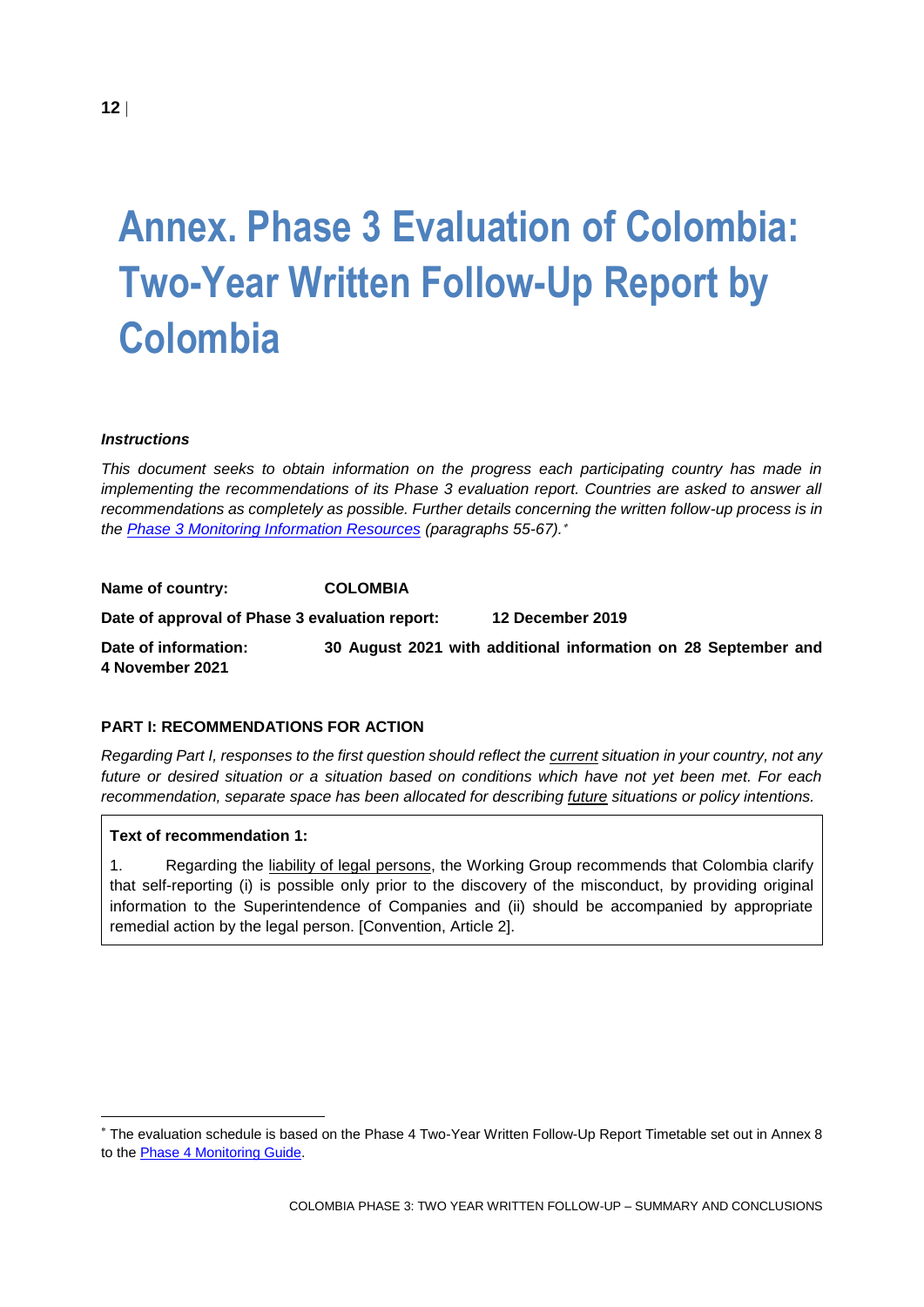# Annex. Phase 3 Evaluation of Colombia: Two-Year Written Follow-Up Report by Colombia

***Instructions***

*This document seeks to obtain information on the progress each participating country has made in implementing the recommendations of its Phase 3 evaluation report. Countries are asked to answer all recommendations as completely as possible. Further details concerning the written follow-up process is in the Phase 3 Monitoring Information Resources (paragraphs 55-67).*[*]

**Name of country:** **COLOMBIA**

**Date of approval of Phase 3 evaluation report:** **12 December 2019**

**Date of information:** **30 August 2021 with additional information on 28 September and 4 November 2021**

**PART I: RECOMMENDATIONS FOR ACTION**

*Regarding Part I, responses to the first question should reflect the current situation in your country, not any future or desired situation or a situation based on conditions which have not yet been met. For each recommendation, separate space has been allocated for describing future situations or policy intentions.*

**Text of recommendation 1:**

1. Regarding the liability of legal persons, the Working Group recommends that Colombia clarify that self-reporting (i) is possible only prior to the discovery of the misconduct, by providing original information to the Superintendence of Companies and (ii) should be accompanied by appropriate remedial action by the legal person. [Convention, Article 2].

---

[*] The evaluation schedule is based on the Phase 4 Two-Year Written Follow-Up Report Timetable set out in Annex 8 to the Phase 4 Monitoring Guide.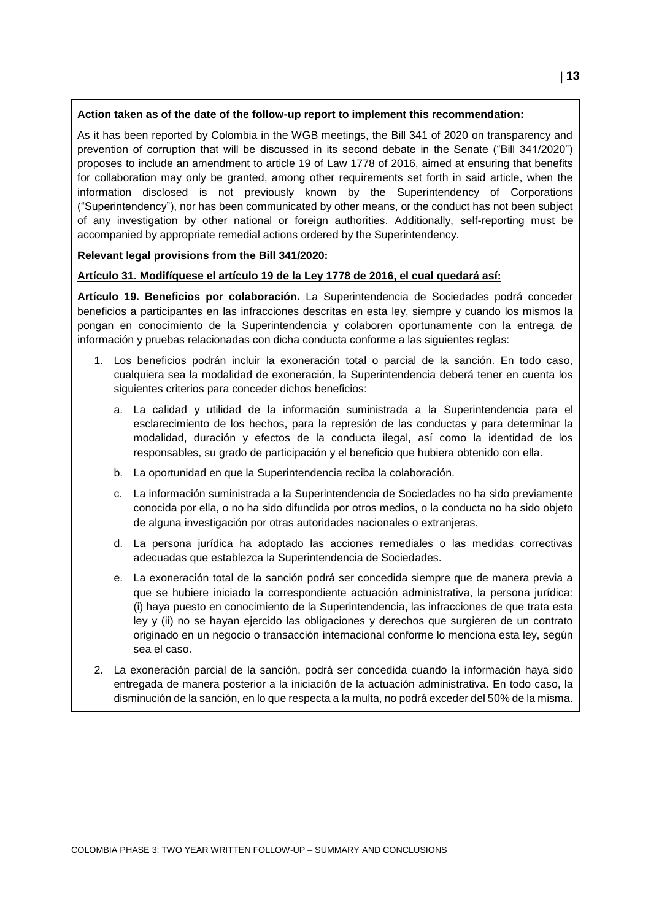**Action taken as of the date of the follow-up report to implement this recommendation:**

As it has been reported by Colombia in the WGB meetings, the Bill 341 of 2020 on transparency and prevention of corruption that will be discussed in its second debate in the Senate ("Bill 341/2020") proposes to include an amendment to article 19 of Law 1778 of 2016, aimed at ensuring that benefits for collaboration may only be granted, among other requirements set forth in said article, when the information disclosed is not previously known by the Superintendency of Corporations ("Superintendency"), nor has been communicated by other means, or the conduct has not been subject of any investigation by other national or foreign authorities. Additionally, self-reporting must be accompanied by appropriate remedial actions ordered by the Superintendency.

**Relevant legal provisions from the Bill 341/2020:**

**Artículo 31. Modifíquese el artículo 19 de la Ley 1778 de 2016, el cual quedará así:**

**Artículo 19. Beneficios por colaboración.** La Superintendencia de Sociedades podrá conceder beneficios a participantes en las infracciones descritas en esta ley, siempre y cuando los mismos la pongan en conocimiento de la Superintendencia y colaboren oportunamente con la entrega de información y pruebas relacionadas con dicha conducta conforme a las siguientes reglas:

1. Los beneficios podrán incluir la exoneración total o parcial de la sanción. En todo caso, cualquiera sea la modalidad de exoneración, la Superintendencia deberá tener en cuenta los siguientes criterios para conceder dichos beneficios:
   a. La calidad y utilidad de la información suministrada a la Superintendencia para el esclarecimiento de los hechos, para la represión de las conductas y para determinar la modalidad, duración y efectos de la conducta ilegal, así como la identidad de los responsables, su grado de participación y el beneficio que hubiera obtenido con ella.
   b. La oportunidad en que la Superintendencia reciba la colaboración.
   c. La información suministrada a la Superintendencia de Sociedades no ha sido previamente conocida por ella, o no ha sido difundida por otros medios, o la conducta no ha sido objeto de alguna investigación por otras autoridades nacionales o extranjeras.
   d. La persona jurídica ha adoptado las acciones remediales o las medidas correctivas adecuadas que establezca la Superintendencia de Sociedades.
   e. La exoneración total de la sanción podrá ser concedida siempre que de manera previa a que se hubiere iniciado la correspondiente actuación administrativa, la persona jurídica: (i) haya puesto en conocimiento de la Superintendencia, las infracciones de que trata esta ley y (ii) no se hayan ejercido las obligaciones y derechos que surgieren de un contrato originado en un negocio o transacción internacional conforme lo menciona esta ley, según sea el caso.
2. La exoneración parcial de la sanción, podrá ser concedida cuando la información haya sido entregada de manera posterior a la iniciación de la actuación administrativa. En todo caso, la disminución de la sanción, en lo que respecta a la multa, no podrá exceder del 50% de la misma.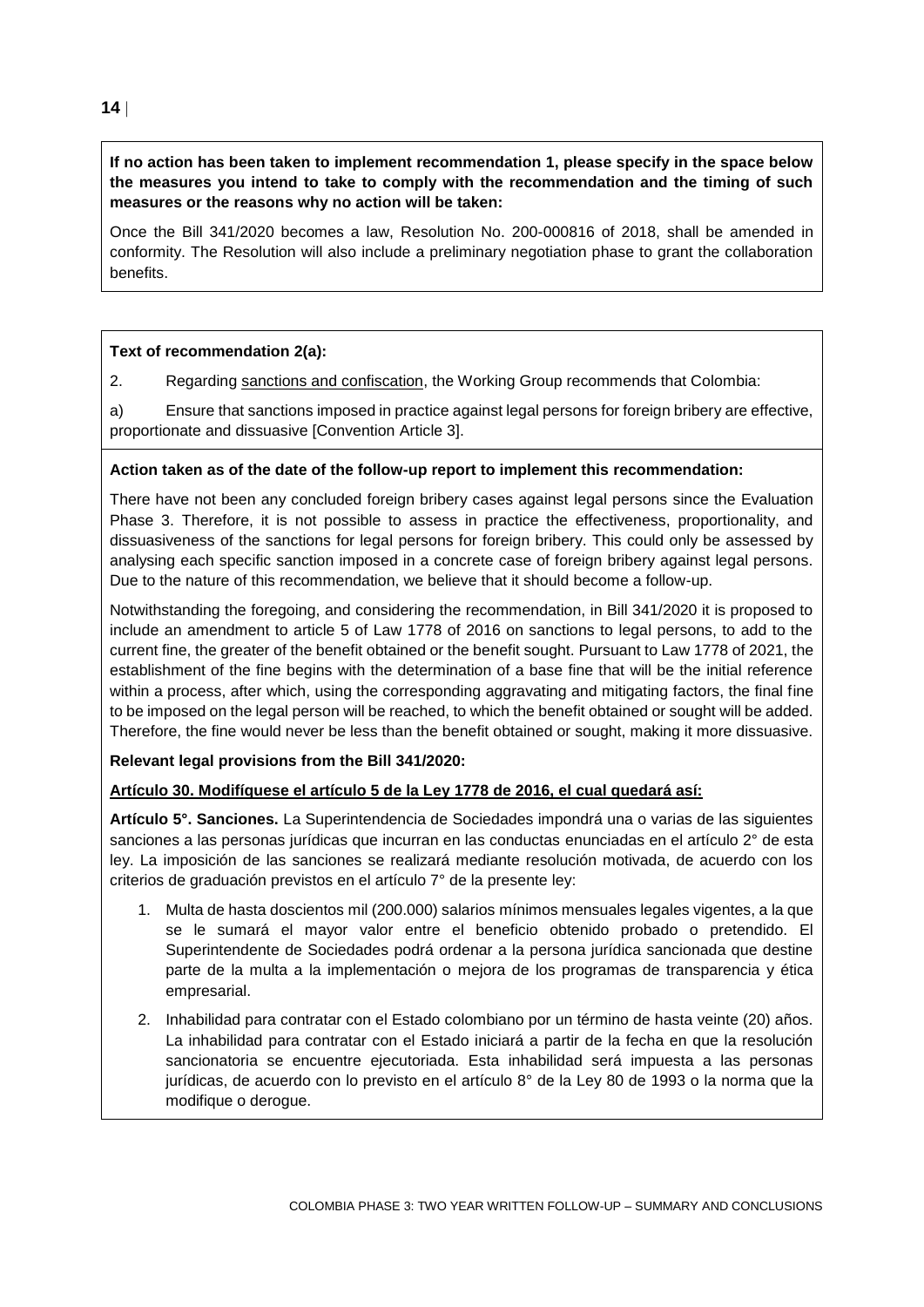**If no action has been taken to implement recommendation 1, please specify in the space below the measures you intend to take to comply with the recommendation and the timing of such measures or the reasons why no action will be taken:**

Once the Bill 341/2020 becomes a law, Resolution No. 200-000816 of 2018, shall be amended in conformity. The Resolution will also include a preliminary negotiation phase to grant the collaboration benefits.

**Text of recommendation 2(a):**

2. Regarding sanctions and confiscation, the Working Group recommends that Colombia:

a) Ensure that sanctions imposed in practice against legal persons for foreign bribery are effective, proportionate and dissuasive [Convention Article 3].

**Action taken as of the date of the follow-up report to implement this recommendation:**

There have not been any concluded foreign bribery cases against legal persons since the Evaluation Phase 3. Therefore, it is not possible to assess in practice the effectiveness, proportionality, and dissuasiveness of the sanctions for legal persons for foreign bribery. This could only be assessed by analysing each specific sanction imposed in a concrete case of foreign bribery against legal persons. Due to the nature of this recommendation, we believe that it should become a follow-up.

Notwithstanding the foregoing, and considering the recommendation, in Bill 341/2020 it is proposed to include an amendment to article 5 of Law 1778 of 2016 on sanctions to legal persons, to add to the current fine, the greater of the benefit obtained or the benefit sought. Pursuant to Law 1778 of 2021, the establishment of the fine begins with the determination of a base fine that will be the initial reference within a process, after which, using the corresponding aggravating and mitigating factors, the final fine to be imposed on the legal person will be reached, to which the benefit obtained or sought will be added. Therefore, the fine would never be less than the benefit obtained or sought, making it more dissuasive.

**Relevant legal provisions from the Bill 341/2020:**

**Artículo 30. Modifíquese el artículo 5 de la Ley 1778 de 2016, el cual quedará así:**

**Artículo 5°. Sanciones.** La Superintendencia de Sociedades impondrá una o varias de las siguientes sanciones a las personas jurídicas que incurran en las conductas enunciadas en el artículo 2° de esta ley. La imposición de las sanciones se realizará mediante resolución motivada, de acuerdo con los criterios de graduación previstos en el artículo 7° de la presente ley:

1. Multa de hasta doscientos mil (200.000) salarios mínimos mensuales legales vigentes, a la que se le sumará el mayor valor entre el beneficio obtenido probado o pretendido. El Superintendente de Sociedades podrá ordenar a la persona jurídica sancionada que destine parte de la multa a la implementación o mejora de los programas de transparencia y ética empresarial.
2. Inhabilidad para contratar con el Estado colombiano por un término de hasta veinte (20) años. La inhabilidad para contratar con el Estado iniciará a partir de la fecha en que la resolución sancionatoria se encuentre ejecutoriada. Esta inhabilidad será impuesta a las personas jurídicas, de acuerdo con lo previsto en el artículo 8° de la Ley 80 de 1993 o la norma que la modifique o derogue.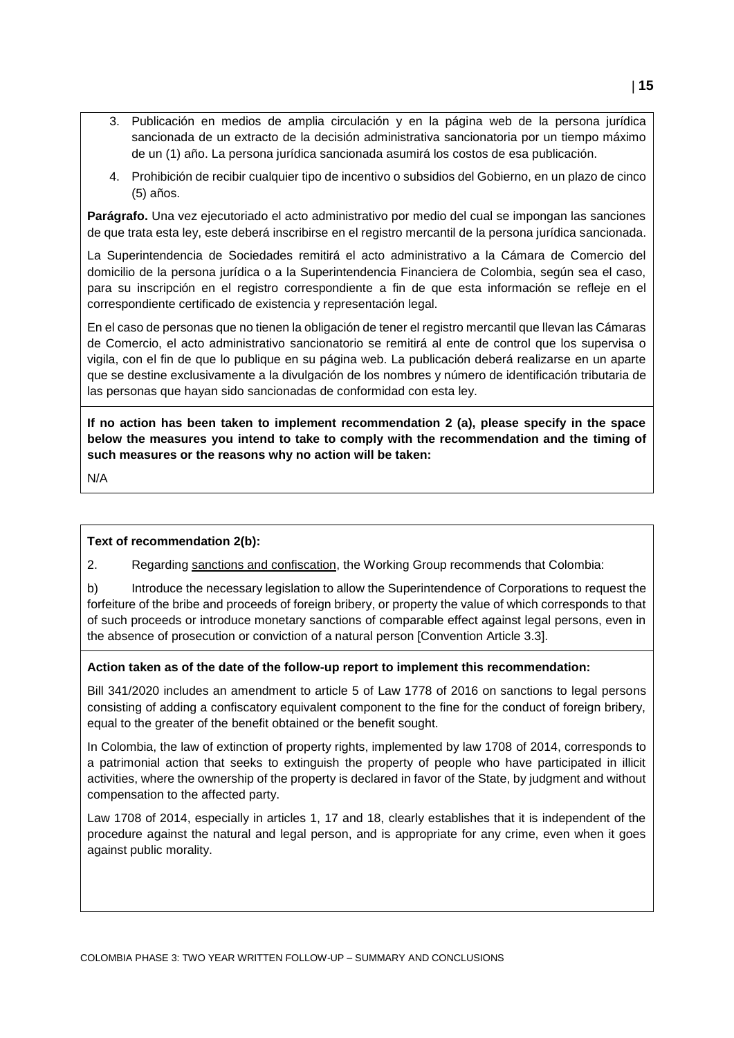3. Publicación en medios de amplia circulación y en la página web de la persona jurídica sancionada de un extracto de la decisión administrativa sancionatoria por un tiempo máximo de un (1) año. La persona jurídica sancionada asumirá los costos de esa publicación.
4. Prohibición de recibir cualquier tipo de incentivo o subsidios del Gobierno, en un plazo de cinco (5) años.

**Parágrafo.** Una vez ejecutoriado el acto administrativo por medio del cual se impongan las sanciones de que trata esta ley, este deberá inscribirse en el registro mercantil de la persona jurídica sancionada.

La Superintendencia de Sociedades remitirá el acto administrativo a la Cámara de Comercio del domicilio de la persona jurídica o a la Superintendencia Financiera de Colombia, según sea el caso, para su inscripción en el registro correspondiente a fin de que esta información se refleje en el correspondiente certificado de existencia y representación legal.

En el caso de personas que no tienen la obligación de tener el registro mercantil que llevan las Cámaras de Comercio, el acto administrativo sancionatorio se remitirá al ente de control que los supervisa o vigila, con el fin de que lo publique en su página web. La publicación deberá realizarse en un aparte que se destine exclusivamente a la divulgación de los nombres y número de identificación tributaria de las personas que hayan sido sancionadas de conformidad con esta ley.

**If no action has been taken to implement recommendation 2 (a), please specify in the space below the measures you intend to take to comply with the recommendation and the timing of such measures or the reasons why no action will be taken:**

N/A

**Text of recommendation 2(b):**

2. Regarding sanctions and confiscation, the Working Group recommends that Colombia:

b) Introduce the necessary legislation to allow the Superintendence of Corporations to request the forfeiture of the bribe and proceeds of foreign bribery, or property the value of which corresponds to that of such proceeds or introduce monetary sanctions of comparable effect against legal persons, even in the absence of prosecution or conviction of a natural person [Convention Article 3.3].

**Action taken as of the date of the follow-up report to implement this recommendation:**

Bill 341/2020 includes an amendment to article 5 of Law 1778 of 2016 on sanctions to legal persons consisting of adding a confiscatory equivalent component to the fine for the conduct of foreign bribery, equal to the greater of the benefit obtained or the benefit sought.

In Colombia, the law of extinction of property rights, implemented by law 1708 of 2014, corresponds to a patrimonial action that seeks to extinguish the property of people who have participated in illicit activities, where the ownership of the property is declared in favor of the State, by judgment and without compensation to the affected party.

Law 1708 of 2014, especially in articles 1, 17 and 18, clearly establishes that it is independent of the procedure against the natural and legal person, and is appropriate for any crime, even when it goes against public morality.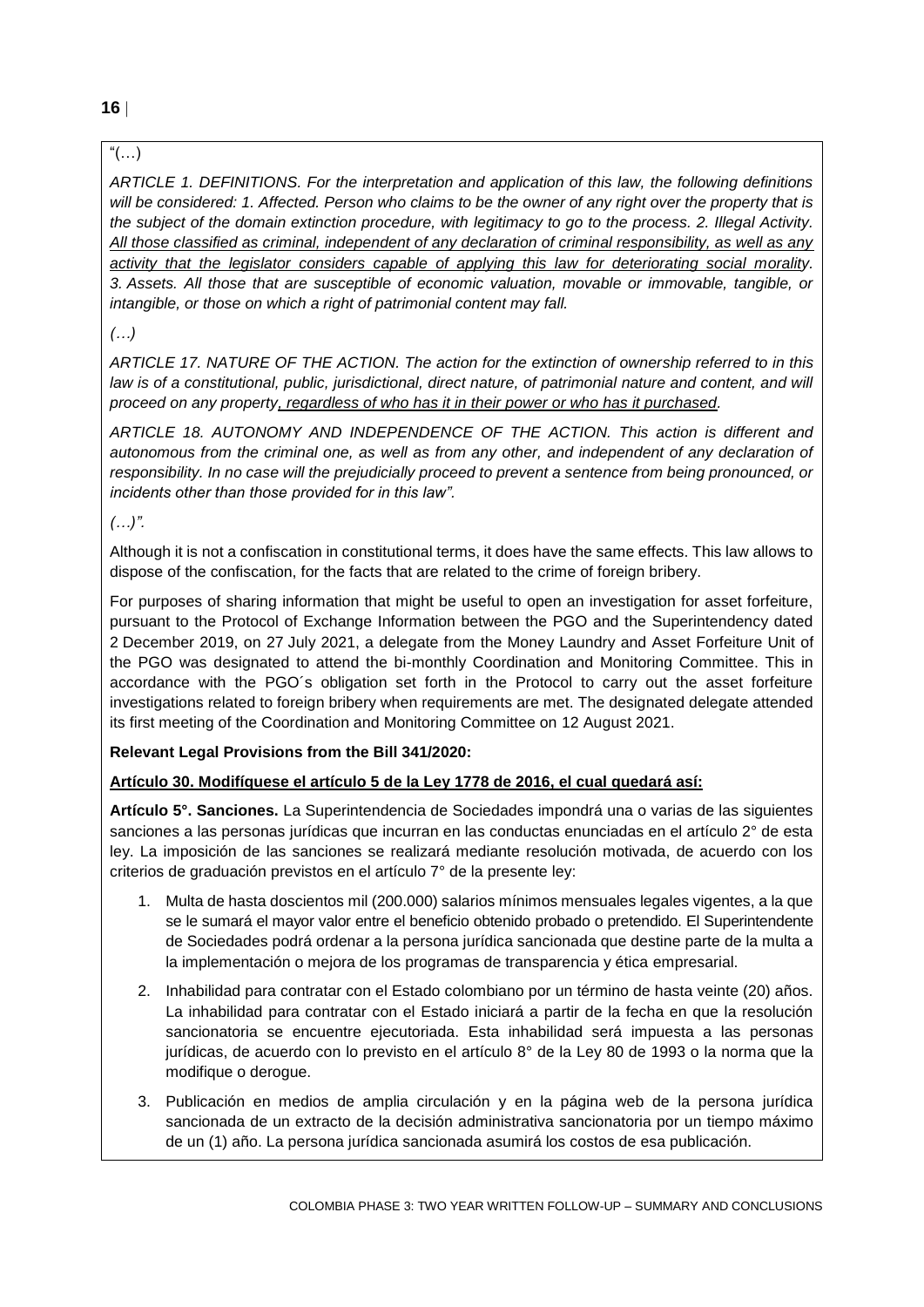"(…)

*ARTICLE 1. DEFINITIONS. For the interpretation and application of this law, the following definitions will be considered: 1. Affected. Person who claims to be the owner of any right over the property that is the subject of the domain extinction procedure, with legitimacy to go to the process. 2. Illegal Activity. <u>All those classified as criminal, independent of any declaration of criminal responsibility, as well as any activity that the legislator considers capable of applying this law for deteriorating social morality.</u> 3. Assets. All those that are susceptible of economic valuation, movable or immovable, tangible, or intangible, or those on which a right of patrimonial content may fall.*

*(…)*

*ARTICLE 17. NATURE OF THE ACTION. The action for the extinction of ownership referred to in this law is of a constitutional, public, jurisdictional, direct nature, of patrimonial nature and content, and will proceed on any property<u>, regardless of who has it in their power or who has it purchased</u>.*

*ARTICLE 18. AUTONOMY AND INDEPENDENCE OF THE ACTION. This action is different and autonomous from the criminal one, as well as from any other, and independent of any declaration of responsibility. In no case will the prejudicially proceed to prevent a sentence from being pronounced, or incidents other than those provided for in this law".*

*(…)".*

Although it is not a confiscation in constitutional terms, it does have the same effects. This law allows to dispose of the confiscation, for the facts that are related to the crime of foreign bribery.

For purposes of sharing information that might be useful to open an investigation for asset forfeiture, pursuant to the Protocol of Exchange Information between the PGO and the Superintendency dated 2 December 2019, on 27 July 2021, a delegate from the Money Laundry and Asset Forfeiture Unit of the PGO was designated to attend the bi-monthly Coordination and Monitoring Committee. This in accordance with the PGO´s obligation set forth in the Protocol to carry out the asset forfeiture investigations related to foreign bribery when requirements are met. The designated delegate attended its first meeting of the Coordination and Monitoring Committee on 12 August 2021.

**Relevant Legal Provisions from the Bill 341/2020:**

**<u>Artículo 30. Modifíquese el artículo 5 de la Ley 1778 de 2016, el cual quedará así:</u>**

**Artículo 5°. Sanciones.** La Superintendencia de Sociedades impondrá una o varias de las siguientes sanciones a las personas jurídicas que incurran en las conductas enunciadas en el artículo 2° de esta ley. La imposición de las sanciones se realizará mediante resolución motivada, de acuerdo con los criterios de graduación previstos en el artículo 7° de la presente ley:

1. Multa de hasta doscientos mil (200.000) salarios mínimos mensuales legales vigentes, a la que se le sumará el mayor valor entre el beneficio obtenido probado o pretendido. El Superintendente de Sociedades podrá ordenar a la persona jurídica sancionada que destine parte de la multa a la implementación o mejora de los programas de transparencia y ética empresarial.
2. Inhabilidad para contratar con el Estado colombiano por un término de hasta veinte (20) años. La inhabilidad para contratar con el Estado iniciará a partir de la fecha en que la resolución sancionatoria se encuentre ejecutoriada. Esta inhabilidad será impuesta a las personas jurídicas, de acuerdo con lo previsto en el artículo 8° de la Ley 80 de 1993 o la norma que la modifique o derogue.
3. Publicación en medios de amplia circulación y en la página web de la persona jurídica sancionada de un extracto de la decisión administrativa sancionatoria por un tiempo máximo de un (1) año. La persona jurídica sancionada asumirá los costos de esa publicación.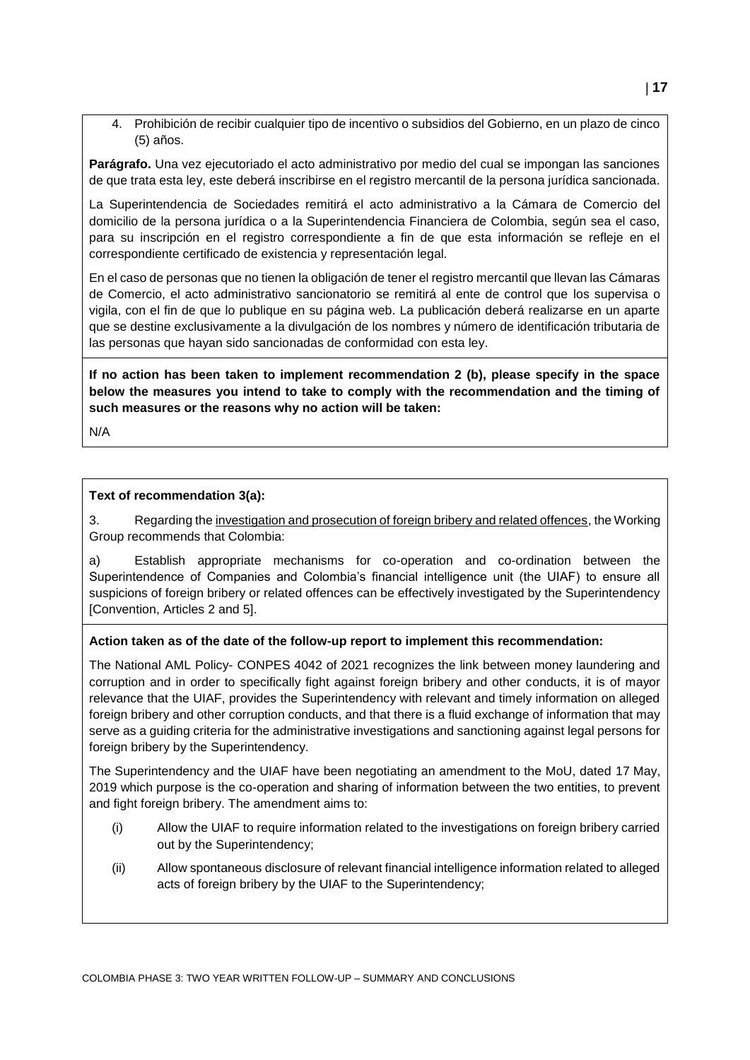4. Prohibición de recibir cualquier tipo de incentivo o subsidios del Gobierno, en un plazo de cinco (5) años.

**Parágrafo.** Una vez ejecutoriado el acto administrativo por medio del cual se impongan las sanciones de que trata esta ley, este deberá inscribirse en el registro mercantil de la persona jurídica sancionada.

La Superintendencia de Sociedades remitirá el acto administrativo a la Cámara de Comercio del domicilio de la persona jurídica o a la Superintendencia Financiera de Colombia, según sea el caso, para su inscripción en el registro correspondiente a fin de que esta información se refleje en el correspondiente certificado de existencia y representación legal.

En el caso de personas que no tienen la obligación de tener el registro mercantil que llevan las Cámaras de Comercio, el acto administrativo sancionatorio se remitirá al ente de control que los supervisa o vigila, con el fin de que lo publique en su página web. La publicación deberá realizarse en un aparte que se destine exclusivamente a la divulgación de los nombres y número de identificación tributaria de las personas que hayan sido sancionadas de conformidad con esta ley.

**If no action has been taken to implement recommendation 2 (b), please specify in the space below the measures you intend to take to comply with the recommendation and the timing of such measures or the reasons why no action will be taken:**

N/A

**Text of recommendation 3(a):**

3. Regarding the investigation and prosecution of foreign bribery and related offences, the Working Group recommends that Colombia:

a) Establish appropriate mechanisms for co-operation and co-ordination between the Superintendence of Companies and Colombia's financial intelligence unit (the UIAF) to ensure all suspicions of foreign bribery or related offences can be effectively investigated by the Superintendency [Convention, Articles 2 and 5].

**Action taken as of the date of the follow-up report to implement this recommendation:**

The National AML Policy- CONPES 4042 of 2021 recognizes the link between money laundering and corruption and in order to specifically fight against foreign bribery and other conducts, it is of mayor relevance that the UIAF, provides the Superintendency with relevant and timely information on alleged foreign bribery and other corruption conducts, and that there is a fluid exchange of information that may serve as a guiding criteria for the administrative investigations and sanctioning against legal persons for foreign bribery by the Superintendency.

The Superintendency and the UIAF have been negotiating an amendment to the MoU, dated 17 May, 2019 which purpose is the co-operation and sharing of information between the two entities, to prevent and fight foreign bribery. The amendment aims to:

(i) Allow the UIAF to require information related to the investigations on foreign bribery carried out by the Superintendency;

(ii) Allow spontaneous disclosure of relevant financial intelligence information related to alleged acts of foreign bribery by the UIAF to the Superintendency;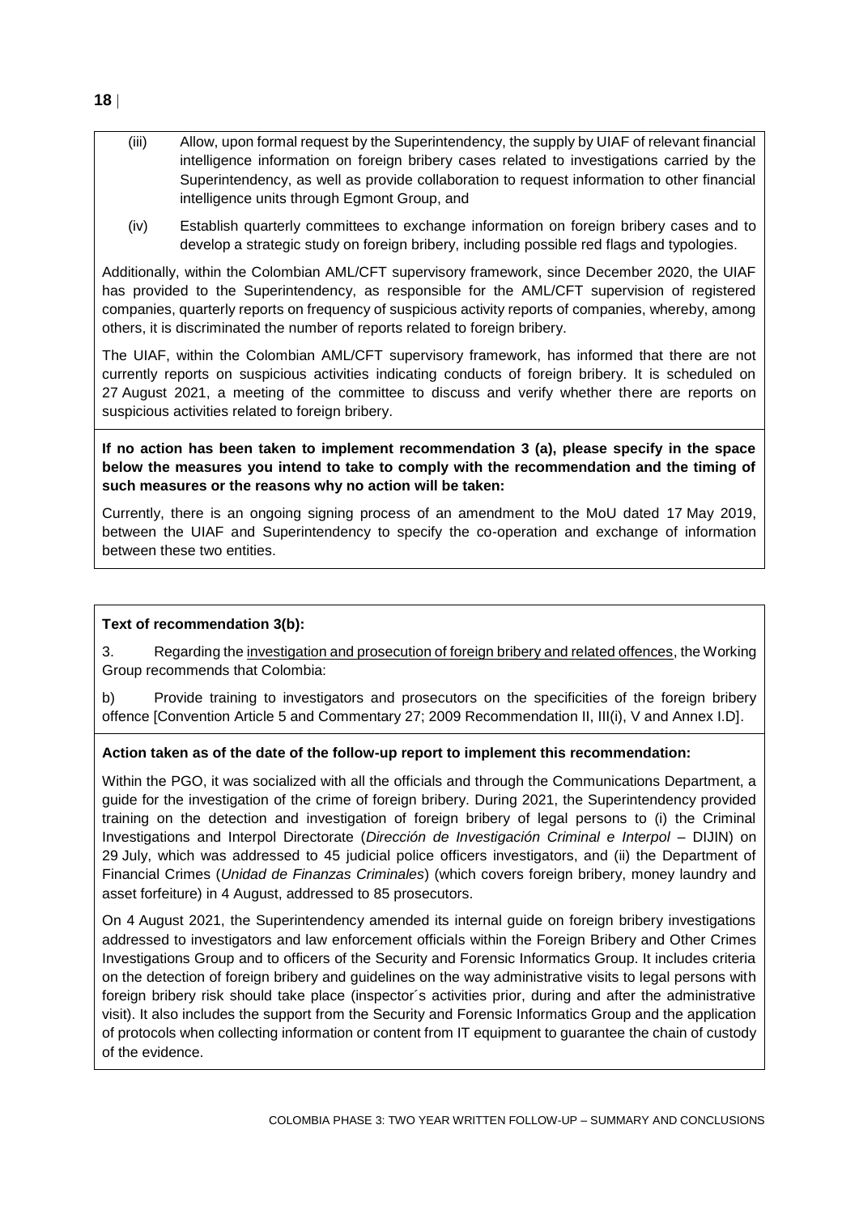(iii) Allow, upon formal request by the Superintendency, the supply by UIAF of relevant financial intelligence information on foreign bribery cases related to investigations carried by the Superintendency, as well as provide collaboration to request information to other financial intelligence units through Egmont Group, and

(iv) Establish quarterly committees to exchange information on foreign bribery cases and to develop a strategic study on foreign bribery, including possible red flags and typologies.

Additionally, within the Colombian AML/CFT supervisory framework, since December 2020, the UIAF has provided to the Superintendency, as responsible for the AML/CFT supervision of registered companies, quarterly reports on frequency of suspicious activity reports of companies, whereby, among others, it is discriminated the number of reports related to foreign bribery.

The UIAF, within the Colombian AML/CFT supervisory framework, has informed that there are not currently reports on suspicious activities indicating conducts of foreign bribery. It is scheduled on 27 August 2021, a meeting of the committee to discuss and verify whether there are reports on suspicious activities related to foreign bribery.

**If no action has been taken to implement recommendation 3 (a), please specify in the space below the measures you intend to take to comply with the recommendation and the timing of such measures or the reasons why no action will be taken:**

Currently, there is an ongoing signing process of an amendment to the MoU dated 17 May 2019, between the UIAF and Superintendency to specify the co-operation and exchange of information between these two entities.

**Text of recommendation 3(b):**

3. Regarding the investigation and prosecution of foreign bribery and related offences, the Working Group recommends that Colombia:

b) Provide training to investigators and prosecutors on the specificities of the foreign bribery offence [Convention Article 5 and Commentary 27; 2009 Recommendation II, III(i), V and Annex I.D].

**Action taken as of the date of the follow-up report to implement this recommendation:**

Within the PGO, it was socialized with all the officials and through the Communications Department, a guide for the investigation of the crime of foreign bribery. During 2021, the Superintendency provided training on the detection and investigation of foreign bribery of legal persons to (i) the Criminal Investigations and Interpol Directorate (*Dirección de Investigación Criminal e Interpol* – DIJIN) on 29 July, which was addressed to 45 judicial police officers investigators, and (ii) the Department of Financial Crimes (*Unidad de Finanzas Criminales*) (which covers foreign bribery, money laundry and asset forfeiture) in 4 August, addressed to 85 prosecutors.

On 4 August 2021, the Superintendency amended its internal guide on foreign bribery investigations addressed to investigators and law enforcement officials within the Foreign Bribery and Other Crimes Investigations Group and to officers of the Security and Forensic Informatics Group. It includes criteria on the detection of foreign bribery and guidelines on the way administrative visits to legal persons with foreign bribery risk should take place (inspector´s activities prior, during and after the administrative visit). It also includes the support from the Security and Forensic Informatics Group and the application of protocols when collecting information or content from IT equipment to guarantee the chain of custody of the evidence.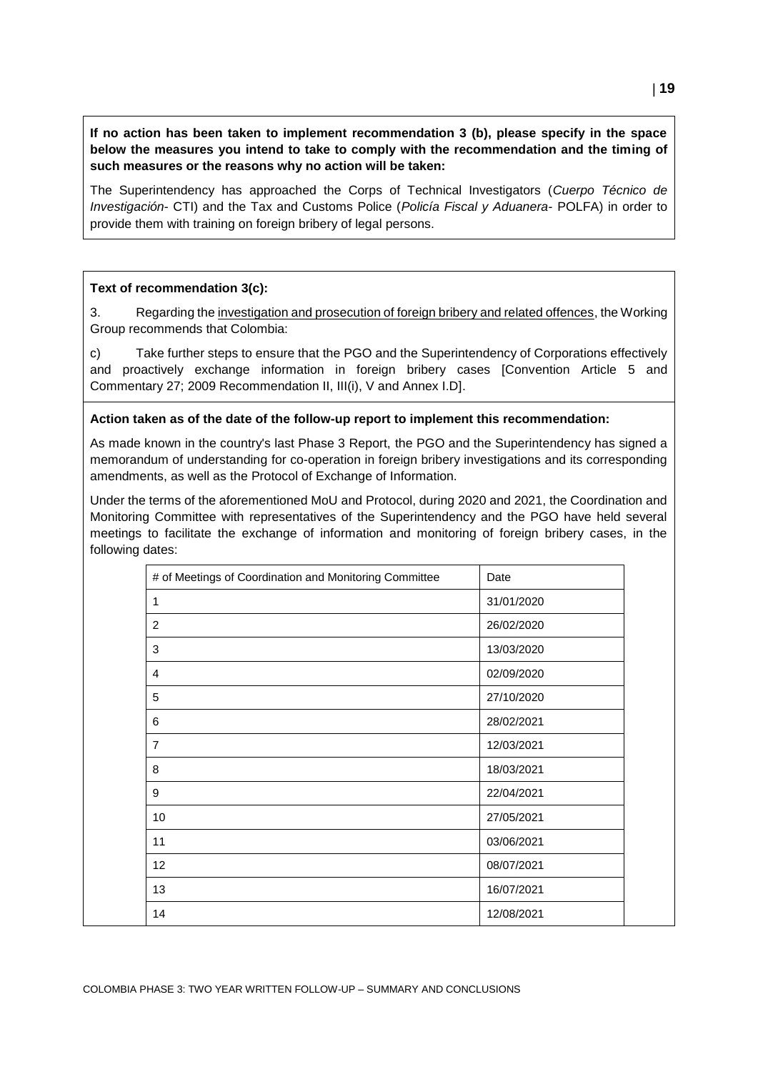**If no action has been taken to implement recommendation 3 (b), please specify in the space below the measures you intend to take to comply with the recommendation and the timing of such measures or the reasons why no action will be taken:**

The Superintendency has approached the Corps of Technical Investigators (*Cuerpo Técnico de Investigación*- CTI) and the Tax and Customs Police (*Policía Fiscal y Aduanera*- POLFA) in order to provide them with training on foreign bribery of legal persons.

**Text of recommendation 3(c):**

3. Regarding the investigation and prosecution of foreign bribery and related offences, the Working Group recommends that Colombia:

c) Take further steps to ensure that the PGO and the Superintendency of Corporations effectively and proactively exchange information in foreign bribery cases [Convention Article 5 and Commentary 27; 2009 Recommendation II, III(i), V and Annex I.D].

**Action taken as of the date of the follow-up report to implement this recommendation:**

As made known in the country's last Phase 3 Report, the PGO and the Superintendency has signed a memorandum of understanding for co-operation in foreign bribery investigations and its corresponding amendments, as well as the Protocol of Exchange of Information.

Under the terms of the aforementioned MoU and Protocol, during 2020 and 2021, the Coordination and Monitoring Committee with representatives of the Superintendency and the PGO have held several meetings to facilitate the exchange of information and monitoring of foreign bribery cases, in the following dates:

| # of Meetings of Coordination and Monitoring Committee | Date |
|---|---|
| 1 | 31/01/2020 |
| 2 | 26/02/2020 |
| 3 | 13/03/2020 |
| 4 | 02/09/2020 |
| 5 | 27/10/2020 |
| 6 | 28/02/2021 |
| 7 | 12/03/2021 |
| 8 | 18/03/2021 |
| 9 | 22/04/2021 |
| 10 | 27/05/2021 |
| 11 | 03/06/2021 |
| 12 | 08/07/2021 |
| 13 | 16/07/2021 |
| 14 | 12/08/2021 |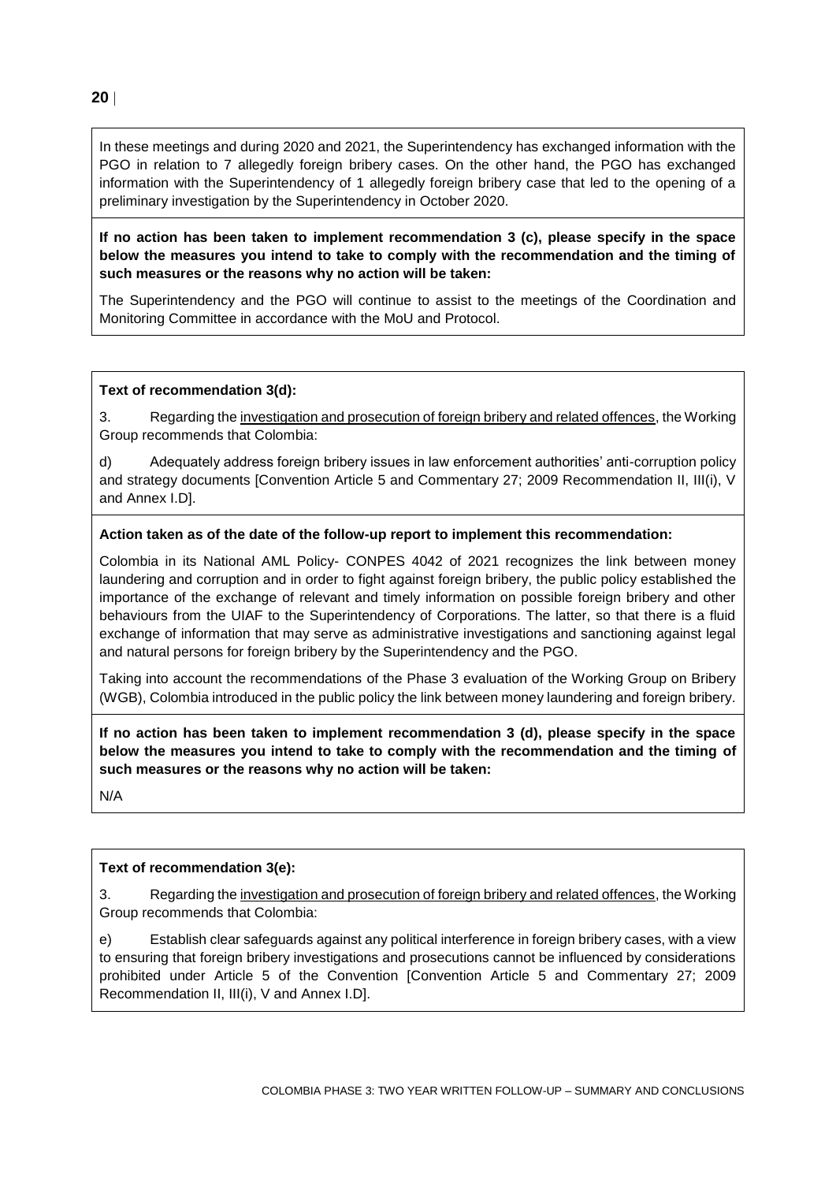In these meetings and during 2020 and 2021, the Superintendency has exchanged information with the PGO in relation to 7 allegedly foreign bribery cases. On the other hand, the PGO has exchanged information with the Superintendency of 1 allegedly foreign bribery case that led to the opening of a preliminary investigation by the Superintendency in October 2020.

**If no action has been taken to implement recommendation 3 (c), please specify in the space below the measures you intend to take to comply with the recommendation and the timing of such measures or the reasons why no action will be taken:**

The Superintendency and the PGO will continue to assist to the meetings of the Coordination and Monitoring Committee in accordance with the MoU and Protocol.

**Text of recommendation 3(d):**

3. Regarding the investigation and prosecution of foreign bribery and related offences, the Working Group recommends that Colombia:

d) Adequately address foreign bribery issues in law enforcement authorities' anti-corruption policy and strategy documents [Convention Article 5 and Commentary 27; 2009 Recommendation II, III(i), V and Annex I.D].

**Action taken as of the date of the follow-up report to implement this recommendation:**

Colombia in its National AML Policy- CONPES 4042 of 2021 recognizes the link between money laundering and corruption and in order to fight against foreign bribery, the public policy established the importance of the exchange of relevant and timely information on possible foreign bribery and other behaviours from the UIAF to the Superintendency of Corporations. The latter, so that there is a fluid exchange of information that may serve as administrative investigations and sanctioning against legal and natural persons for foreign bribery by the Superintendency and the PGO.

Taking into account the recommendations of the Phase 3 evaluation of the Working Group on Bribery (WGB), Colombia introduced in the public policy the link between money laundering and foreign bribery.

**If no action has been taken to implement recommendation 3 (d), please specify in the space below the measures you intend to take to comply with the recommendation and the timing of such measures or the reasons why no action will be taken:**

N/A

**Text of recommendation 3(e):**

3. Regarding the investigation and prosecution of foreign bribery and related offences, the Working Group recommends that Colombia:

e) Establish clear safeguards against any political interference in foreign bribery cases, with a view to ensuring that foreign bribery investigations and prosecutions cannot be influenced by considerations prohibited under Article 5 of the Convention [Convention Article 5 and Commentary 27; 2009 Recommendation II, III(i), V and Annex I.D].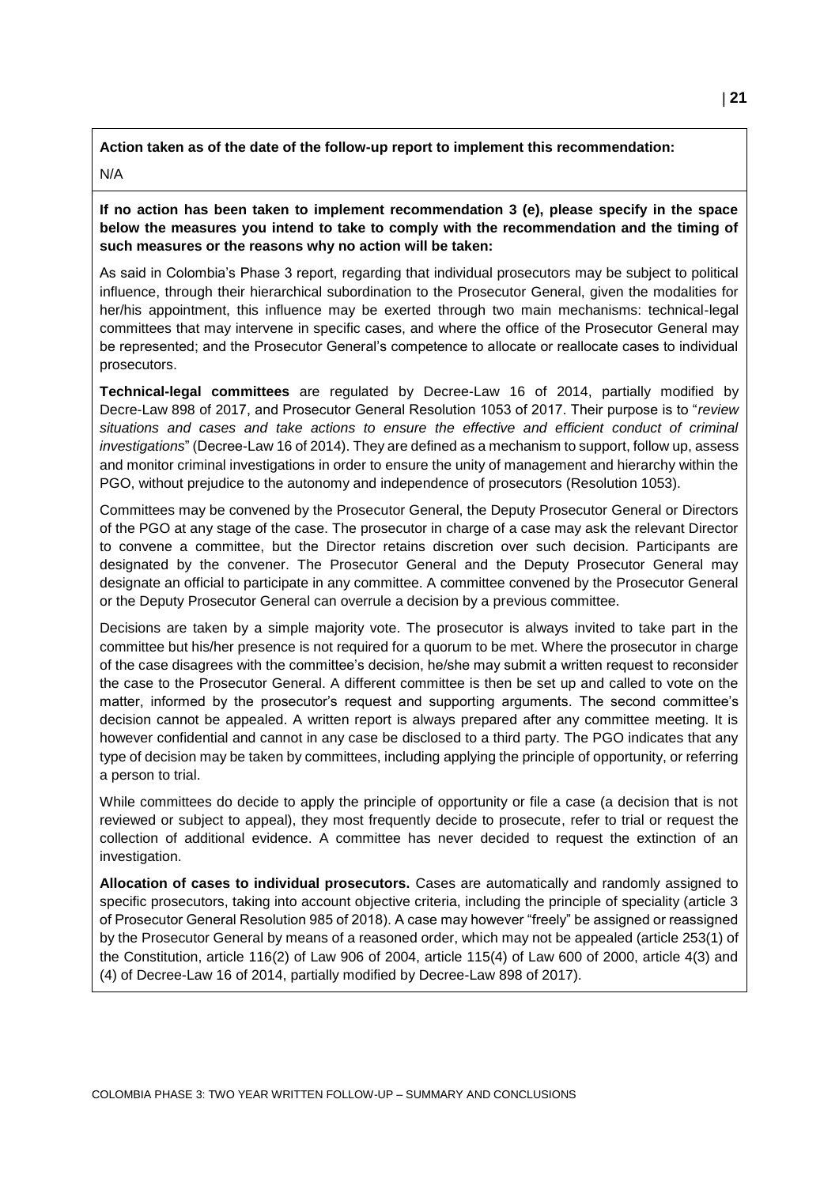**Action taken as of the date of the follow-up report to implement this recommendation:**

N/A

**If no action has been taken to implement recommendation 3 (e), please specify in the space below the measures you intend to take to comply with the recommendation and the timing of such measures or the reasons why no action will be taken:**

As said in Colombia's Phase 3 report, regarding that individual prosecutors may be subject to political influence, through their hierarchical subordination to the Prosecutor General, given the modalities for her/his appointment, this influence may be exerted through two main mechanisms: technical-legal committees that may intervene in specific cases, and where the office of the Prosecutor General may be represented; and the Prosecutor General's competence to allocate or reallocate cases to individual prosecutors.

**Technical-legal committees** are regulated by Decree-Law 16 of 2014, partially modified by Decre-Law 898 of 2017, and Prosecutor General Resolution 1053 of 2017. Their purpose is to "*review situations and cases and take actions to ensure the effective and efficient conduct of criminal investigations*" (Decree-Law 16 of 2014). They are defined as a mechanism to support, follow up, assess and monitor criminal investigations in order to ensure the unity of management and hierarchy within the PGO, without prejudice to the autonomy and independence of prosecutors (Resolution 1053).

Committees may be convened by the Prosecutor General, the Deputy Prosecutor General or Directors of the PGO at any stage of the case. The prosecutor in charge of a case may ask the relevant Director to convene a committee, but the Director retains discretion over such decision. Participants are designated by the convener. The Prosecutor General and the Deputy Prosecutor General may designate an official to participate in any committee. A committee convened by the Prosecutor General or the Deputy Prosecutor General can overrule a decision by a previous committee.

Decisions are taken by a simple majority vote. The prosecutor is always invited to take part in the committee but his/her presence is not required for a quorum to be met. Where the prosecutor in charge of the case disagrees with the committee's decision, he/she may submit a written request to reconsider the case to the Prosecutor General. A different committee is then be set up and called to vote on the matter, informed by the prosecutor's request and supporting arguments. The second committee's decision cannot be appealed. A written report is always prepared after any committee meeting. It is however confidential and cannot in any case be disclosed to a third party. The PGO indicates that any type of decision may be taken by committees, including applying the principle of opportunity, or referring a person to trial.

While committees do decide to apply the principle of opportunity or file a case (a decision that is not reviewed or subject to appeal), they most frequently decide to prosecute, refer to trial or request the collection of additional evidence. A committee has never decided to request the extinction of an investigation.

**Allocation of cases to individual prosecutors.** Cases are automatically and randomly assigned to specific prosecutors, taking into account objective criteria, including the principle of speciality (article 3 of Prosecutor General Resolution 985 of 2018). A case may however "freely" be assigned or reassigned by the Prosecutor General by means of a reasoned order, which may not be appealed (article 253(1) of the Constitution, article 116(2) of Law 906 of 2004, article 115(4) of Law 600 of 2000, article 4(3) and (4) of Decree-Law 16 of 2014, partially modified by Decree-Law 898 of 2017).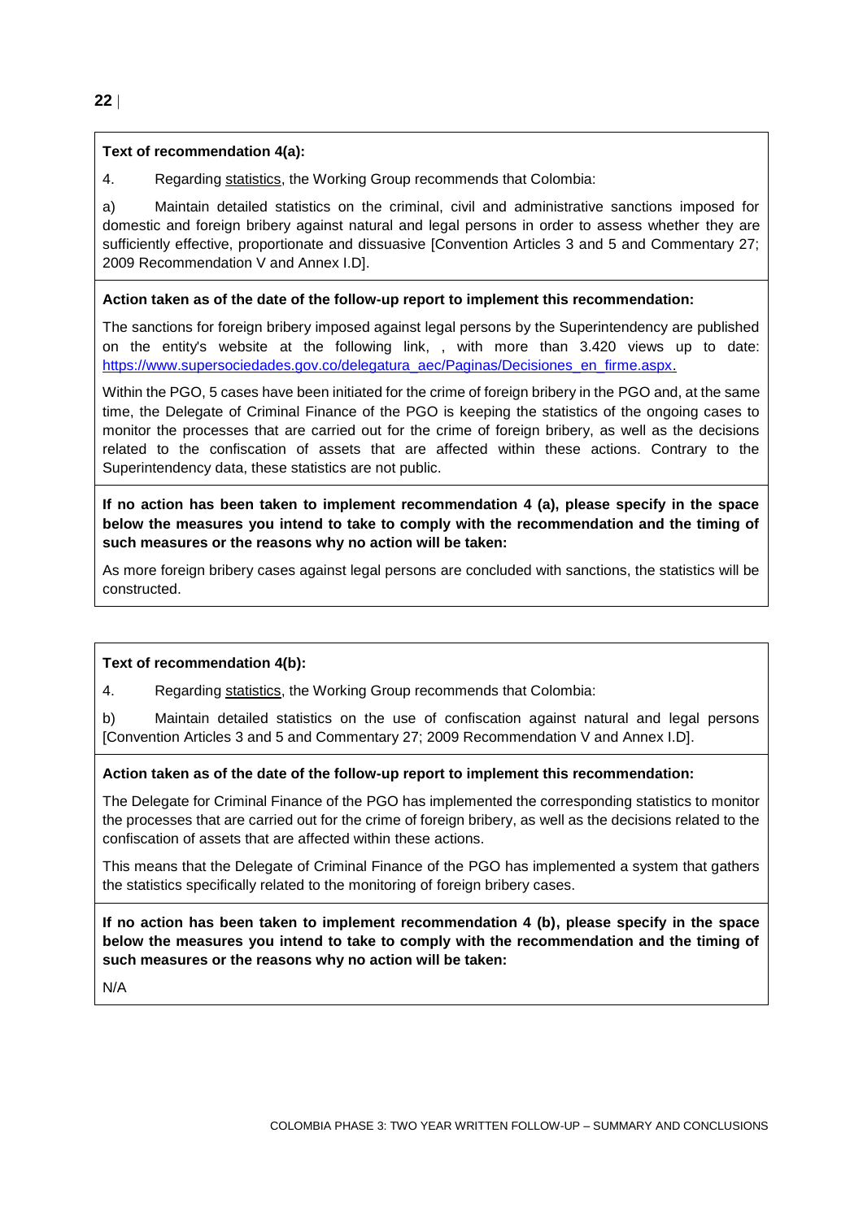**Text of recommendation 4(a):**

4. Regarding statistics, the Working Group recommends that Colombia:

a) Maintain detailed statistics on the criminal, civil and administrative sanctions imposed for domestic and foreign bribery against natural and legal persons in order to assess whether they are sufficiently effective, proportionate and dissuasive [Convention Articles 3 and 5 and Commentary 27; 2009 Recommendation V and Annex I.D].

**Action taken as of the date of the follow-up report to implement this recommendation:**

The sanctions for foreign bribery imposed against legal persons by the Superintendency are published on the entity's website at the following link, , with more than 3.420 views up to date: https://www.supersociedades.gov.co/delegatura_aec/Paginas/Decisiones_en_firme.aspx.

Within the PGO, 5 cases have been initiated for the crime of foreign bribery in the PGO and, at the same time, the Delegate of Criminal Finance of the PGO is keeping the statistics of the ongoing cases to monitor the processes that are carried out for the crime of foreign bribery, as well as the decisions related to the confiscation of assets that are affected within these actions. Contrary to the Superintendency data, these statistics are not public.

**If no action has been taken to implement recommendation 4 (a), please specify in the space below the measures you intend to take to comply with the recommendation and the timing of such measures or the reasons why no action will be taken:**

As more foreign bribery cases against legal persons are concluded with sanctions, the statistics will be constructed.

**Text of recommendation 4(b):**

4. Regarding statistics, the Working Group recommends that Colombia:

b) Maintain detailed statistics on the use of confiscation against natural and legal persons [Convention Articles 3 and 5 and Commentary 27; 2009 Recommendation V and Annex I.D].

**Action taken as of the date of the follow-up report to implement this recommendation:**

The Delegate for Criminal Finance of the PGO has implemented the corresponding statistics to monitor the processes that are carried out for the crime of foreign bribery, as well as the decisions related to the confiscation of assets that are affected within these actions.

This means that the Delegate of Criminal Finance of the PGO has implemented a system that gathers the statistics specifically related to the monitoring of foreign bribery cases.

**If no action has been taken to implement recommendation 4 (b), please specify in the space below the measures you intend to take to comply with the recommendation and the timing of such measures or the reasons why no action will be taken:**

N/A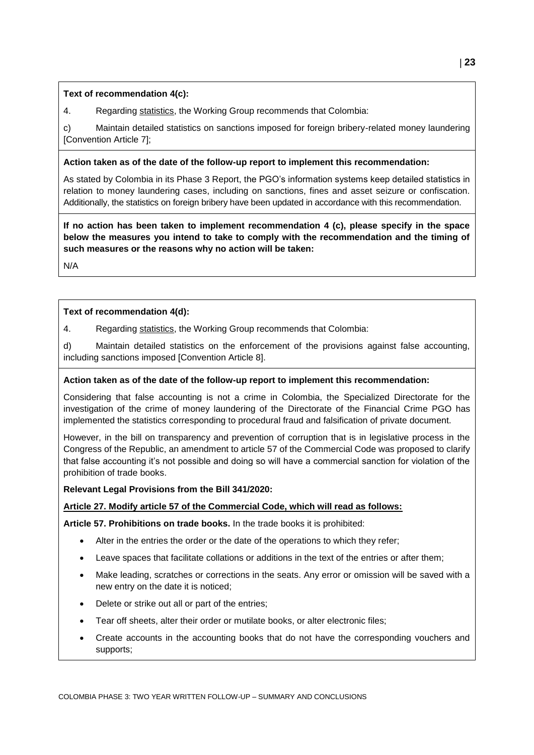**Text of recommendation 4(c):**

4. Regarding statistics, the Working Group recommends that Colombia:

c) Maintain detailed statistics on sanctions imposed for foreign bribery-related money laundering [Convention Article 7];

**Action taken as of the date of the follow-up report to implement this recommendation:**

As stated by Colombia in its Phase 3 Report, the PGO's information systems keep detailed statistics in relation to money laundering cases, including on sanctions, fines and asset seizure or confiscation. Additionally, the statistics on foreign bribery have been updated in accordance with this recommendation.

**If no action has been taken to implement recommendation 4 (c), please specify in the space below the measures you intend to take to comply with the recommendation and the timing of such measures or the reasons why no action will be taken:**

N/A

**Text of recommendation 4(d):**

4. Regarding statistics, the Working Group recommends that Colombia:

d) Maintain detailed statistics on the enforcement of the provisions against false accounting, including sanctions imposed [Convention Article 8].

**Action taken as of the date of the follow-up report to implement this recommendation:**

Considering that false accounting is not a crime in Colombia, the Specialized Directorate for the investigation of the crime of money laundering of the Directorate of the Financial Crime PGO has implemented the statistics corresponding to procedural fraud and falsification of private document.

However, in the bill on transparency and prevention of corruption that is in legislative process in the Congress of the Republic, an amendment to article 57 of the Commercial Code was proposed to clarify that false accounting it's not possible and doing so will have a commercial sanction for violation of the prohibition of trade books.

**Relevant Legal Provisions from the Bill 341/2020:**

**Article 27. Modify article 57 of the Commercial Code, which will read as follows:**

**Article 57. Prohibitions on trade books.** In the trade books it is prohibited:

- Alter in the entries the order or the date of the operations to which they refer;
- Leave spaces that facilitate collations or additions in the text of the entries or after them;
- Make leading, scratches or corrections in the seats. Any error or omission will be saved with a new entry on the date it is noticed;
- Delete or strike out all or part of the entries;
- Tear off sheets, alter their order or mutilate books, or alter electronic files;
- Create accounts in the accounting books that do not have the corresponding vouchers and supports;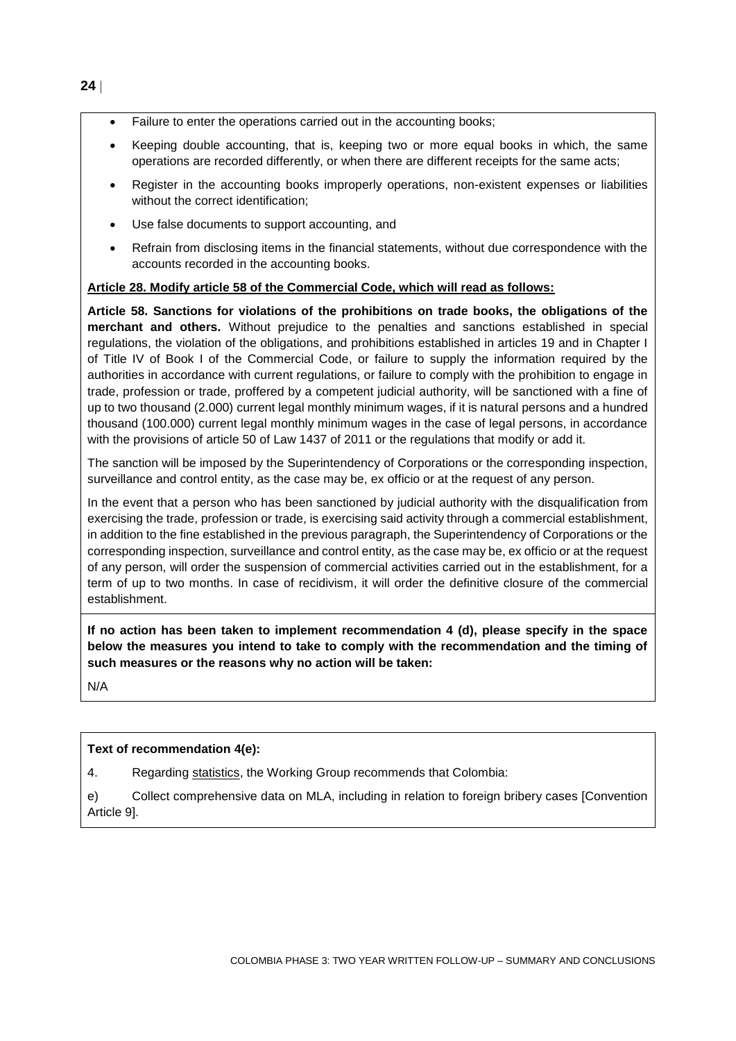- Failure to enter the operations carried out in the accounting books;
- Keeping double accounting, that is, keeping two or more equal books in which, the same operations are recorded differently, or when there are different receipts for the same acts;
- Register in the accounting books improperly operations, non-existent expenses or liabilities without the correct identification;
- Use false documents to support accounting, and
- Refrain from disclosing items in the financial statements, without due correspondence with the accounts recorded in the accounting books.

**Article 28. Modify article 58 of the Commercial Code, which will read as follows:**

**Article 58. Sanctions for violations of the prohibitions on trade books, the obligations of the merchant and others.** Without prejudice to the penalties and sanctions established in special regulations, the violation of the obligations, and prohibitions established in articles 19 and in Chapter I of Title IV of Book I of the Commercial Code, or failure to supply the information required by the authorities in accordance with current regulations, or failure to comply with the prohibition to engage in trade, profession or trade, proffered by a competent judicial authority, will be sanctioned with a fine of up to two thousand (2.000) current legal monthly minimum wages, if it is natural persons and a hundred thousand (100.000) current legal monthly minimum wages in the case of legal persons, in accordance with the provisions of article 50 of Law 1437 of 2011 or the regulations that modify or add it.

The sanction will be imposed by the Superintendency of Corporations or the corresponding inspection, surveillance and control entity, as the case may be, ex officio or at the request of any person.

In the event that a person who has been sanctioned by judicial authority with the disqualification from exercising the trade, profession or trade, is exercising said activity through a commercial establishment, in addition to the fine established in the previous paragraph, the Superintendency of Corporations or the corresponding inspection, surveillance and control entity, as the case may be, ex officio or at the request of any person, will order the suspension of commercial activities carried out in the establishment, for a term of up to two months. In case of recidivism, it will order the definitive closure of the commercial establishment.

**If no action has been taken to implement recommendation 4 (d), please specify in the space below the measures you intend to take to comply with the recommendation and the timing of such measures or the reasons why no action will be taken:**

N/A

**Text of recommendation 4(e):**

4. Regarding statistics, the Working Group recommends that Colombia:

e) Collect comprehensive data on MLA, including in relation to foreign bribery cases [Convention Article 9].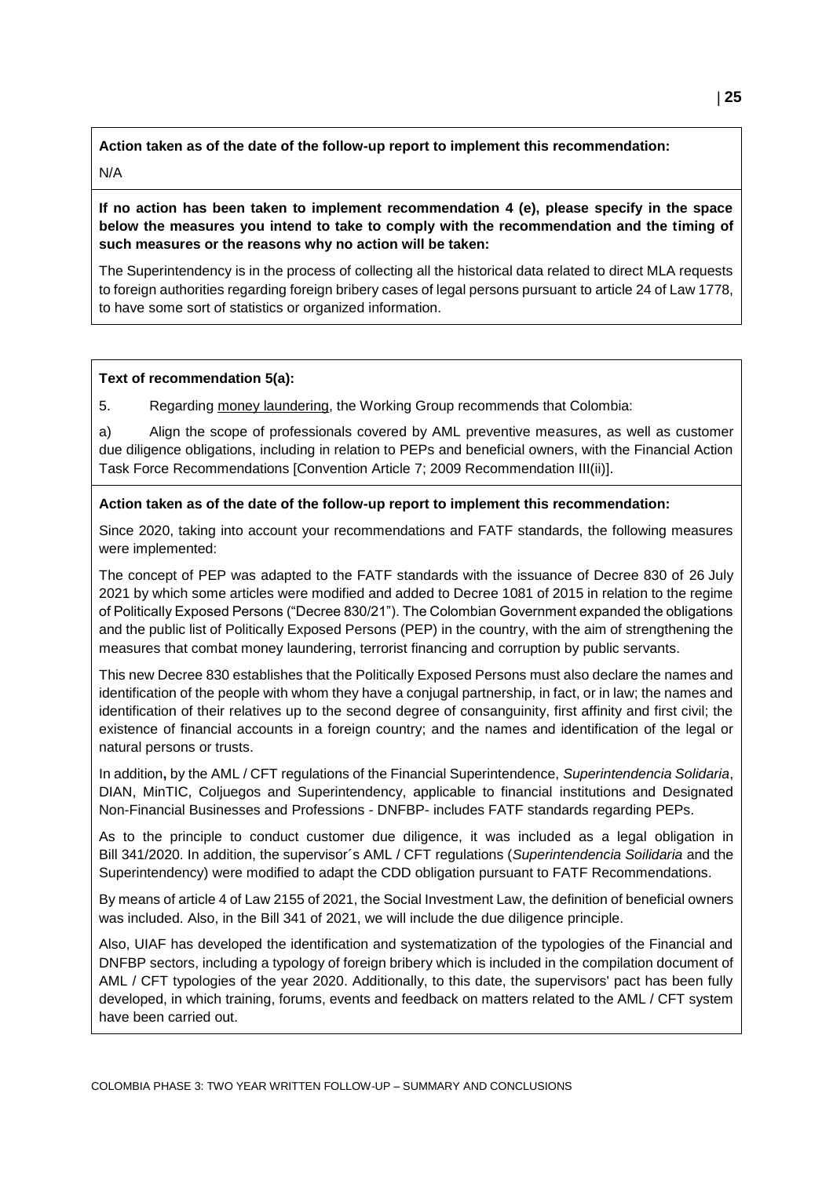**Action taken as of the date of the follow-up report to implement this recommendation:**

N/A

**If no action has been taken to implement recommendation 4 (e), please specify in the space below the measures you intend to take to comply with the recommendation and the timing of such measures or the reasons why no action will be taken:**

The Superintendency is in the process of collecting all the historical data related to direct MLA requests to foreign authorities regarding foreign bribery cases of legal persons pursuant to article 24 of Law 1778, to have some sort of statistics or organized information.

**Text of recommendation 5(a):**

5. Regarding money laundering, the Working Group recommends that Colombia:

a) Align the scope of professionals covered by AML preventive measures, as well as customer due diligence obligations, including in relation to PEPs and beneficial owners, with the Financial Action Task Force Recommendations [Convention Article 7; 2009 Recommendation III(ii)].

**Action taken as of the date of the follow-up report to implement this recommendation:**

Since 2020, taking into account your recommendations and FATF standards, the following measures were implemented:

The concept of PEP was adapted to the FATF standards with the issuance of Decree 830 of 26 July 2021 by which some articles were modified and added to Decree 1081 of 2015 in relation to the regime of Politically Exposed Persons ("Decree 830/21"). The Colombian Government expanded the obligations and the public list of Politically Exposed Persons (PEP) in the country, with the aim of strengthening the measures that combat money laundering, terrorist financing and corruption by public servants.

This new Decree 830 establishes that the Politically Exposed Persons must also declare the names and identification of the people with whom they have a conjugal partnership, in fact, or in law; the names and identification of their relatives up to the second degree of consanguinity, first affinity and first civil; the existence of financial accounts in a foreign country; and the names and identification of the legal or natural persons or trusts.

In addition**,** by the AML / CFT regulations of the Financial Superintendence, *Superintendencia Solidaria*, DIAN, MinTIC, Coljuegos and Superintendency, applicable to financial institutions and Designated Non-Financial Businesses and Professions - DNFBP- includes FATF standards regarding PEPs.

As to the principle to conduct customer due diligence, it was included as a legal obligation in Bill 341/2020. In addition, the supervisor´s AML / CFT regulations (*Superintendencia Soilidaria* and the Superintendency) were modified to adapt the CDD obligation pursuant to FATF Recommendations.

By means of article 4 of Law 2155 of 2021, the Social Investment Law, the definition of beneficial owners was included. Also, in the Bill 341 of 2021, we will include the due diligence principle.

Also, UIAF has developed the identification and systematization of the typologies of the Financial and DNFBP sectors, including a typology of foreign bribery which is included in the compilation document of AML / CFT typologies of the year 2020. Additionally, to this date, the supervisors' pact has been fully developed, in which training, forums, events and feedback on matters related to the AML / CFT system have been carried out.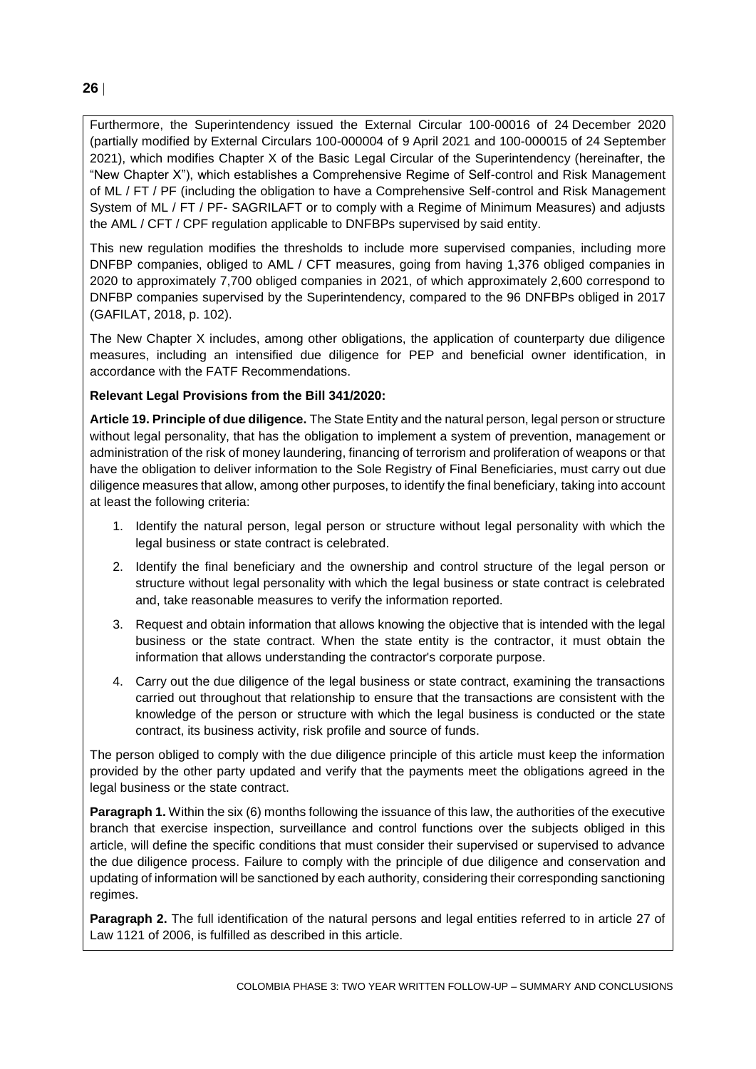Furthermore, the Superintendency issued the External Circular 100-00016 of 24 December 2020 (partially modified by External Circulars 100-000004 of 9 April 2021 and 100-000015 of 24 September 2021), which modifies Chapter X of the Basic Legal Circular of the Superintendency (hereinafter, the "New Chapter X"), which establishes a Comprehensive Regime of Self-control and Risk Management of ML / FT / PF (including the obligation to have a Comprehensive Self-control and Risk Management System of ML / FT / PF- SAGRILAFT or to comply with a Regime of Minimum Measures) and adjusts the AML / CFT / CPF regulation applicable to DNFBPs supervised by said entity.

This new regulation modifies the thresholds to include more supervised companies, including more DNFBP companies, obliged to AML / CFT measures, going from having 1,376 obliged companies in 2020 to approximately 7,700 obliged companies in 2021, of which approximately 2,600 correspond to DNFBP companies supervised by the Superintendency, compared to the 96 DNFBPs obliged in 2017 (GAFILAT, 2018, p. 102).

The New Chapter X includes, among other obligations, the application of counterparty due diligence measures, including an intensified due diligence for PEP and beneficial owner identification, in accordance with the FATF Recommendations.

**Relevant Legal Provisions from the Bill 341/2020:**

**Article 19. Principle of due diligence.** The State Entity and the natural person, legal person or structure without legal personality, that has the obligation to implement a system of prevention, management or administration of the risk of money laundering, financing of terrorism and proliferation of weapons or that have the obligation to deliver information to the Sole Registry of Final Beneficiaries, must carry out due diligence measures that allow, among other purposes, to identify the final beneficiary, taking into account at least the following criteria:

1. Identify the natural person, legal person or structure without legal personality with which the legal business or state contract is celebrated.
2. Identify the final beneficiary and the ownership and control structure of the legal person or structure without legal personality with which the legal business or state contract is celebrated and, take reasonable measures to verify the information reported.
3. Request and obtain information that allows knowing the objective that is intended with the legal business or the state contract. When the state entity is the contractor, it must obtain the information that allows understanding the contractor's corporate purpose.
4. Carry out the due diligence of the legal business or state contract, examining the transactions carried out throughout that relationship to ensure that the transactions are consistent with the knowledge of the person or structure with which the legal business is conducted or the state contract, its business activity, risk profile and source of funds.

The person obliged to comply with the due diligence principle of this article must keep the information provided by the other party updated and verify that the payments meet the obligations agreed in the legal business or the state contract.

**Paragraph 1.** Within the six (6) months following the issuance of this law, the authorities of the executive branch that exercise inspection, surveillance and control functions over the subjects obliged in this article, will define the specific conditions that must consider their supervised or supervised to advance the due diligence process. Failure to comply with the principle of due diligence and conservation and updating of information will be sanctioned by each authority, considering their corresponding sanctioning regimes.

**Paragraph 2.** The full identification of the natural persons and legal entities referred to in article 27 of Law 1121 of 2006, is fulfilled as described in this article.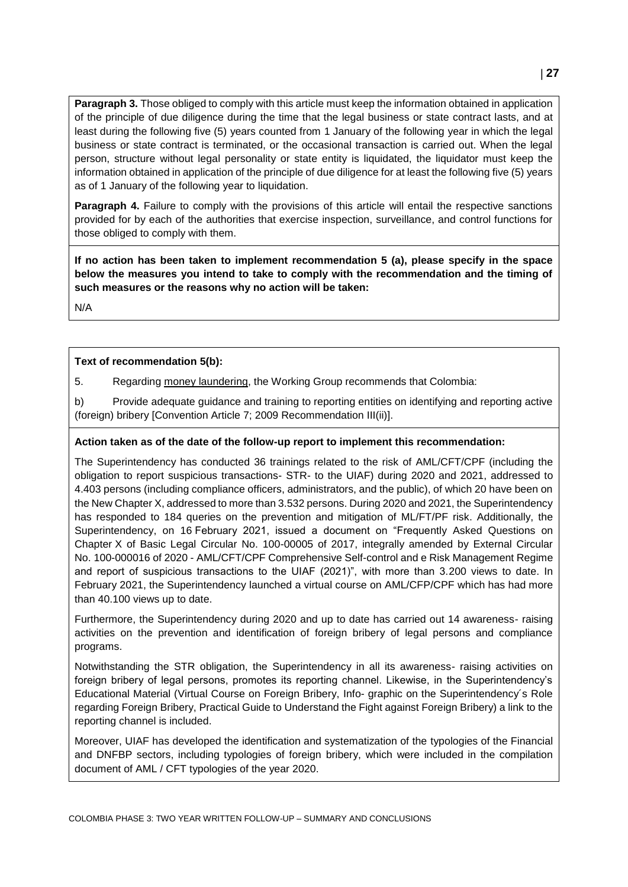**Paragraph 3.** Those obliged to comply with this article must keep the information obtained in application of the principle of due diligence during the time that the legal business or state contract lasts, and at least during the following five (5) years counted from 1 January of the following year in which the legal business or state contract is terminated, or the occasional transaction is carried out. When the legal person, structure without legal personality or state entity is liquidated, the liquidator must keep the information obtained in application of the principle of due diligence for at least the following five (5) years as of 1 January of the following year to liquidation.

**Paragraph 4.** Failure to comply with the provisions of this article will entail the respective sanctions provided for by each of the authorities that exercise inspection, surveillance, and control functions for those obliged to comply with them.

**If no action has been taken to implement recommendation 5 (a), please specify in the space below the measures you intend to take to comply with the recommendation and the timing of such measures or the reasons why no action will be taken:**

N/A

**Text of recommendation 5(b):**

5. Regarding money laundering, the Working Group recommends that Colombia:

b) Provide adequate guidance and training to reporting entities on identifying and reporting active (foreign) bribery [Convention Article 7; 2009 Recommendation III(ii)].

**Action taken as of the date of the follow-up report to implement this recommendation:**

The Superintendency has conducted 36 trainings related to the risk of AML/CFT/CPF (including the obligation to report suspicious transactions- STR- to the UIAF) during 2020 and 2021, addressed to 4.403 persons (including compliance officers, administrators, and the public), of which 20 have been on the New Chapter X, addressed to more than 3.532 persons. During 2020 and 2021, the Superintendency has responded to 184 queries on the prevention and mitigation of ML/FT/PF risk. Additionally, the Superintendency, on 16 February 2021, issued a document on "Frequently Asked Questions on Chapter X of Basic Legal Circular No. 100-00005 of 2017, integrally amended by External Circular No. 100-000016 of 2020 - AML/CFT/CPF Comprehensive Self-control and e Risk Management Regime and report of suspicious transactions to the UIAF (2021)", with more than 3.200 views to date. In February 2021, the Superintendency launched a virtual course on AML/CFP/CPF which has had more than 40.100 views up to date.

Furthermore, the Superintendency during 2020 and up to date has carried out 14 awareness- raising activities on the prevention and identification of foreign bribery of legal persons and compliance programs.

Notwithstanding the STR obligation, the Superintendency in all its awareness- raising activities on foreign bribery of legal persons, promotes its reporting channel. Likewise, in the Superintendency's Educational Material (Virtual Course on Foreign Bribery, Info- graphic on the Superintendency´s Role regarding Foreign Bribery, Practical Guide to Understand the Fight against Foreign Bribery) a link to the reporting channel is included.

Moreover, UIAF has developed the identification and systematization of the typologies of the Financial and DNFBP sectors, including typologies of foreign bribery, which were included in the compilation document of AML / CFT typologies of the year 2020.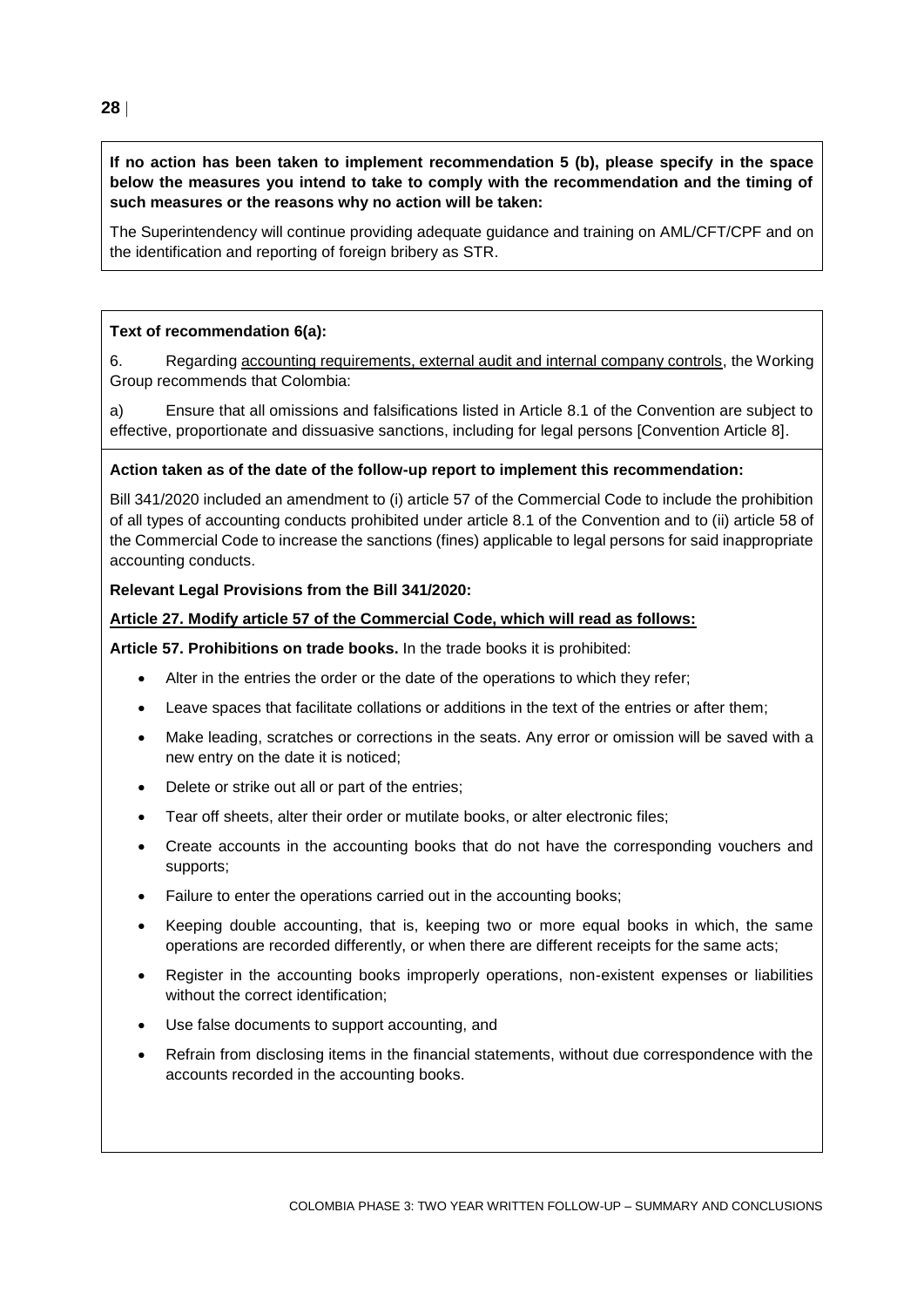**If no action has been taken to implement recommendation 5 (b), please specify in the space below the measures you intend to take to comply with the recommendation and the timing of such measures or the reasons why no action will be taken:**

The Superintendency will continue providing adequate guidance and training on AML/CFT/CPF and on the identification and reporting of foreign bribery as STR.

**Text of recommendation 6(a):**

6. Regarding accounting requirements, external audit and internal company controls, the Working Group recommends that Colombia:

a) Ensure that all omissions and falsifications listed in Article 8.1 of the Convention are subject to effective, proportionate and dissuasive sanctions, including for legal persons [Convention Article 8].

**Action taken as of the date of the follow-up report to implement this recommendation:**

Bill 341/2020 included an amendment to (i) article 57 of the Commercial Code to include the prohibition of all types of accounting conducts prohibited under article 8.1 of the Convention and to (ii) article 58 of the Commercial Code to increase the sanctions (fines) applicable to legal persons for said inappropriate accounting conducts.

**Relevant Legal Provisions from the Bill 341/2020:**

**Article 27. Modify article 57 of the Commercial Code, which will read as follows:**

**Article 57. Prohibitions on trade books.** In the trade books it is prohibited:

- Alter in the entries the order or the date of the operations to which they refer;
- Leave spaces that facilitate collations or additions in the text of the entries or after them;
- Make leading, scratches or corrections in the seats. Any error or omission will be saved with a new entry on the date it is noticed;
- Delete or strike out all or part of the entries;
- Tear off sheets, alter their order or mutilate books, or alter electronic files;
- Create accounts in the accounting books that do not have the corresponding vouchers and supports;
- Failure to enter the operations carried out in the accounting books;
- Keeping double accounting, that is, keeping two or more equal books in which, the same operations are recorded differently, or when there are different receipts for the same acts;
- Register in the accounting books improperly operations, non-existent expenses or liabilities without the correct identification;
- Use false documents to support accounting, and
- Refrain from disclosing items in the financial statements, without due correspondence with the accounts recorded in the accounting books.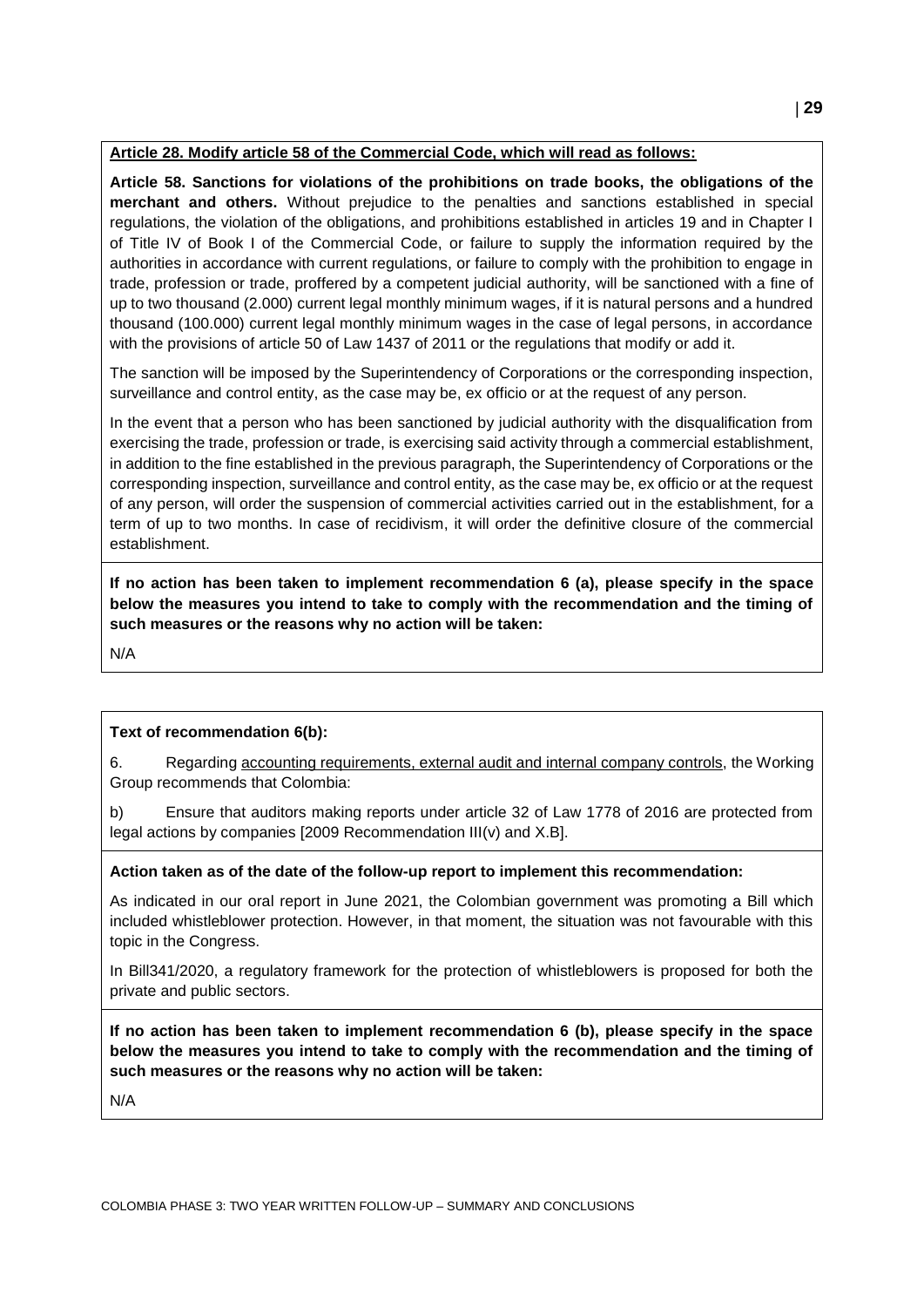**Article 28. Modify article 58 of the Commercial Code, which will read as follows:**

**Article 58. Sanctions for violations of the prohibitions on trade books, the obligations of the merchant and others.** Without prejudice to the penalties and sanctions established in special regulations, the violation of the obligations, and prohibitions established in articles 19 and in Chapter I of Title IV of Book I of the Commercial Code, or failure to supply the information required by the authorities in accordance with current regulations, or failure to comply with the prohibition to engage in trade, profession or trade, proffered by a competent judicial authority, will be sanctioned with a fine of up to two thousand (2.000) current legal monthly minimum wages, if it is natural persons and a hundred thousand (100.000) current legal monthly minimum wages in the case of legal persons, in accordance with the provisions of article 50 of Law 1437 of 2011 or the regulations that modify or add it.

The sanction will be imposed by the Superintendency of Corporations or the corresponding inspection, surveillance and control entity, as the case may be, ex officio or at the request of any person.

In the event that a person who has been sanctioned by judicial authority with the disqualification from exercising the trade, profession or trade, is exercising said activity through a commercial establishment, in addition to the fine established in the previous paragraph, the Superintendency of Corporations or the corresponding inspection, surveillance and control entity, as the case may be, ex officio or at the request of any person, will order the suspension of commercial activities carried out in the establishment, for a term of up to two months. In case of recidivism, it will order the definitive closure of the commercial establishment.

**If no action has been taken to implement recommendation 6 (a), please specify in the space below the measures you intend to take to comply with the recommendation and the timing of such measures or the reasons why no action will be taken:**

N/A

**Text of recommendation 6(b):**

6. Regarding accounting requirements, external audit and internal company controls, the Working Group recommends that Colombia:

b) Ensure that auditors making reports under article 32 of Law 1778 of 2016 are protected from legal actions by companies [2009 Recommendation III(v) and X.B].

**Action taken as of the date of the follow-up report to implement this recommendation:**

As indicated in our oral report in June 2021, the Colombian government was promoting a Bill which included whistleblower protection. However, in that moment, the situation was not favourable with this topic in the Congress.

In Bill341/2020, a regulatory framework for the protection of whistleblowers is proposed for both the private and public sectors.

**If no action has been taken to implement recommendation 6 (b), please specify in the space below the measures you intend to take to comply with the recommendation and the timing of such measures or the reasons why no action will be taken:**

N/A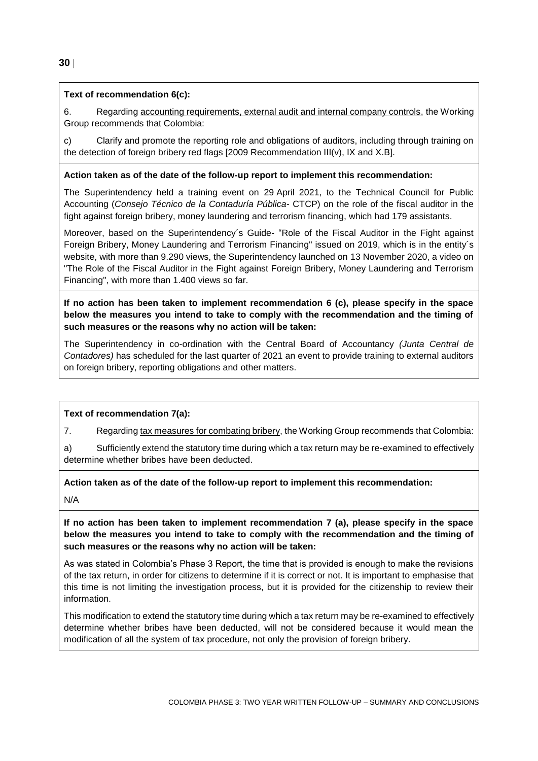**Text of recommendation 6(c):**

6. Regarding accounting requirements, external audit and internal company controls, the Working Group recommends that Colombia:

c) Clarify and promote the reporting role and obligations of auditors, including through training on the detection of foreign bribery red flags [2009 Recommendation III(v), IX and X.B].

**Action taken as of the date of the follow-up report to implement this recommendation:**

The Superintendency held a training event on 29 April 2021, to the Technical Council for Public Accounting (*Consejo Técnico de la Contaduría Pública*- CTCP) on the role of the fiscal auditor in the fight against foreign bribery, money laundering and terrorism financing, which had 179 assistants.

Moreover, based on the Superintendency´s Guide- "Role of the Fiscal Auditor in the Fight against Foreign Bribery, Money Laundering and Terrorism Financing" issued on 2019, which is in the entity´s website, with more than 9.290 views, the Superintendency launched on 13 November 2020, a video on "The Role of the Fiscal Auditor in the Fight against Foreign Bribery, Money Laundering and Terrorism Financing", with more than 1.400 views so far.

**If no action has been taken to implement recommendation 6 (c), please specify in the space below the measures you intend to take to comply with the recommendation and the timing of such measures or the reasons why no action will be taken:**

The Superintendency in co-ordination with the Central Board of Accountancy *(Junta Central de Contadores)* has scheduled for the last quarter of 2021 an event to provide training to external auditors on foreign bribery, reporting obligations and other matters.

**Text of recommendation 7(a):**

7. Regarding tax measures for combating bribery, the Working Group recommends that Colombia:

a) Sufficiently extend the statutory time during which a tax return may be re-examined to effectively determine whether bribes have been deducted.

**Action taken as of the date of the follow-up report to implement this recommendation:**

N/A

**If no action has been taken to implement recommendation 7 (a), please specify in the space below the measures you intend to take to comply with the recommendation and the timing of such measures or the reasons why no action will be taken:**

As was stated in Colombia's Phase 3 Report, the time that is provided is enough to make the revisions of the tax return, in order for citizens to determine if it is correct or not. It is important to emphasise that this time is not limiting the investigation process, but it is provided for the citizenship to review their information.

This modification to extend the statutory time during which a tax return may be re-examined to effectively determine whether bribes have been deducted, will not be considered because it would mean the modification of all the system of tax procedure, not only the provision of foreign bribery.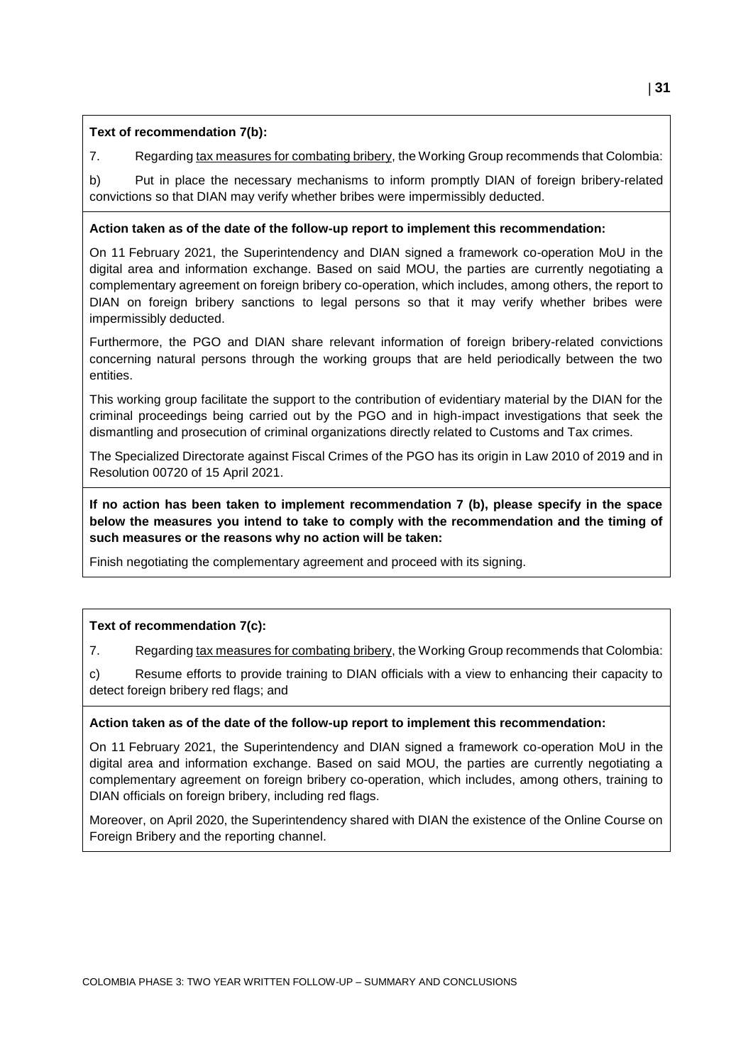**Text of recommendation 7(b):**

7. Regarding tax measures for combating bribery, the Working Group recommends that Colombia:

b) Put in place the necessary mechanisms to inform promptly DIAN of foreign bribery-related convictions so that DIAN may verify whether bribes were impermissibly deducted.

**Action taken as of the date of the follow-up report to implement this recommendation:**

On 11 February 2021, the Superintendency and DIAN signed a framework co-operation MoU in the digital area and information exchange. Based on said MOU, the parties are currently negotiating a complementary agreement on foreign bribery co-operation, which includes, among others, the report to DIAN on foreign bribery sanctions to legal persons so that it may verify whether bribes were impermissibly deducted.

Furthermore, the PGO and DIAN share relevant information of foreign bribery-related convictions concerning natural persons through the working groups that are held periodically between the two entities.

This working group facilitate the support to the contribution of evidentiary material by the DIAN for the criminal proceedings being carried out by the PGO and in high-impact investigations that seek the dismantling and prosecution of criminal organizations directly related to Customs and Tax crimes.

The Specialized Directorate against Fiscal Crimes of the PGO has its origin in Law 2010 of 2019 and in Resolution 00720 of 15 April 2021.

**If no action has been taken to implement recommendation 7 (b), please specify in the space below the measures you intend to take to comply with the recommendation and the timing of such measures or the reasons why no action will be taken:**

Finish negotiating the complementary agreement and proceed with its signing.

**Text of recommendation 7(c):**

7. Regarding tax measures for combating bribery, the Working Group recommends that Colombia:

c) Resume efforts to provide training to DIAN officials with a view to enhancing their capacity to detect foreign bribery red flags; and

**Action taken as of the date of the follow-up report to implement this recommendation:**

On 11 February 2021, the Superintendency and DIAN signed a framework co-operation MoU in the digital area and information exchange. Based on said MOU, the parties are currently negotiating a complementary agreement on foreign bribery co-operation, which includes, among others, training to DIAN officials on foreign bribery, including red flags.

Moreover, on April 2020, the Superintendency shared with DIAN the existence of the Online Course on Foreign Bribery and the reporting channel.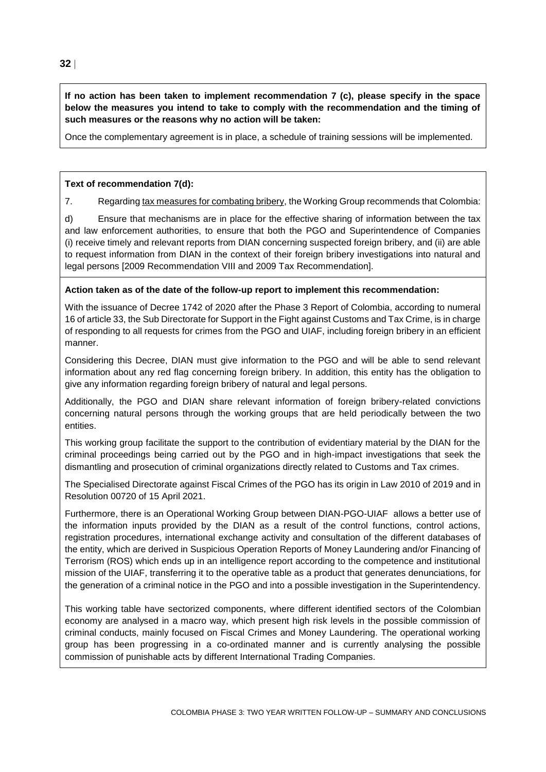**If no action has been taken to implement recommendation 7 (c), please specify in the space below the measures you intend to take to comply with the recommendation and the timing of such measures or the reasons why no action will be taken:**

Once the complementary agreement is in place, a schedule of training sessions will be implemented.

**Text of recommendation 7(d):**

7. Regarding tax measures for combating bribery, the Working Group recommends that Colombia:

d) Ensure that mechanisms are in place for the effective sharing of information between the tax and law enforcement authorities, to ensure that both the PGO and Superintendence of Companies (i) receive timely and relevant reports from DIAN concerning suspected foreign bribery, and (ii) are able to request information from DIAN in the context of their foreign bribery investigations into natural and legal persons [2009 Recommendation VIII and 2009 Tax Recommendation].

**Action taken as of the date of the follow-up report to implement this recommendation:**

With the issuance of Decree 1742 of 2020 after the Phase 3 Report of Colombia, according to numeral 16 of article 33, the Sub Directorate for Support in the Fight against Customs and Tax Crime, is in charge of responding to all requests for crimes from the PGO and UIAF, including foreign bribery in an efficient manner.

Considering this Decree, DIAN must give information to the PGO and will be able to send relevant information about any red flag concerning foreign bribery. In addition, this entity has the obligation to give any information regarding foreign bribery of natural and legal persons.

Additionally, the PGO and DIAN share relevant information of foreign bribery-related convictions concerning natural persons through the working groups that are held periodically between the two entities.

This working group facilitate the support to the contribution of evidentiary material by the DIAN for the criminal proceedings being carried out by the PGO and in high-impact investigations that seek the dismantling and prosecution of criminal organizations directly related to Customs and Tax crimes.

The Specialised Directorate against Fiscal Crimes of the PGO has its origin in Law 2010 of 2019 and in Resolution 00720 of 15 April 2021.

Furthermore, there is an Operational Working Group between DIAN-PGO-UIAF allows a better use of the information inputs provided by the DIAN as a result of the control functions, control actions, registration procedures, international exchange activity and consultation of the different databases of the entity, which are derived in Suspicious Operation Reports of Money Laundering and/or Financing of Terrorism (ROS) which ends up in an intelligence report according to the competence and institutional mission of the UIAF, transferring it to the operative table as a product that generates denunciations, for the generation of a criminal notice in the PGO and into a possible investigation in the Superintendency.

This working table have sectorized components, where different identified sectors of the Colombian economy are analysed in a macro way, which present high risk levels in the possible commission of criminal conducts, mainly focused on Fiscal Crimes and Money Laundering. The operational working group has been progressing in a co-ordinated manner and is currently analysing the possible commission of punishable acts by different International Trading Companies.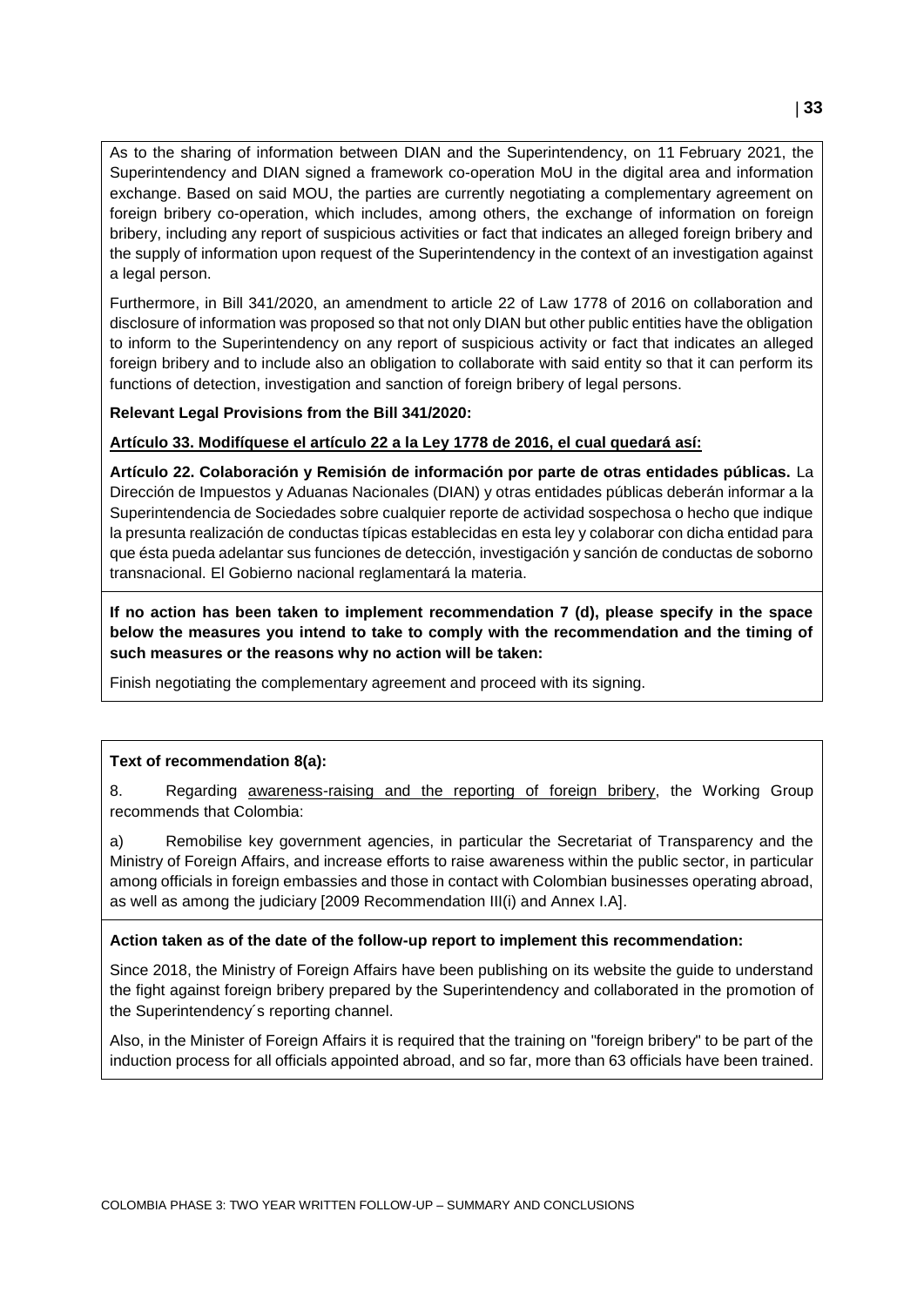As to the sharing of information between DIAN and the Superintendency, on 11 February 2021, the Superintendency and DIAN signed a framework co-operation MoU in the digital area and information exchange. Based on said MOU, the parties are currently negotiating a complementary agreement on foreign bribery co-operation, which includes, among others, the exchange of information on foreign bribery, including any report of suspicious activities or fact that indicates an alleged foreign bribery and the supply of information upon request of the Superintendency in the context of an investigation against a legal person.

Furthermore, in Bill 341/2020, an amendment to article 22 of Law 1778 of 2016 on collaboration and disclosure of information was proposed so that not only DIAN but other public entities have the obligation to inform to the Superintendency on any report of suspicious activity or fact that indicates an alleged foreign bribery and to include also an obligation to collaborate with said entity so that it can perform its functions of detection, investigation and sanction of foreign bribery of legal persons.

**Relevant Legal Provisions from the Bill 341/2020:**

**Artículo 33. Modifíquese el artículo 22 a la Ley 1778 de 2016, el cual quedará así:**

**Artículo 22. Colaboración y Remisión de información por parte de otras entidades públicas.** La Dirección de Impuestos y Aduanas Nacionales (DIAN) y otras entidades públicas deberán informar a la Superintendencia de Sociedades sobre cualquier reporte de actividad sospechosa o hecho que indique la presunta realización de conductas típicas establecidas en esta ley y colaborar con dicha entidad para que ésta pueda adelantar sus funciones de detección, investigación y sanción de conductas de soborno transnacional. El Gobierno nacional reglamentará la materia.

**If no action has been taken to implement recommendation 7 (d), please specify in the space below the measures you intend to take to comply with the recommendation and the timing of such measures or the reasons why no action will be taken:**

Finish negotiating the complementary agreement and proceed with its signing.

**Text of recommendation 8(a):**

8. Regarding awareness-raising and the reporting of foreign bribery, the Working Group recommends that Colombia:

a) Remobilise key government agencies, in particular the Secretariat of Transparency and the Ministry of Foreign Affairs, and increase efforts to raise awareness within the public sector, in particular among officials in foreign embassies and those in contact with Colombian businesses operating abroad, as well as among the judiciary [2009 Recommendation III(i) and Annex I.A].

**Action taken as of the date of the follow-up report to implement this recommendation:**

Since 2018, the Ministry of Foreign Affairs have been publishing on its website the guide to understand the fight against foreign bribery prepared by the Superintendency and collaborated in the promotion of the Superintendency´s reporting channel.

Also, in the Minister of Foreign Affairs it is required that the training on "foreign bribery" to be part of the induction process for all officials appointed abroad, and so far, more than 63 officials have been trained.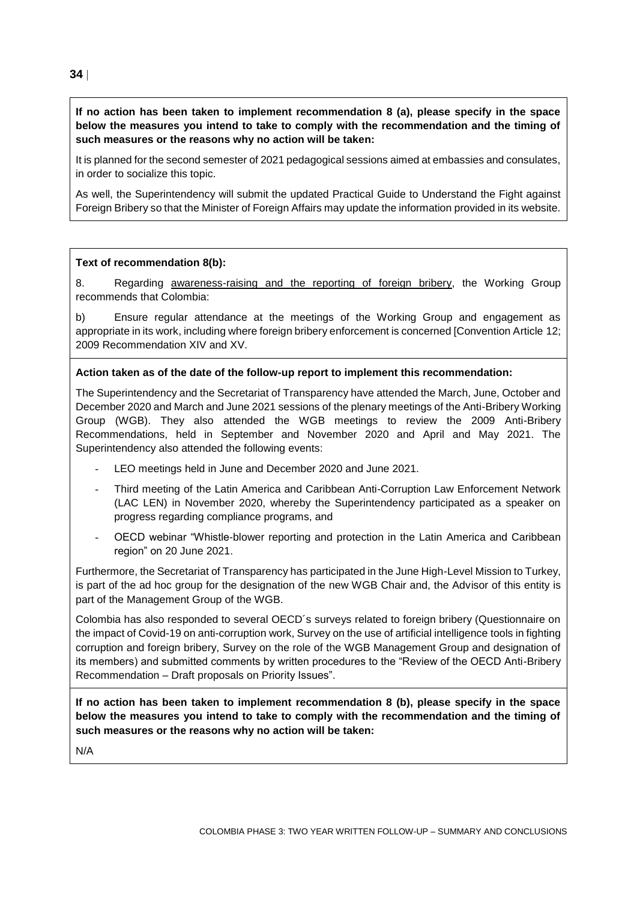**If no action has been taken to implement recommendation 8 (a), please specify in the space below the measures you intend to take to comply with the recommendation and the timing of such measures or the reasons why no action will be taken:**

It is planned for the second semester of 2021 pedagogical sessions aimed at embassies and consulates, in order to socialize this topic.

As well, the Superintendency will submit the updated Practical Guide to Understand the Fight against Foreign Bribery so that the Minister of Foreign Affairs may update the information provided in its website.

**Text of recommendation 8(b):**

8. Regarding awareness-raising and the reporting of foreign bribery, the Working Group recommends that Colombia:

b) Ensure regular attendance at the meetings of the Working Group and engagement as appropriate in its work, including where foreign bribery enforcement is concerned [Convention Article 12; 2009 Recommendation XIV and XV.

**Action taken as of the date of the follow-up report to implement this recommendation:**

The Superintendency and the Secretariat of Transparency have attended the March, June, October and December 2020 and March and June 2021 sessions of the plenary meetings of the Anti-Bribery Working Group (WGB). They also attended the WGB meetings to review the 2009 Anti-Bribery Recommendations, held in September and November 2020 and April and May 2021. The Superintendency also attended the following events:

- LEO meetings held in June and December 2020 and June 2021.
- Third meeting of the Latin America and Caribbean Anti-Corruption Law Enforcement Network (LAC LEN) in November 2020, whereby the Superintendency participated as a speaker on progress regarding compliance programs, and
- OECD webinar "Whistle-blower reporting and protection in the Latin America and Caribbean region" on 20 June 2021.

Furthermore, the Secretariat of Transparency has participated in the June High-Level Mission to Turkey, is part of the ad hoc group for the designation of the new WGB Chair and, the Advisor of this entity is part of the Management Group of the WGB.

Colombia has also responded to several OECD´s surveys related to foreign bribery (Questionnaire on the impact of Covid-19 on anti-corruption work, Survey on the use of artificial intelligence tools in fighting corruption and foreign bribery, Survey on the role of the WGB Management Group and designation of its members) and submitted comments by written procedures to the "Review of the OECD Anti-Bribery Recommendation – Draft proposals on Priority Issues".

**If no action has been taken to implement recommendation 8 (b), please specify in the space below the measures you intend to take to comply with the recommendation and the timing of such measures or the reasons why no action will be taken:**

N/A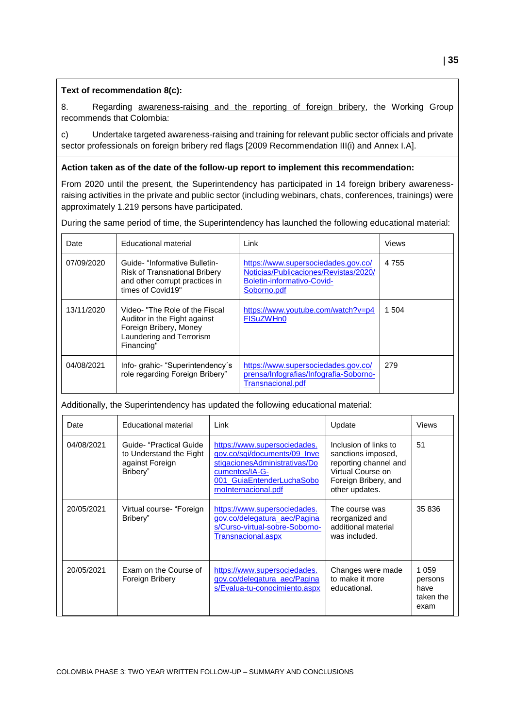**Text of recommendation 8(c):**

8. Regarding awareness-raising and the reporting of foreign bribery, the Working Group recommends that Colombia:

c) Undertake targeted awareness-raising and training for relevant public sector officials and private sector professionals on foreign bribery red flags [2009 Recommendation III(i) and Annex I.A].

**Action taken as of the date of the follow-up report to implement this recommendation:**

From 2020 until the present, the Superintendency has participated in 14 foreign bribery awareness-raising activities in the private and public sector (including webinars, chats, conferences, trainings) were approximately 1.219 persons have participated.

During the same period of time, the Superintendency has launched the following educational material:

| Date | Educational material | Link | Views |
|---|---|---|---|
| 07/09/2020 | Guide- "Informative Bulletin- Risk of Transnational Bribery and other corrupt practices in times of Covid19" | https://www.supersociedades.gov.co/Noticias/Publicaciones/Revistas/2020/Boletin-informativo-Covid-Soborno.pdf | 4 755 |
| 13/11/2020 | Video- "The Role of the Fiscal Auditor in the Fight against Foreign Bribery, Money Laundering and Terrorism Financing" | https://www.youtube.com/watch?v=p4FISuZWHn0 | 1 504 |
| 04/08/2021 | Info- grahic- "Superintendency´s role regarding Foreign Bribery" | https://www.supersociedades.gov.co/prensa/Infografias/Infografia-Soborno-Transnacional.pdf | 279 |

Additionally, the Superintendency has updated the following educational material:

| Date | Educational material | Link | Update | Views |
|---|---|---|---|---|
| 04/08/2021 | Guide- "Practical Guide to Understand the Fight against Foreign Bribery" | https://www.supersociedades.gov.co/sgi/documents/09_InvestigacionesAdministrativas/Documentos/IA-G-001_GuiaEntenderLuchaSobornoInternacional.pdf | Inclusion of links to sanctions imposed, reporting channel and Virtual Course on Foreign Bribery, and other updates. | 51 |
| 20/05/2021 | Virtual course- "Foreign Bribery" | https://www.supersociedades.gov.co/delegatura_aec/Paginas/Curso-virtual-sobre-Soborno-Transnacional.aspx | The course was reorganized and additional material was included. | 35 836 |
| 20/05/2021 | Exam on the Course of Foreign Bribery | https://www.supersociedades.gov.co/delegatura_aec/Paginas/Evalua-tu-conocimiento.aspx | Changes were made to make it more educational. | 1 059 persons have taken the exam |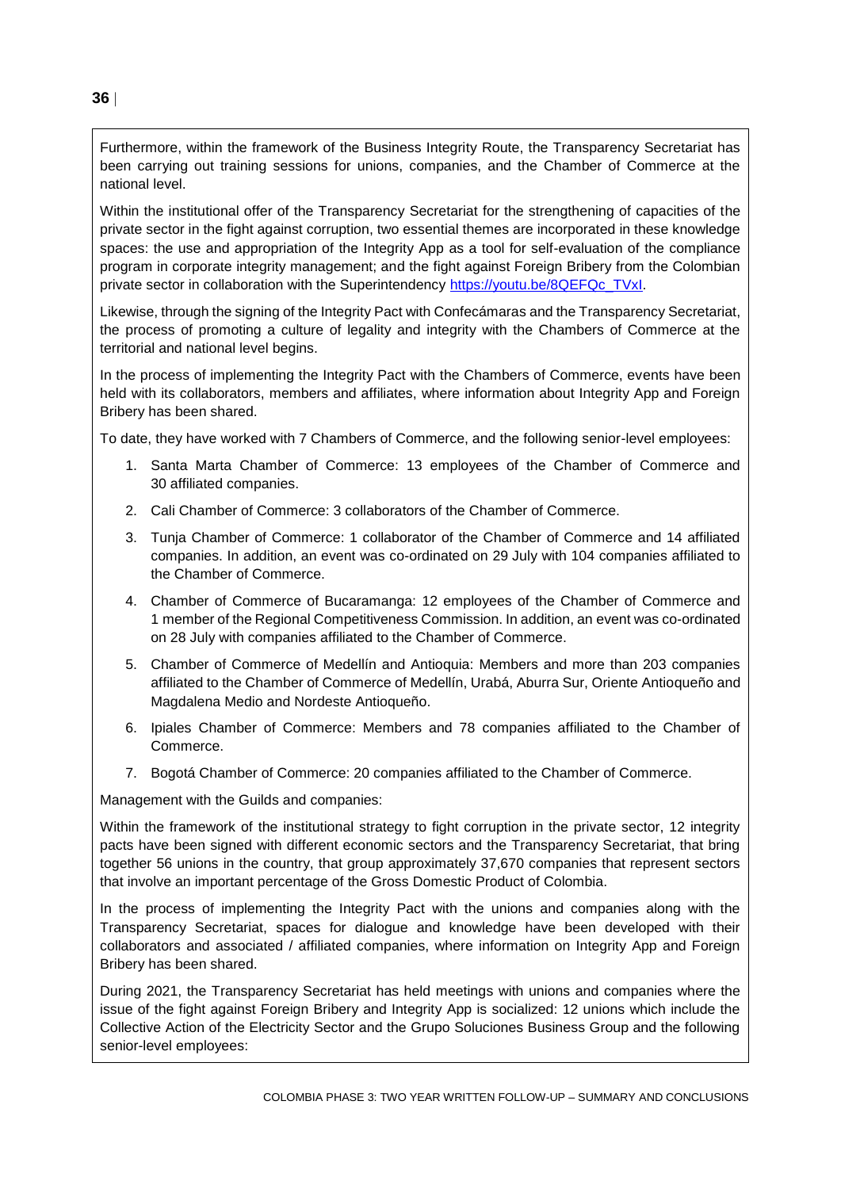Furthermore, within the framework of the Business Integrity Route, the Transparency Secretariat has been carrying out training sessions for unions, companies, and the Chamber of Commerce at the national level.

Within the institutional offer of the Transparency Secretariat for the strengthening of capacities of the private sector in the fight against corruption, two essential themes are incorporated in these knowledge spaces: the use and appropriation of the Integrity App as a tool for self-evaluation of the compliance program in corporate integrity management; and the fight against Foreign Bribery from the Colombian private sector in collaboration with the Superintendency https://youtu.be/8QEFQc_TVxI.

Likewise, through the signing of the Integrity Pact with Confecámaras and the Transparency Secretariat, the process of promoting a culture of legality and integrity with the Chambers of Commerce at the territorial and national level begins.

In the process of implementing the Integrity Pact with the Chambers of Commerce, events have been held with its collaborators, members and affiliates, where information about Integrity App and Foreign Bribery has been shared.

To date, they have worked with 7 Chambers of Commerce, and the following senior-level employees:

1. Santa Marta Chamber of Commerce: 13 employees of the Chamber of Commerce and 30 affiliated companies.
2. Cali Chamber of Commerce: 3 collaborators of the Chamber of Commerce.
3. Tunja Chamber of Commerce: 1 collaborator of the Chamber of Commerce and 14 affiliated companies. In addition, an event was co-ordinated on 29 July with 104 companies affiliated to the Chamber of Commerce.
4. Chamber of Commerce of Bucaramanga: 12 employees of the Chamber of Commerce and 1 member of the Regional Competitiveness Commission. In addition, an event was co-ordinated on 28 July with companies affiliated to the Chamber of Commerce.
5. Chamber of Commerce of Medellín and Antioquia: Members and more than 203 companies affiliated to the Chamber of Commerce of Medellín, Urabá, Aburra Sur, Oriente Antioqueño and Magdalena Medio and Nordeste Antioqueño.
6. Ipiales Chamber of Commerce: Members and 78 companies affiliated to the Chamber of Commerce.
7. Bogotá Chamber of Commerce: 20 companies affiliated to the Chamber of Commerce.

Management with the Guilds and companies:

Within the framework of the institutional strategy to fight corruption in the private sector, 12 integrity pacts have been signed with different economic sectors and the Transparency Secretariat, that bring together 56 unions in the country, that group approximately 37,670 companies that represent sectors that involve an important percentage of the Gross Domestic Product of Colombia.

In the process of implementing the Integrity Pact with the unions and companies along with the Transparency Secretariat, spaces for dialogue and knowledge have been developed with their collaborators and associated / affiliated companies, where information on Integrity App and Foreign Bribery has been shared.

During 2021, the Transparency Secretariat has held meetings with unions and companies where the issue of the fight against Foreign Bribery and Integrity App is socialized: 12 unions which include the Collective Action of the Electricity Sector and the Grupo Soluciones Business Group and the following senior-level employees: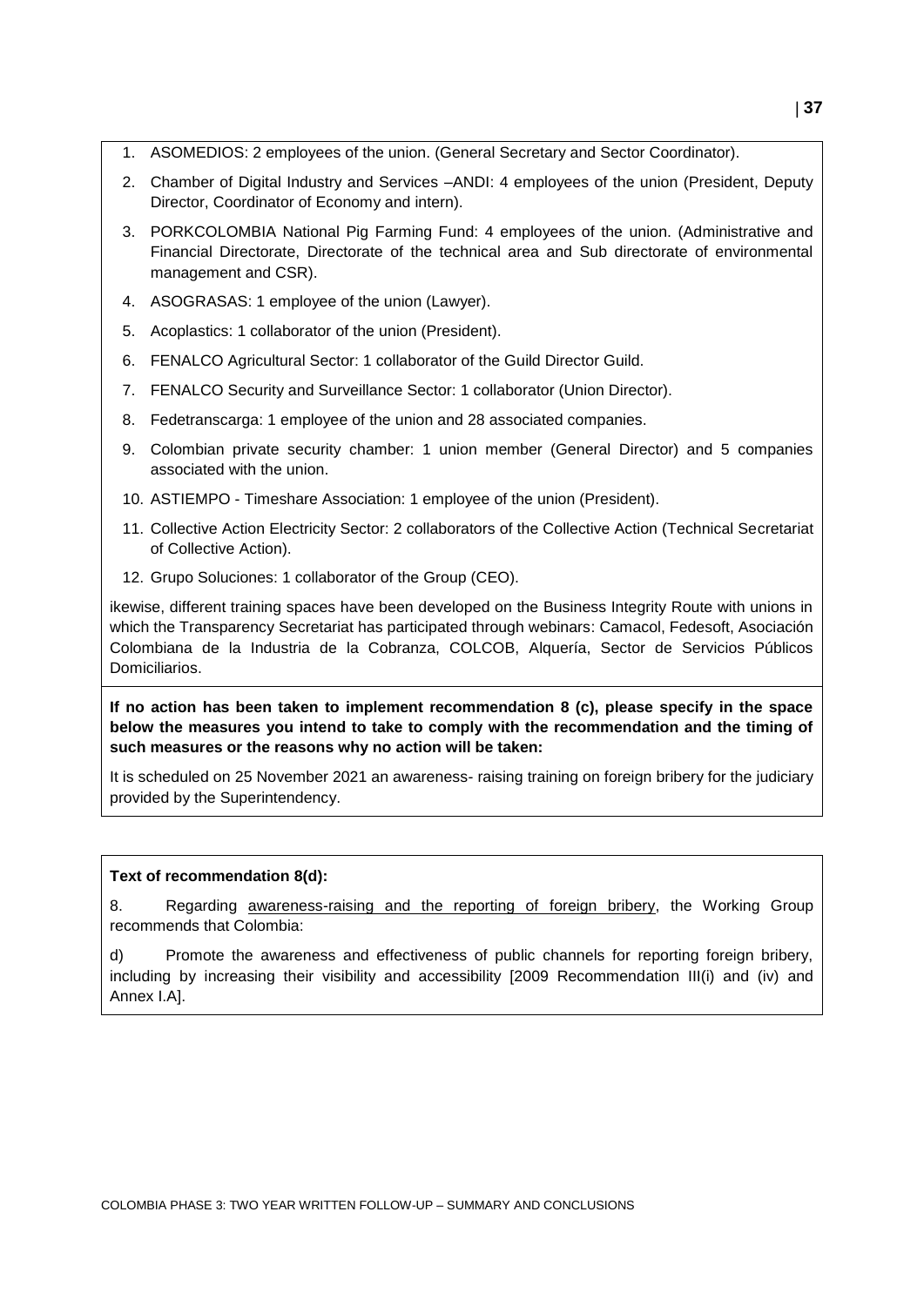1. ASOMEDIOS: 2 employees of the union. (General Secretary and Sector Coordinator).
2. Chamber of Digital Industry and Services –ANDI: 4 employees of the union (President, Deputy Director, Coordinator of Economy and intern).
3. PORKCOLOMBIA National Pig Farming Fund: 4 employees of the union. (Administrative and Financial Directorate, Directorate of the technical area and Sub directorate of environmental management and CSR).
4. ASOGRASAS: 1 employee of the union (Lawyer).
5. Acoplastics: 1 collaborator of the union (President).
6. FENALCO Agricultural Sector: 1 collaborator of the Guild Director Guild.
7. FENALCO Security and Surveillance Sector: 1 collaborator (Union Director).
8. Fedetranscarga: 1 employee of the union and 28 associated companies.
9. Colombian private security chamber: 1 union member (General Director) and 5 companies associated with the union.
10. ASTIEMPO - Timeshare Association: 1 employee of the union (President).
11. Collective Action Electricity Sector: 2 collaborators of the Collective Action (Technical Secretariat of Collective Action).
12. Grupo Soluciones: 1 collaborator of the Group (CEO).

ikewise, different training spaces have been developed on the Business Integrity Route with unions in which the Transparency Secretariat has participated through webinars: Camacol, Fedesoft, Asociación Colombiana de la Industria de la Cobranza, COLCOB, Alquería, Sector de Servicios Públicos Domiciliarios.

**If no action has been taken to implement recommendation 8 (c), please specify in the space below the measures you intend to take to comply with the recommendation and the timing of such measures or the reasons why no action will be taken:**

It is scheduled on 25 November 2021 an awareness- raising training on foreign bribery for the judiciary provided by the Superintendency.

**Text of recommendation 8(d):**

8. Regarding awareness-raising and the reporting of foreign bribery, the Working Group recommends that Colombia:

d) Promote the awareness and effectiveness of public channels for reporting foreign bribery, including by increasing their visibility and accessibility [2009 Recommendation III(i) and (iv) and Annex I.A].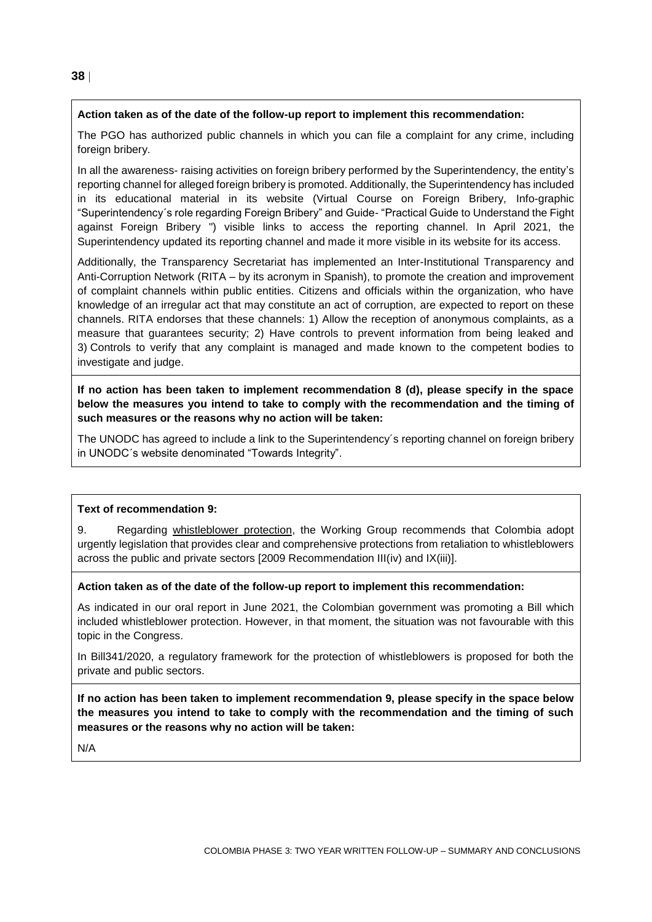**Action taken as of the date of the follow-up report to implement this recommendation:**

The PGO has authorized public channels in which you can file a complaint for any crime, including foreign bribery.

In all the awareness- raising activities on foreign bribery performed by the Superintendency, the entity's reporting channel for alleged foreign bribery is promoted. Additionally, the Superintendency has included in its educational material in its website (Virtual Course on Foreign Bribery, Info-graphic "Superintendency´s role regarding Foreign Bribery" and Guide- "Practical Guide to Understand the Fight against Foreign Bribery ") visible links to access the reporting channel. In April 2021, the Superintendency updated its reporting channel and made it more visible in its website for its access.

Additionally, the Transparency Secretariat has implemented an Inter-Institutional Transparency and Anti-Corruption Network (RITA – by its acronym in Spanish), to promote the creation and improvement of complaint channels within public entities. Citizens and officials within the organization, who have knowledge of an irregular act that may constitute an act of corruption, are expected to report on these channels. RITA endorses that these channels: 1) Allow the reception of anonymous complaints, as a measure that guarantees security; 2) Have controls to prevent information from being leaked and 3) Controls to verify that any complaint is managed and made known to the competent bodies to investigate and judge.

**If no action has been taken to implement recommendation 8 (d), please specify in the space below the measures you intend to take to comply with the recommendation and the timing of such measures or the reasons why no action will be taken:**

The UNODC has agreed to include a link to the Superintendency´s reporting channel on foreign bribery in UNODC´s website denominated "Towards Integrity".

**Text of recommendation 9:**

9. Regarding whistleblower protection, the Working Group recommends that Colombia adopt urgently legislation that provides clear and comprehensive protections from retaliation to whistleblowers across the public and private sectors [2009 Recommendation III(iv) and IX(iii)].

**Action taken as of the date of the follow-up report to implement this recommendation:**

As indicated in our oral report in June 2021, the Colombian government was promoting a Bill which included whistleblower protection. However, in that moment, the situation was not favourable with this topic in the Congress.

In Bill341/2020, a regulatory framework for the protection of whistleblowers is proposed for both the private and public sectors.

**If no action has been taken to implement recommendation 9, please specify in the space below the measures you intend to take to comply with the recommendation and the timing of such measures or the reasons why no action will be taken:**

N/A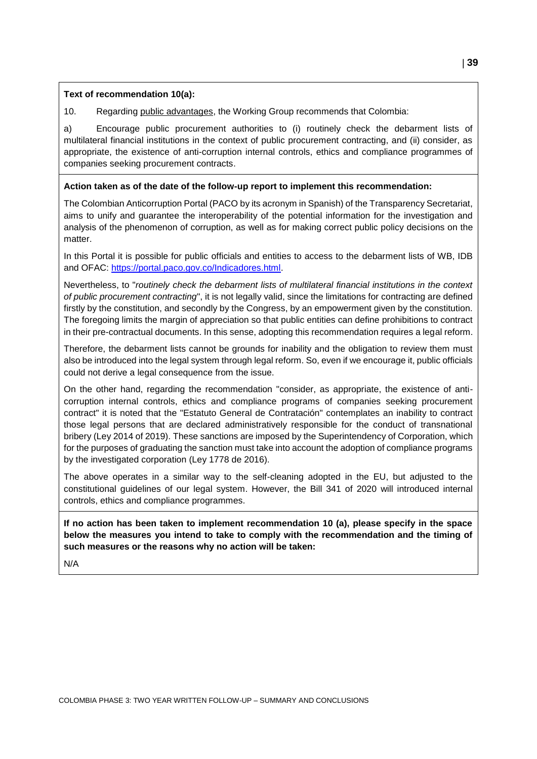**Text of recommendation 10(a):**

10. Regarding public advantages, the Working Group recommends that Colombia:

a) Encourage public procurement authorities to (i) routinely check the debarment lists of multilateral financial institutions in the context of public procurement contracting, and (ii) consider, as appropriate, the existence of anti-corruption internal controls, ethics and compliance programmes of companies seeking procurement contracts.

**Action taken as of the date of the follow-up report to implement this recommendation:**

The Colombian Anticorruption Portal (PACO by its acronym in Spanish) of the Transparency Secretariat, aims to unify and guarantee the interoperability of the potential information for the investigation and analysis of the phenomenon of corruption, as well as for making correct public policy decisions on the matter.

In this Portal it is possible for public officials and entities to access to the debarment lists of WB, IDB and OFAC: https://portal.paco.gov.co/Indicadores.html.

Nevertheless, to "*routinely check the debarment lists of multilateral financial institutions in the context of public procurement contracting*", it is not legally valid, since the limitations for contracting are defined firstly by the constitution, and secondly by the Congress, by an empowerment given by the constitution. The foregoing limits the margin of appreciation so that public entities can define prohibitions to contract in their pre-contractual documents. In this sense, adopting this recommendation requires a legal reform.

Therefore, the debarment lists cannot be grounds for inability and the obligation to review them must also be introduced into the legal system through legal reform. So, even if we encourage it, public officials could not derive a legal consequence from the issue.

On the other hand, regarding the recommendation "consider, as appropriate, the existence of anti-corruption internal controls, ethics and compliance programs of companies seeking procurement contract" it is noted that the "Estatuto General de Contratación" contemplates an inability to contract those legal persons that are declared administratively responsible for the conduct of transnational bribery (Ley 2014 of 2019). These sanctions are imposed by the Superintendency of Corporation, which for the purposes of graduating the sanction must take into account the adoption of compliance programs by the investigated corporation (Ley 1778 de 2016).

The above operates in a similar way to the self-cleaning adopted in the EU, but adjusted to the constitutional guidelines of our legal system. However, the Bill 341 of 2020 will introduced internal controls, ethics and compliance programmes.

**If no action has been taken to implement recommendation 10 (a), please specify in the space below the measures you intend to take to comply with the recommendation and the timing of such measures or the reasons why no action will be taken:**

N/A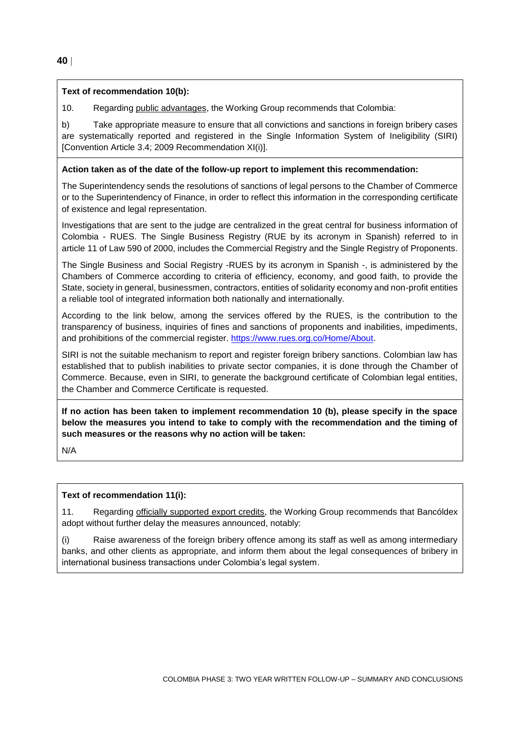**Text of recommendation 10(b):**

10. Regarding public advantages, the Working Group recommends that Colombia:

b) Take appropriate measure to ensure that all convictions and sanctions in foreign bribery cases are systematically reported and registered in the Single Information System of Ineligibility (SIRI) [Convention Article 3.4; 2009 Recommendation XI(i)].

**Action taken as of the date of the follow-up report to implement this recommendation:**

The Superintendency sends the resolutions of sanctions of legal persons to the Chamber of Commerce or to the Superintendency of Finance, in order to reflect this information in the corresponding certificate of existence and legal representation.

Investigations that are sent to the judge are centralized in the great central for business information of Colombia - RUES. The Single Business Registry (RUE by its acronym in Spanish) referred to in article 11 of Law 590 of 2000, includes the Commercial Registry and the Single Registry of Proponents.

The Single Business and Social Registry -RUES by its acronym in Spanish -, is administered by the Chambers of Commerce according to criteria of efficiency, economy, and good faith, to provide the State, society in general, businessmen, contractors, entities of solidarity economy and non-profit entities a reliable tool of integrated information both nationally and internationally.

According to the link below, among the services offered by the RUES, is the contribution to the transparency of business, inquiries of fines and sanctions of proponents and inabilities, impediments, and prohibitions of the commercial register. https://www.rues.org.co/Home/About.

SIRI is not the suitable mechanism to report and register foreign bribery sanctions. Colombian law has established that to publish inabilities to private sector companies, it is done through the Chamber of Commerce. Because, even in SIRI, to generate the background certificate of Colombian legal entities, the Chamber and Commerce Certificate is requested.

**If no action has been taken to implement recommendation 10 (b), please specify in the space below the measures you intend to take to comply with the recommendation and the timing of such measures or the reasons why no action will be taken:**

N/A

**Text of recommendation 11(i):**

11. Regarding officially supported export credits, the Working Group recommends that Bancóldex adopt without further delay the measures announced, notably:

(i) Raise awareness of the foreign bribery offence among its staff as well as among intermediary banks, and other clients as appropriate, and inform them about the legal consequences of bribery in international business transactions under Colombia's legal system.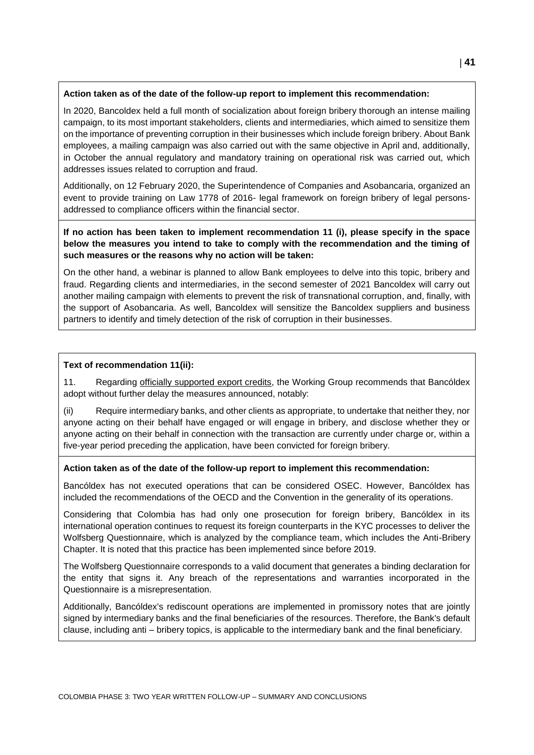**Action taken as of the date of the follow-up report to implement this recommendation:**

In 2020, Bancoldex held a full month of socialization about foreign bribery thorough an intense mailing campaign, to its most important stakeholders, clients and intermediaries, which aimed to sensitize them on the importance of preventing corruption in their businesses which include foreign bribery. About Bank employees, a mailing campaign was also carried out with the same objective in April and, additionally, in October the annual regulatory and mandatory training on operational risk was carried out, which addresses issues related to corruption and fraud.

Additionally, on 12 February 2020, the Superintendence of Companies and Asobancaria, organized an event to provide training on Law 1778 of 2016- legal framework on foreign bribery of legal persons-addressed to compliance officers within the financial sector.

**If no action has been taken to implement recommendation 11 (i), please specify in the space below the measures you intend to take to comply with the recommendation and the timing of such measures or the reasons why no action will be taken:**

On the other hand, a webinar is planned to allow Bank employees to delve into this topic, bribery and fraud. Regarding clients and intermediaries, in the second semester of 2021 Bancoldex will carry out another mailing campaign with elements to prevent the risk of transnational corruption, and, finally, with the support of Asobancaria. As well, Bancoldex will sensitize the Bancoldex suppliers and business partners to identify and timely detection of the risk of corruption in their businesses.

**Text of recommendation 11(ii):**

11. Regarding officially supported export credits, the Working Group recommends that Bancóldex adopt without further delay the measures announced, notably:

(ii) Require intermediary banks, and other clients as appropriate, to undertake that neither they, nor anyone acting on their behalf have engaged or will engage in bribery, and disclose whether they or anyone acting on their behalf in connection with the transaction are currently under charge or, within a five-year period preceding the application, have been convicted for foreign bribery.

**Action taken as of the date of the follow-up report to implement this recommendation:**

Bancóldex has not executed operations that can be considered OSEC. However, Bancóldex has included the recommendations of the OECD and the Convention in the generality of its operations.

Considering that Colombia has had only one prosecution for foreign bribery, Bancóldex in its international operation continues to request its foreign counterparts in the KYC processes to deliver the Wolfsberg Questionnaire, which is analyzed by the compliance team, which includes the Anti-Bribery Chapter. It is noted that this practice has been implemented since before 2019.

The Wolfsberg Questionnaire corresponds to a valid document that generates a binding declaration for the entity that signs it. Any breach of the representations and warranties incorporated in the Questionnaire is a misrepresentation.

Additionally, Bancóldex's rediscount operations are implemented in promissory notes that are jointly signed by intermediary banks and the final beneficiaries of the resources. Therefore, the Bank's default clause, including anti – bribery topics, is applicable to the intermediary bank and the final beneficiary.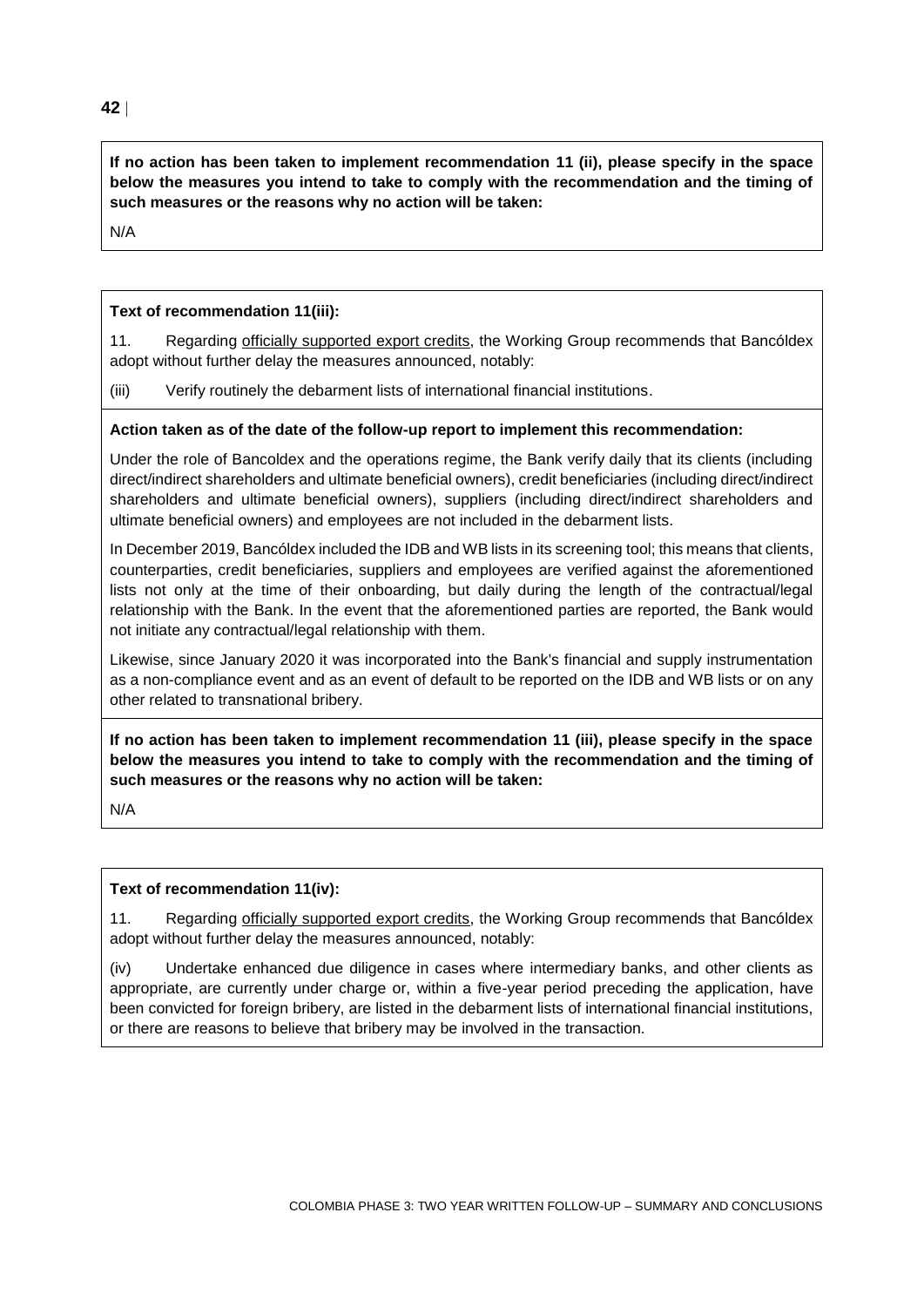**If no action has been taken to implement recommendation 11 (ii), please specify in the space below the measures you intend to take to comply with the recommendation and the timing of such measures or the reasons why no action will be taken:**

N/A

**Text of recommendation 11(iii):**

11. Regarding officially supported export credits, the Working Group recommends that Bancóldex adopt without further delay the measures announced, notably:

(iii) Verify routinely the debarment lists of international financial institutions.

**Action taken as of the date of the follow-up report to implement this recommendation:**

Under the role of Bancoldex and the operations regime, the Bank verify daily that its clients (including direct/indirect shareholders and ultimate beneficial owners), credit beneficiaries (including direct/indirect shareholders and ultimate beneficial owners), suppliers (including direct/indirect shareholders and ultimate beneficial owners) and employees are not included in the debarment lists.

In December 2019, Bancóldex included the IDB and WB lists in its screening tool; this means that clients, counterparties, credit beneficiaries, suppliers and employees are verified against the aforementioned lists not only at the time of their onboarding, but daily during the length of the contractual/legal relationship with the Bank. In the event that the aforementioned parties are reported, the Bank would not initiate any contractual/legal relationship with them.

Likewise, since January 2020 it was incorporated into the Bank's financial and supply instrumentation as a non-compliance event and as an event of default to be reported on the IDB and WB lists or on any other related to transnational bribery.

**If no action has been taken to implement recommendation 11 (iii), please specify in the space below the measures you intend to take to comply with the recommendation and the timing of such measures or the reasons why no action will be taken:**

N/A

**Text of recommendation 11(iv):**

11. Regarding officially supported export credits, the Working Group recommends that Bancóldex adopt without further delay the measures announced, notably:

(iv) Undertake enhanced due diligence in cases where intermediary banks, and other clients as appropriate, are currently under charge or, within a five-year period preceding the application, have been convicted for foreign bribery, are listed in the debarment lists of international financial institutions, or there are reasons to believe that bribery may be involved in the transaction.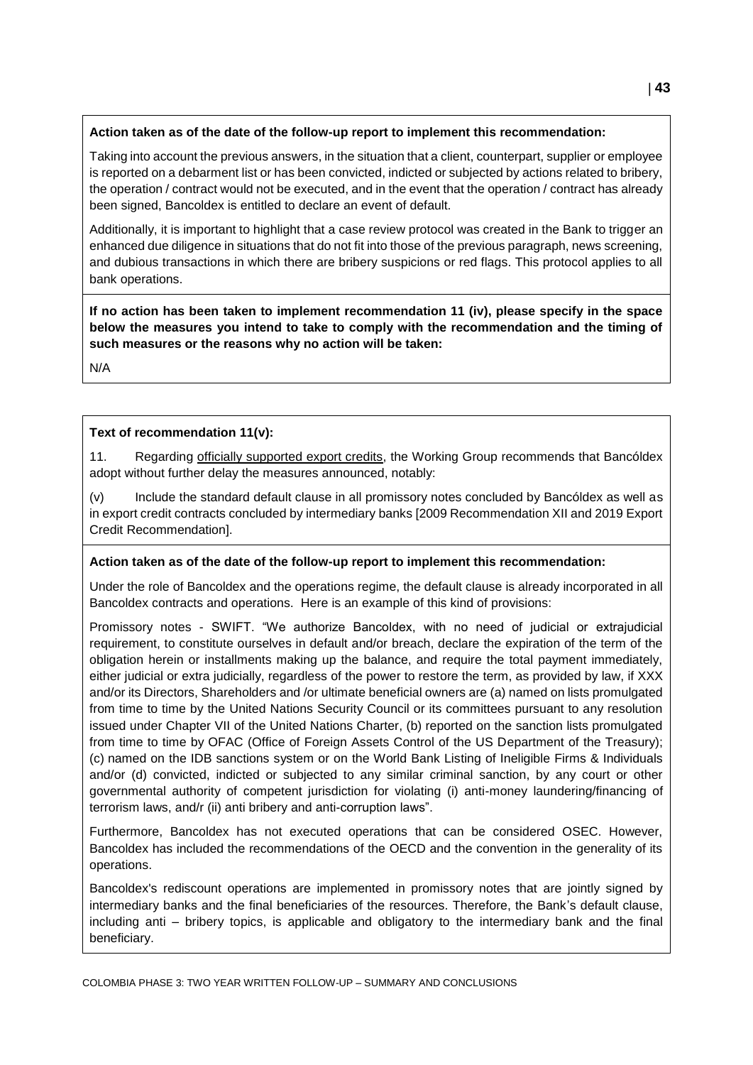**Action taken as of the date of the follow-up report to implement this recommendation:**

Taking into account the previous answers, in the situation that a client, counterpart, supplier or employee is reported on a debarment list or has been convicted, indicted or subjected by actions related to bribery, the operation / contract would not be executed, and in the event that the operation / contract has already been signed, Bancoldex is entitled to declare an event of default.

Additionally, it is important to highlight that a case review protocol was created in the Bank to trigger an enhanced due diligence in situations that do not fit into those of the previous paragraph, news screening, and dubious transactions in which there are bribery suspicions or red flags. This protocol applies to all bank operations.

**If no action has been taken to implement recommendation 11 (iv), please specify in the space below the measures you intend to take to comply with the recommendation and the timing of such measures or the reasons why no action will be taken:**

N/A

**Text of recommendation 11(v):**

11. Regarding officially supported export credits, the Working Group recommends that Bancóldex adopt without further delay the measures announced, notably:

(v) Include the standard default clause in all promissory notes concluded by Bancóldex as well as in export credit contracts concluded by intermediary banks [2009 Recommendation XII and 2019 Export Credit Recommendation].

**Action taken as of the date of the follow-up report to implement this recommendation:**

Under the role of Bancoldex and the operations regime, the default clause is already incorporated in all Bancoldex contracts and operations. Here is an example of this kind of provisions:

Promissory notes - SWIFT. "We authorize Bancoldex, with no need of judicial or extrajudicial requirement, to constitute ourselves in default and/or breach, declare the expiration of the term of the obligation herein or installments making up the balance, and require the total payment immediately, either judicial or extra judicially, regardless of the power to restore the term, as provided by law, if XXX and/or its Directors, Shareholders and /or ultimate beneficial owners are (a) named on lists promulgated from time to time by the United Nations Security Council or its committees pursuant to any resolution issued under Chapter VII of the United Nations Charter, (b) reported on the sanction lists promulgated from time to time by OFAC (Office of Foreign Assets Control of the US Department of the Treasury); (c) named on the IDB sanctions system or on the World Bank Listing of Ineligible Firms & Individuals and/or (d) convicted, indicted or subjected to any similar criminal sanction, by any court or other governmental authority of competent jurisdiction for violating (i) anti-money laundering/financing of terrorism laws, and/r (ii) anti bribery and anti-corruption laws".

Furthermore, Bancoldex has not executed operations that can be considered OSEC. However, Bancoldex has included the recommendations of the OECD and the convention in the generality of its operations.

Bancoldex's rediscount operations are implemented in promissory notes that are jointly signed by intermediary banks and the final beneficiaries of the resources. Therefore, the Bank's default clause, including anti – bribery topics, is applicable and obligatory to the intermediary bank and the final beneficiary.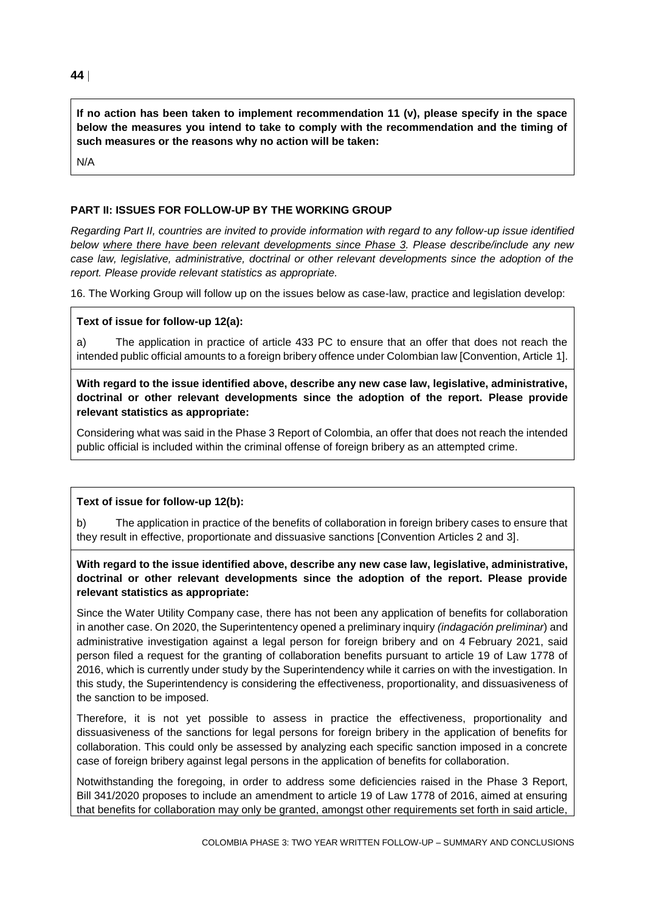**If no action has been taken to implement recommendation 11 (v), please specify in the space below the measures you intend to take to comply with the recommendation and the timing of such measures or the reasons why no action will be taken:**

N/A

**PART II: ISSUES FOR FOLLOW-UP BY THE WORKING GROUP**

*Regarding Part II, countries are invited to provide information with regard to any follow-up issue identified below where there have been relevant developments since Phase 3. Please describe/include any new case law, legislative, administrative, doctrinal or other relevant developments since the adoption of the report. Please provide relevant statistics as appropriate.*

16. The Working Group will follow up on the issues below as case-law, practice and legislation develop:

**Text of issue for follow-up 12(a):**

a) The application in practice of article 433 PC to ensure that an offer that does not reach the intended public official amounts to a foreign bribery offence under Colombian law [Convention, Article 1].

**With regard to the issue identified above, describe any new case law, legislative, administrative, doctrinal or other relevant developments since the adoption of the report. Please provide relevant statistics as appropriate:**

Considering what was said in the Phase 3 Report of Colombia, an offer that does not reach the intended public official is included within the criminal offense of foreign bribery as an attempted crime.

**Text of issue for follow-up 12(b):**

b) The application in practice of the benefits of collaboration in foreign bribery cases to ensure that they result in effective, proportionate and dissuasive sanctions [Convention Articles 2 and 3].

**With regard to the issue identified above, describe any new case law, legislative, administrative, doctrinal or other relevant developments since the adoption of the report. Please provide relevant statistics as appropriate:**

Since the Water Utility Company case, there has not been any application of benefits for collaboration in another case. On 2020, the Superintentency opened a preliminary inquiry *(indagación preliminar*) and administrative investigation against a legal person for foreign bribery and on 4 February 2021, said person filed a request for the granting of collaboration benefits pursuant to article 19 of Law 1778 of 2016, which is currently under study by the Superintendency while it carries on with the investigation. In this study, the Superintendency is considering the effectiveness, proportionality, and dissuasiveness of the sanction to be imposed.

Therefore, it is not yet possible to assess in practice the effectiveness, proportionality and dissuasiveness of the sanctions for legal persons for foreign bribery in the application of benefits for collaboration. This could only be assessed by analyzing each specific sanction imposed in a concrete case of foreign bribery against legal persons in the application of benefits for collaboration.

Notwithstanding the foregoing, in order to address some deficiencies raised in the Phase 3 Report, Bill 341/2020 proposes to include an amendment to article 19 of Law 1778 of 2016, aimed at ensuring that benefits for collaboration may only be granted, amongst other requirements set forth in said article,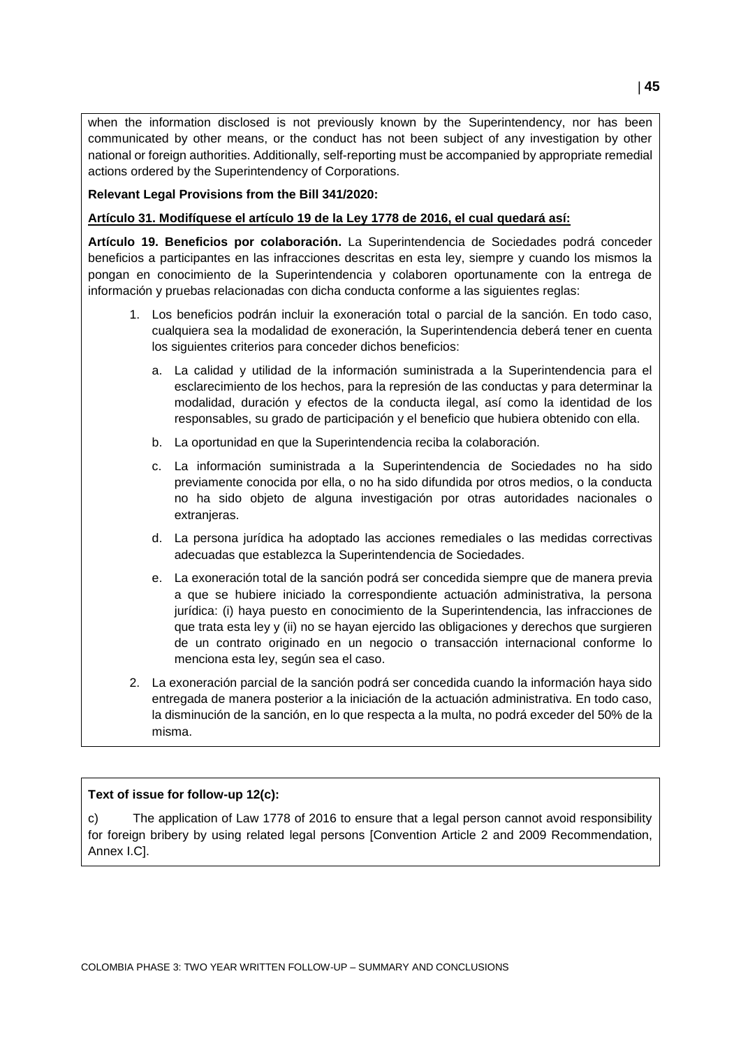when the information disclosed is not previously known by the Superintendency, nor has been communicated by other means, or the conduct has not been subject of any investigation by other national or foreign authorities. Additionally, self-reporting must be accompanied by appropriate remedial actions ordered by the Superintendency of Corporations.

**Relevant Legal Provisions from the Bill 341/2020:**

**Artículo 31. Modifíquese el artículo 19 de la Ley 1778 de 2016, el cual quedará así:**

**Artículo 19. Beneficios por colaboración.** La Superintendencia de Sociedades podrá conceder beneficios a participantes en las infracciones descritas en esta ley, siempre y cuando los mismos la pongan en conocimiento de la Superintendencia y colaboren oportunamente con la entrega de información y pruebas relacionadas con dicha conducta conforme a las siguientes reglas:

1. Los beneficios podrán incluir la exoneración total o parcial de la sanción. En todo caso, cualquiera sea la modalidad de exoneración, la Superintendencia deberá tener en cuenta los siguientes criterios para conceder dichos beneficios:
   a. La calidad y utilidad de la información suministrada a la Superintendencia para el esclarecimiento de los hechos, para la represión de las conductas y para determinar la modalidad, duración y efectos de la conducta ilegal, así como la identidad de los responsables, su grado de participación y el beneficio que hubiera obtenido con ella.
   b. La oportunidad en que la Superintendencia reciba la colaboración.
   c. La información suministrada a la Superintendencia de Sociedades no ha sido previamente conocida por ella, o no ha sido difundida por otros medios, o la conducta no ha sido objeto de alguna investigación por otras autoridades nacionales o extranjeras.
   d. La persona jurídica ha adoptado las acciones remediales o las medidas correctivas adecuadas que establezca la Superintendencia de Sociedades.
   e. La exoneración total de la sanción podrá ser concedida siempre que de manera previa a que se hubiere iniciado la correspondiente actuación administrativa, la persona jurídica: (i) haya puesto en conocimiento de la Superintendencia, las infracciones de que trata esta ley y (ii) no se hayan ejercido las obligaciones y derechos que surgieren de un contrato originado en un negocio o transacción internacional conforme lo menciona esta ley, según sea el caso.
2. La exoneración parcial de la sanción podrá ser concedida cuando la información haya sido entregada de manera posterior a la iniciación de la actuación administrativa. En todo caso, la disminución de la sanción, en lo que respecta a la multa, no podrá exceder del 50% de la misma.

**Text of issue for follow-up 12(c):**

c) The application of Law 1778 of 2016 to ensure that a legal person cannot avoid responsibility for foreign bribery by using related legal persons [Convention Article 2 and 2009 Recommendation, Annex I.C].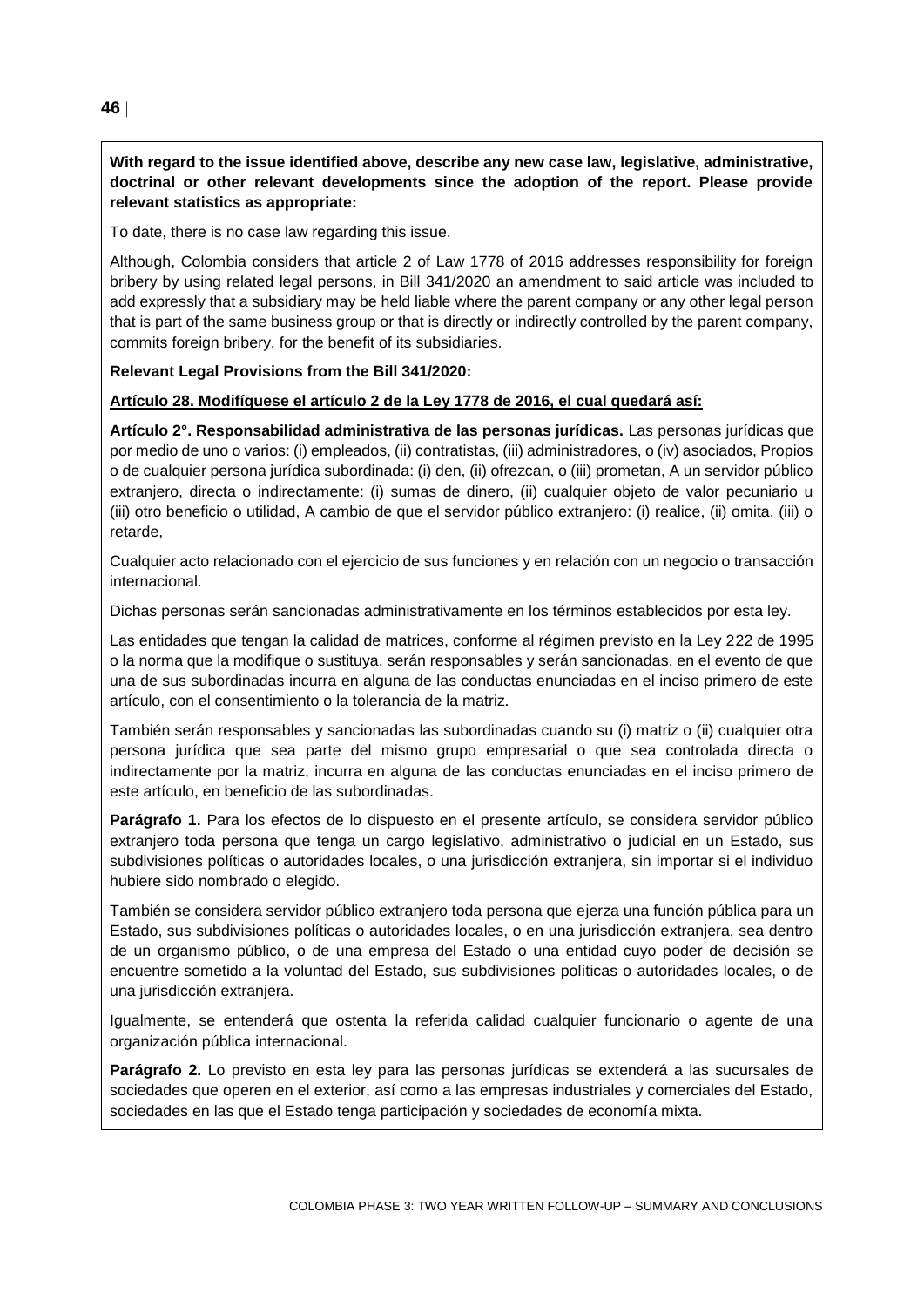**With regard to the issue identified above, describe any new case law, legislative, administrative, doctrinal or other relevant developments since the adoption of the report. Please provide relevant statistics as appropriate:**

To date, there is no case law regarding this issue.

Although, Colombia considers that article 2 of Law 1778 of 2016 addresses responsibility for foreign bribery by using related legal persons, in Bill 341/2020 an amendment to said article was included to add expressly that a subsidiary may be held liable where the parent company or any other legal person that is part of the same business group or that is directly or indirectly controlled by the parent company, commits foreign bribery, for the benefit of its subsidiaries.

**Relevant Legal Provisions from the Bill 341/2020:**

**Artículo 28. Modifíquese el artículo 2 de la Ley 1778 de 2016, el cual quedará así:**

**Artículo 2°. Responsabilidad administrativa de las personas jurídicas.** Las personas jurídicas que por medio de uno o varios: (i) empleados, (ii) contratistas, (iii) administradores, o (iv) asociados, Propios o de cualquier persona jurídica subordinada: (i) den, (ii) ofrezcan, o (iii) prometan, A un servidor público extranjero, directa o indirectamente: (i) sumas de dinero, (ii) cualquier objeto de valor pecuniario u (iii) otro beneficio o utilidad, A cambio de que el servidor público extranjero: (i) realice, (ii) omita, (iii) o retarde,

Cualquier acto relacionado con el ejercicio de sus funciones y en relación con un negocio o transacción internacional.

Dichas personas serán sancionadas administrativamente en los términos establecidos por esta ley.

Las entidades que tengan la calidad de matrices, conforme al régimen previsto en la Ley 222 de 1995 o la norma que la modifique o sustituya, serán responsables y serán sancionadas, en el evento de que una de sus subordinadas incurra en alguna de las conductas enunciadas en el inciso primero de este artículo, con el consentimiento o la tolerancia de la matriz.

También serán responsables y sancionadas las subordinadas cuando su (i) matriz o (ii) cualquier otra persona jurídica que sea parte del mismo grupo empresarial o que sea controlada directa o indirectamente por la matriz, incurra en alguna de las conductas enunciadas en el inciso primero de este artículo, en beneficio de las subordinadas.

**Parágrafo 1.** Para los efectos de lo dispuesto en el presente artículo, se considera servidor público extranjero toda persona que tenga un cargo legislativo, administrativo o judicial en un Estado, sus subdivisiones políticas o autoridades locales, o una jurisdicción extranjera, sin importar si el individuo hubiere sido nombrado o elegido.

También se considera servidor público extranjero toda persona que ejerza una función pública para un Estado, sus subdivisiones políticas o autoridades locales, o en una jurisdicción extranjera, sea dentro de un organismo público, o de una empresa del Estado o una entidad cuyo poder de decisión se encuentre sometido a la voluntad del Estado, sus subdivisiones políticas o autoridades locales, o de una jurisdicción extranjera.

Igualmente, se entenderá que ostenta la referida calidad cualquier funcionario o agente de una organización pública internacional.

**Parágrafo 2.** Lo previsto en esta ley para las personas jurídicas se extenderá a las sucursales de sociedades que operen en el exterior, así como a las empresas industriales y comerciales del Estado, sociedades en las que el Estado tenga participación y sociedades de economía mixta.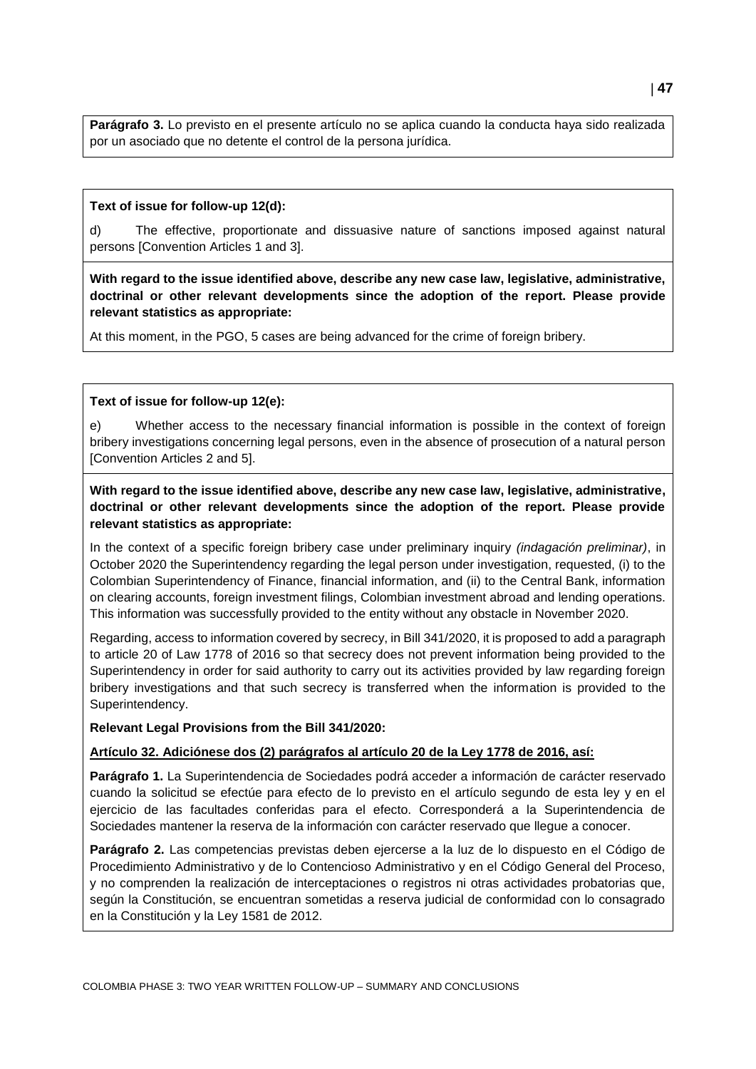**Parágrafo 3.** Lo previsto en el presente artículo no se aplica cuando la conducta haya sido realizada por un asociado que no detente el control de la persona jurídica.

**Text of issue for follow-up 12(d):**

d) The effective, proportionate and dissuasive nature of sanctions imposed against natural persons [Convention Articles 1 and 3].

**With regard to the issue identified above, describe any new case law, legislative, administrative, doctrinal or other relevant developments since the adoption of the report. Please provide relevant statistics as appropriate:**

At this moment, in the PGO, 5 cases are being advanced for the crime of foreign bribery.

**Text of issue for follow-up 12(e):**

e) Whether access to the necessary financial information is possible in the context of foreign bribery investigations concerning legal persons, even in the absence of prosecution of a natural person [Convention Articles 2 and 5].

**With regard to the issue identified above, describe any new case law, legislative, administrative, doctrinal or other relevant developments since the adoption of the report. Please provide relevant statistics as appropriate:**

In the context of a specific foreign bribery case under preliminary inquiry *(indagación preliminar)*, in October 2020 the Superintendency regarding the legal person under investigation, requested, (i) to the Colombian Superintendency of Finance, financial information, and (ii) to the Central Bank, information on clearing accounts, foreign investment filings, Colombian investment abroad and lending operations. This information was successfully provided to the entity without any obstacle in November 2020.

Regarding, access to information covered by secrecy, in Bill 341/2020, it is proposed to add a paragraph to article 20 of Law 1778 of 2016 so that secrecy does not prevent information being provided to the Superintendency in order for said authority to carry out its activities provided by law regarding foreign bribery investigations and that such secrecy is transferred when the information is provided to the Superintendency.

**Relevant Legal Provisions from the Bill 341/2020:**

**Artículo 32. Adiciónese dos (2) parágrafos al artículo 20 de la Ley 1778 de 2016, así:**

**Parágrafo 1.** La Superintendencia de Sociedades podrá acceder a información de carácter reservado cuando la solicitud se efectúe para efecto de lo previsto en el artículo segundo de esta ley y en el ejercicio de las facultades conferidas para el efecto. Corresponderá a la Superintendencia de Sociedades mantener la reserva de la información con carácter reservado que llegue a conocer.

**Parágrafo 2.** Las competencias previstas deben ejercerse a la luz de lo dispuesto en el Código de Procedimiento Administrativo y de lo Contencioso Administrativo y en el Código General del Proceso, y no comprenden la realización de interceptaciones o registros ni otras actividades probatorias que, según la Constitución, se encuentran sometidas a reserva judicial de conformidad con lo consagrado en la Constitución y la Ley 1581 de 2012.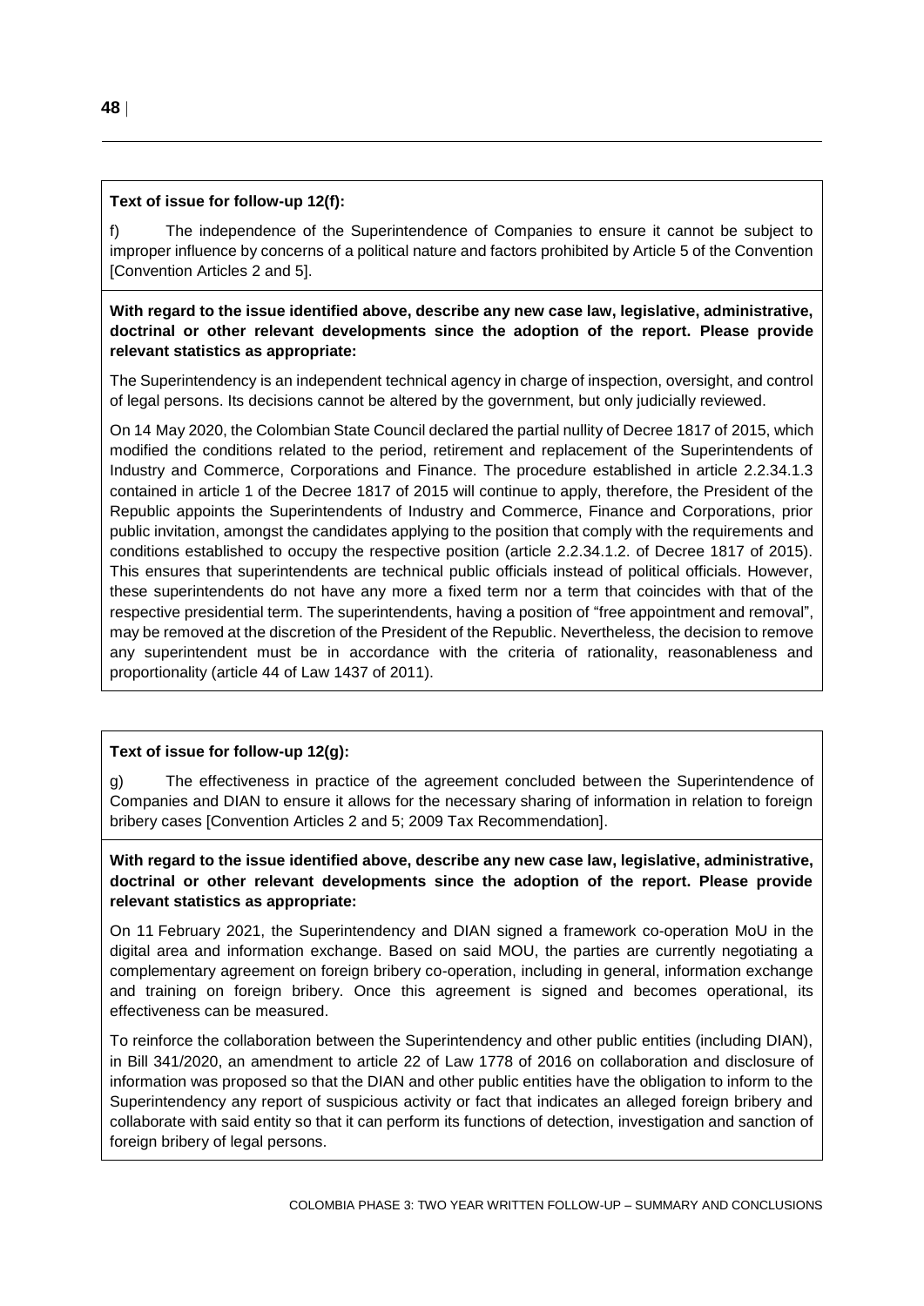**Text of issue for follow-up 12(f):**

f) The independence of the Superintendence of Companies to ensure it cannot be subject to improper influence by concerns of a political nature and factors prohibited by Article 5 of the Convention [Convention Articles 2 and 5].

**With regard to the issue identified above, describe any new case law, legislative, administrative, doctrinal or other relevant developments since the adoption of the report. Please provide relevant statistics as appropriate:**

The Superintendency is an independent technical agency in charge of inspection, oversight, and control of legal persons. Its decisions cannot be altered by the government, but only judicially reviewed.

On 14 May 2020, the Colombian State Council declared the partial nullity of Decree 1817 of 2015, which modified the conditions related to the period, retirement and replacement of the Superintendents of Industry and Commerce, Corporations and Finance. The procedure established in article 2.2.34.1.3 contained in article 1 of the Decree 1817 of 2015 will continue to apply, therefore, the President of the Republic appoints the Superintendents of Industry and Commerce, Finance and Corporations, prior public invitation, amongst the candidates applying to the position that comply with the requirements and conditions established to occupy the respective position (article 2.2.34.1.2. of Decree 1817 of 2015). This ensures that superintendents are technical public officials instead of political officials. However, these superintendents do not have any more a fixed term nor a term that coincides with that of the respective presidential term. The superintendents, having a position of "free appointment and removal", may be removed at the discretion of the President of the Republic. Nevertheless, the decision to remove any superintendent must be in accordance with the criteria of rationality, reasonableness and proportionality (article 44 of Law 1437 of 2011).

**Text of issue for follow-up 12(g):**

g) The effectiveness in practice of the agreement concluded between the Superintendence of Companies and DIAN to ensure it allows for the necessary sharing of information in relation to foreign bribery cases [Convention Articles 2 and 5; 2009 Tax Recommendation].

**With regard to the issue identified above, describe any new case law, legislative, administrative, doctrinal or other relevant developments since the adoption of the report. Please provide relevant statistics as appropriate:**

On 11 February 2021, the Superintendency and DIAN signed a framework co-operation MoU in the digital area and information exchange. Based on said MOU, the parties are currently negotiating a complementary agreement on foreign bribery co-operation, including in general, information exchange and training on foreign bribery. Once this agreement is signed and becomes operational, its effectiveness can be measured.

To reinforce the collaboration between the Superintendency and other public entities (including DIAN), in Bill 341/2020, an amendment to article 22 of Law 1778 of 2016 on collaboration and disclosure of information was proposed so that the DIAN and other public entities have the obligation to inform to the Superintendency any report of suspicious activity or fact that indicates an alleged foreign bribery and collaborate with said entity so that it can perform its functions of detection, investigation and sanction of foreign bribery of legal persons.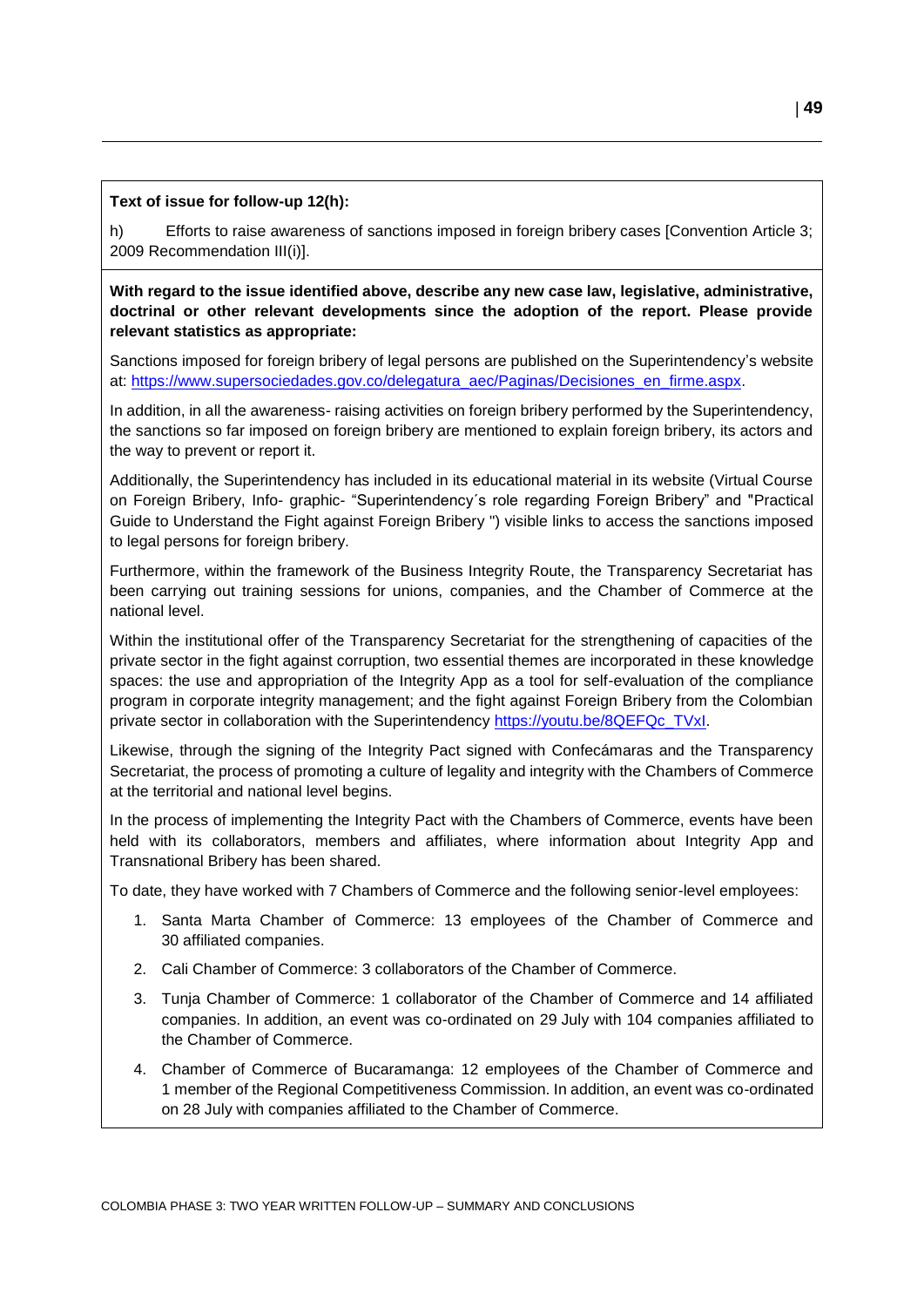**Text of issue for follow-up 12(h):**

h) Efforts to raise awareness of sanctions imposed in foreign bribery cases [Convention Article 3; 2009 Recommendation III(i)].

**With regard to the issue identified above, describe any new case law, legislative, administrative, doctrinal or other relevant developments since the adoption of the report. Please provide relevant statistics as appropriate:**

Sanctions imposed for foreign bribery of legal persons are published on the Superintendency's website at: https://www.supersociedades.gov.co/delegatura_aec/Paginas/Decisiones_en_firme.aspx.

In addition, in all the awareness- raising activities on foreign bribery performed by the Superintendency, the sanctions so far imposed on foreign bribery are mentioned to explain foreign bribery, its actors and the way to prevent or report it.

Additionally, the Superintendency has included in its educational material in its website (Virtual Course on Foreign Bribery, Info- graphic- "Superintendency´s role regarding Foreign Bribery" and "Practical Guide to Understand the Fight against Foreign Bribery ") visible links to access the sanctions imposed to legal persons for foreign bribery.

Furthermore, within the framework of the Business Integrity Route, the Transparency Secretariat has been carrying out training sessions for unions, companies, and the Chamber of Commerce at the national level.

Within the institutional offer of the Transparency Secretariat for the strengthening of capacities of the private sector in the fight against corruption, two essential themes are incorporated in these knowledge spaces: the use and appropriation of the Integrity App as a tool for self-evaluation of the compliance program in corporate integrity management; and the fight against Foreign Bribery from the Colombian private sector in collaboration with the Superintendency https://youtu.be/8QEFQc_TVxI.

Likewise, through the signing of the Integrity Pact signed with Confecámaras and the Transparency Secretariat, the process of promoting a culture of legality and integrity with the Chambers of Commerce at the territorial and national level begins.

In the process of implementing the Integrity Pact with the Chambers of Commerce, events have been held with its collaborators, members and affiliates, where information about Integrity App and Transnational Bribery has been shared.

To date, they have worked with 7 Chambers of Commerce and the following senior-level employees:

1. Santa Marta Chamber of Commerce: 13 employees of the Chamber of Commerce and 30 affiliated companies.
2. Cali Chamber of Commerce: 3 collaborators of the Chamber of Commerce.
3. Tunja Chamber of Commerce: 1 collaborator of the Chamber of Commerce and 14 affiliated companies. In addition, an event was co-ordinated on 29 July with 104 companies affiliated to the Chamber of Commerce.
4. Chamber of Commerce of Bucaramanga: 12 employees of the Chamber of Commerce and 1 member of the Regional Competitiveness Commission. In addition, an event was co-ordinated on 28 July with companies affiliated to the Chamber of Commerce.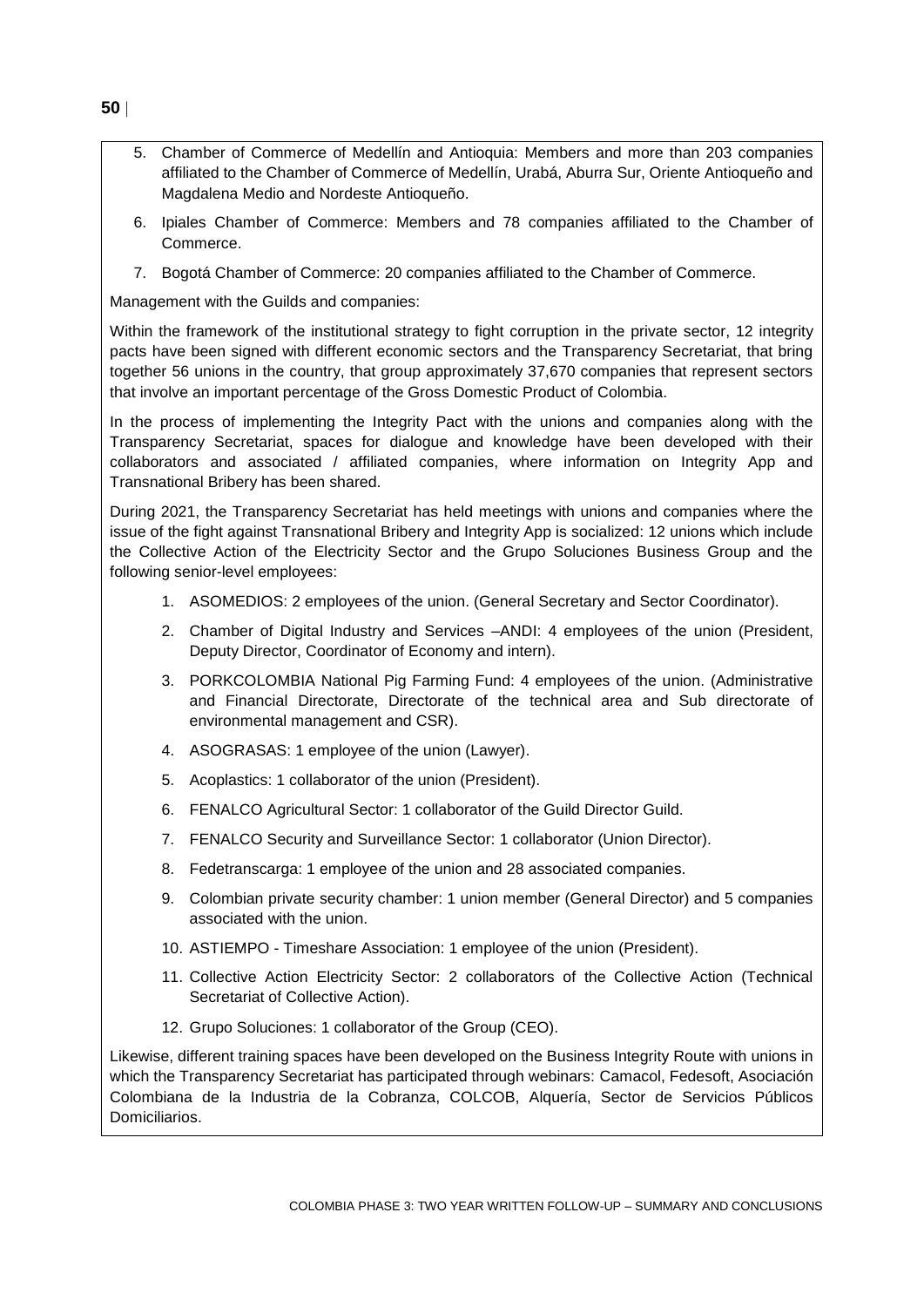5. Chamber of Commerce of Medellín and Antioquia: Members and more than 203 companies affiliated to the Chamber of Commerce of Medellín, Urabá, Aburra Sur, Oriente Antioqueño and Magdalena Medio and Nordeste Antioqueño.
6. Ipiales Chamber of Commerce: Members and 78 companies affiliated to the Chamber of Commerce.
7. Bogotá Chamber of Commerce: 20 companies affiliated to the Chamber of Commerce.

Management with the Guilds and companies:

Within the framework of the institutional strategy to fight corruption in the private sector, 12 integrity pacts have been signed with different economic sectors and the Transparency Secretariat, that bring together 56 unions in the country, that group approximately 37,670 companies that represent sectors that involve an important percentage of the Gross Domestic Product of Colombia.

In the process of implementing the Integrity Pact with the unions and companies along with the Transparency Secretariat, spaces for dialogue and knowledge have been developed with their collaborators and associated / affiliated companies, where information on Integrity App and Transnational Bribery has been shared.

During 2021, the Transparency Secretariat has held meetings with unions and companies where the issue of the fight against Transnational Bribery and Integrity App is socialized: 12 unions which include the Collective Action of the Electricity Sector and the Grupo Soluciones Business Group and the following senior-level employees:

1. ASOMEDIOS: 2 employees of the union. (General Secretary and Sector Coordinator).
2. Chamber of Digital Industry and Services –ANDI: 4 employees of the union (President, Deputy Director, Coordinator of Economy and intern).
3. PORKCOLOMBIA National Pig Farming Fund: 4 employees of the union. (Administrative and Financial Directorate, Directorate of the technical area and Sub directorate of environmental management and CSR).
4. ASOGRASAS: 1 employee of the union (Lawyer).
5. Acoplastics: 1 collaborator of the union (President).
6. FENALCO Agricultural Sector: 1 collaborator of the Guild Director Guild.
7. FENALCO Security and Surveillance Sector: 1 collaborator (Union Director).
8. Fedetranscarga: 1 employee of the union and 28 associated companies.
9. Colombian private security chamber: 1 union member (General Director) and 5 companies associated with the union.
10. ASTIEMPO - Timeshare Association: 1 employee of the union (President).
11. Collective Action Electricity Sector: 2 collaborators of the Collective Action (Technical Secretariat of Collective Action).
12. Grupo Soluciones: 1 collaborator of the Group (CEO).

Likewise, different training spaces have been developed on the Business Integrity Route with unions in which the Transparency Secretariat has participated through webinars: Camacol, Fedesoft, Asociación Colombiana de la Industria de la Cobranza, COLCOB, Alquería, Sector de Servicios Públicos Domiciliarios.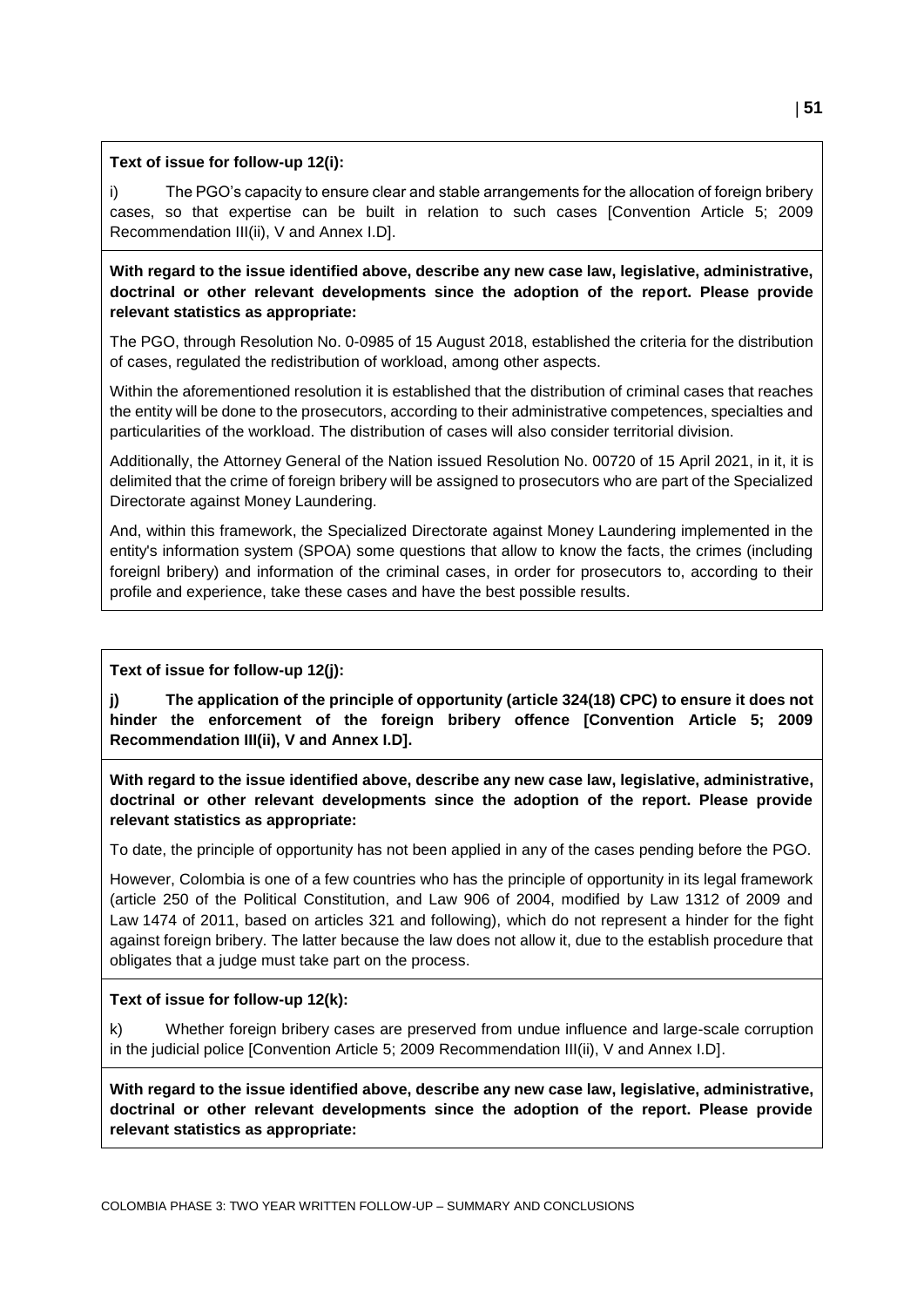**Text of issue for follow-up 12(i):**

i) The PGO's capacity to ensure clear and stable arrangements for the allocation of foreign bribery cases, so that expertise can be built in relation to such cases [Convention Article 5; 2009 Recommendation III(ii), V and Annex I.D].

**With regard to the issue identified above, describe any new case law, legislative, administrative, doctrinal or other relevant developments since the adoption of the report. Please provide relevant statistics as appropriate:**

The PGO, through Resolution No. 0-0985 of 15 August 2018, established the criteria for the distribution of cases, regulated the redistribution of workload, among other aspects.

Within the aforementioned resolution it is established that the distribution of criminal cases that reaches the entity will be done to the prosecutors, according to their administrative competences, specialties and particularities of the workload. The distribution of cases will also consider territorial division.

Additionally, the Attorney General of the Nation issued Resolution No. 00720 of 15 April 2021, in it, it is delimited that the crime of foreign bribery will be assigned to prosecutors who are part of the Specialized Directorate against Money Laundering.

And, within this framework, the Specialized Directorate against Money Laundering implemented in the entity's information system (SPOA) some questions that allow to know the facts, the crimes (including foreignl bribery) and information of the criminal cases, in order for prosecutors to, according to their profile and experience, take these cases and have the best possible results.

**Text of issue for follow-up 12(j):**

**j) The application of the principle of opportunity (article 324(18) CPC) to ensure it does not hinder the enforcement of the foreign bribery offence [Convention Article 5; 2009 Recommendation III(ii), V and Annex I.D].**

**With regard to the issue identified above, describe any new case law, legislative, administrative, doctrinal or other relevant developments since the adoption of the report. Please provide relevant statistics as appropriate:**

To date, the principle of opportunity has not been applied in any of the cases pending before the PGO.

However, Colombia is one of a few countries who has the principle of opportunity in its legal framework (article 250 of the Political Constitution, and Law 906 of 2004, modified by Law 1312 of 2009 and Law 1474 of 2011, based on articles 321 and following), which do not represent a hinder for the fight against foreign bribery. The latter because the law does not allow it, due to the establish procedure that obligates that a judge must take part on the process.

**Text of issue for follow-up 12(k):**

k) Whether foreign bribery cases are preserved from undue influence and large-scale corruption in the judicial police [Convention Article 5; 2009 Recommendation III(ii), V and Annex I.D].

**With regard to the issue identified above, describe any new case law, legislative, administrative, doctrinal or other relevant developments since the adoption of the report. Please provide relevant statistics as appropriate:**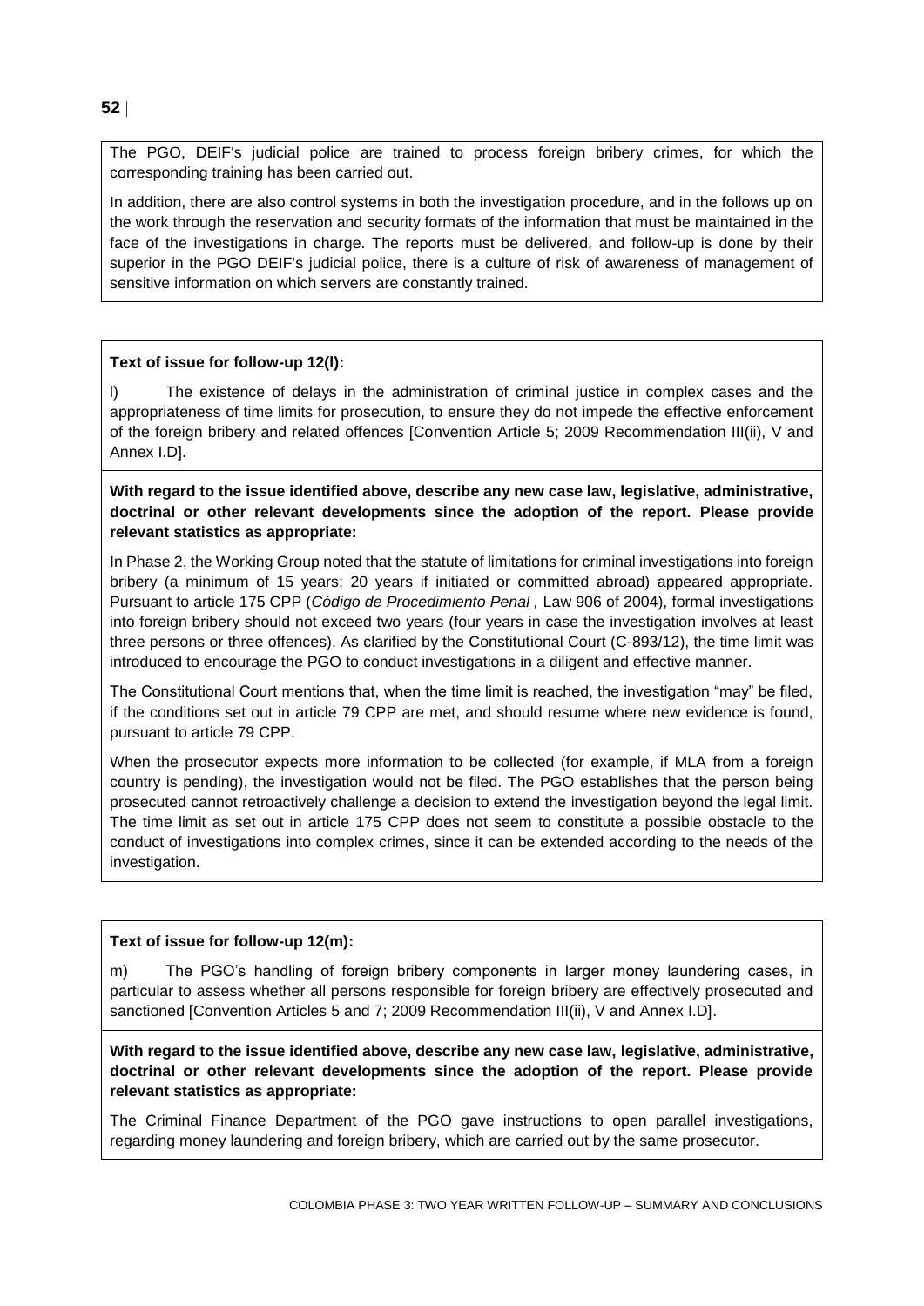The PGO, DEIF's judicial police are trained to process foreign bribery crimes, for which the corresponding training has been carried out.

In addition, there are also control systems in both the investigation procedure, and in the follows up on the work through the reservation and security formats of the information that must be maintained in the face of the investigations in charge. The reports must be delivered, and follow-up is done by their superior in the PGO DEIF's judicial police, there is a culture of risk of awareness of management of sensitive information on which servers are constantly trained.

**Text of issue for follow-up 12(l):**

l) The existence of delays in the administration of criminal justice in complex cases and the appropriateness of time limits for prosecution, to ensure they do not impede the effective enforcement of the foreign bribery and related offences [Convention Article 5; 2009 Recommendation III(ii), V and Annex I.D].

**With regard to the issue identified above, describe any new case law, legislative, administrative, doctrinal or other relevant developments since the adoption of the report. Please provide relevant statistics as appropriate:**

In Phase 2, the Working Group noted that the statute of limitations for criminal investigations into foreign bribery (a minimum of 15 years; 20 years if initiated or committed abroad) appeared appropriate. Pursuant to article 175 CPP (*Código de Procedimiento Penal ,* Law 906 of 2004), formal investigations into foreign bribery should not exceed two years (four years in case the investigation involves at least three persons or three offences). As clarified by the Constitutional Court (C-893/12), the time limit was introduced to encourage the PGO to conduct investigations in a diligent and effective manner.

The Constitutional Court mentions that, when the time limit is reached, the investigation "may" be filed, if the conditions set out in article 79 CPP are met, and should resume where new evidence is found, pursuant to article 79 CPP.

When the prosecutor expects more information to be collected (for example, if MLA from a foreign country is pending), the investigation would not be filed. The PGO establishes that the person being prosecuted cannot retroactively challenge a decision to extend the investigation beyond the legal limit. The time limit as set out in article 175 CPP does not seem to constitute a possible obstacle to the conduct of investigations into complex crimes, since it can be extended according to the needs of the investigation.

**Text of issue for follow-up 12(m):**

m) The PGO's handling of foreign bribery components in larger money laundering cases, in particular to assess whether all persons responsible for foreign bribery are effectively prosecuted and sanctioned [Convention Articles 5 and 7; 2009 Recommendation III(ii), V and Annex I.D].

**With regard to the issue identified above, describe any new case law, legislative, administrative, doctrinal or other relevant developments since the adoption of the report. Please provide relevant statistics as appropriate:**

The Criminal Finance Department of the PGO gave instructions to open parallel investigations, regarding money laundering and foreign bribery, which are carried out by the same prosecutor.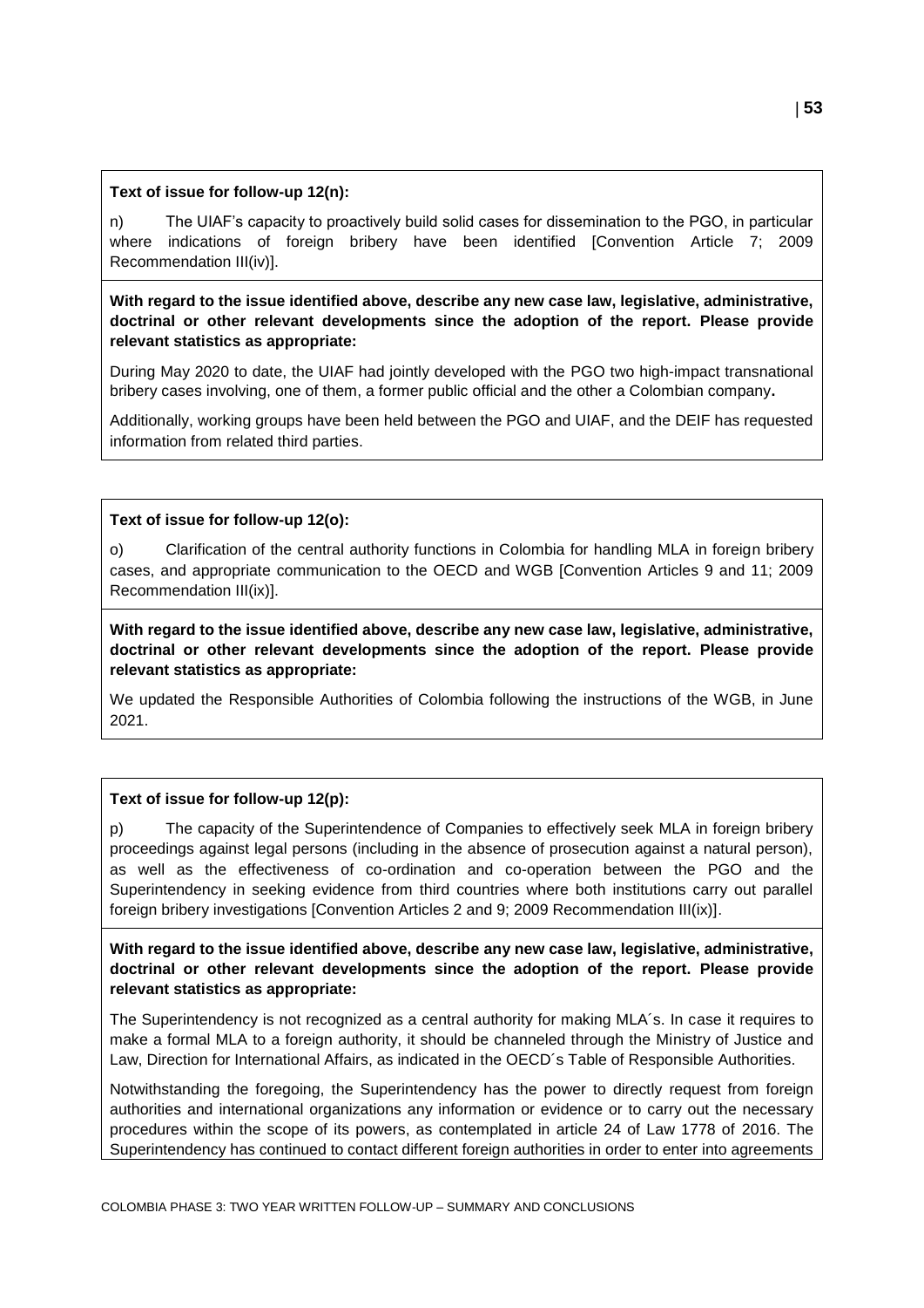**Text of issue for follow-up 12(n):**

n) The UIAF's capacity to proactively build solid cases for dissemination to the PGO, in particular where indications of foreign bribery have been identified [Convention Article 7; 2009 Recommendation III(iv)].

**With regard to the issue identified above, describe any new case law, legislative, administrative, doctrinal or other relevant developments since the adoption of the report. Please provide relevant statistics as appropriate:**

During May 2020 to date, the UIAF had jointly developed with the PGO two high-impact transnational bribery cases involving, one of them, a former public official and the other a Colombian company**.**

Additionally, working groups have been held between the PGO and UIAF, and the DEIF has requested information from related third parties.

**Text of issue for follow-up 12(o):**

o) Clarification of the central authority functions in Colombia for handling MLA in foreign bribery cases, and appropriate communication to the OECD and WGB [Convention Articles 9 and 11; 2009 Recommendation III(ix)].

**With regard to the issue identified above, describe any new case law, legislative, administrative, doctrinal or other relevant developments since the adoption of the report. Please provide relevant statistics as appropriate:**

We updated the Responsible Authorities of Colombia following the instructions of the WGB, in June 2021.

**Text of issue for follow-up 12(p):**

p) The capacity of the Superintendence of Companies to effectively seek MLA in foreign bribery proceedings against legal persons (including in the absence of prosecution against a natural person), as well as the effectiveness of co-ordination and co-operation between the PGO and the Superintendency in seeking evidence from third countries where both institutions carry out parallel foreign bribery investigations [Convention Articles 2 and 9; 2009 Recommendation III(ix)].

**With regard to the issue identified above, describe any new case law, legislative, administrative, doctrinal or other relevant developments since the adoption of the report. Please provide relevant statistics as appropriate:**

The Superintendency is not recognized as a central authority for making MLA´s. In case it requires to make a formal MLA to a foreign authority, it should be channeled through the Ministry of Justice and Law, Direction for International Affairs, as indicated in the OECD´s Table of Responsible Authorities.

Notwithstanding the foregoing, the Superintendency has the power to directly request from foreign authorities and international organizations any information or evidence or to carry out the necessary procedures within the scope of its powers, as contemplated in article 24 of Law 1778 of 2016. The Superintendency has continued to contact different foreign authorities in order to enter into agreements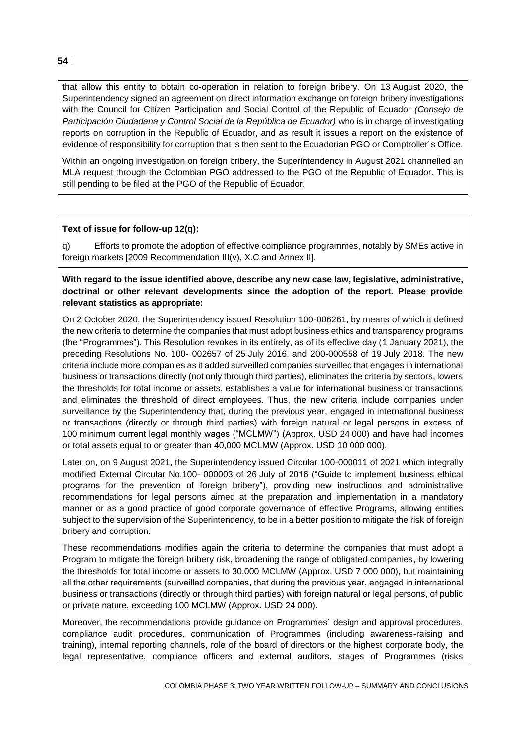that allow this entity to obtain co-operation in relation to foreign bribery. On 13 August 2020, the Superintendency signed an agreement on direct information exchange on foreign bribery investigations with the Council for Citizen Participation and Social Control of the Republic of Ecuador *(Consejo de Participación Ciudadana y Control Social de la República de Ecuador)* who is in charge of investigating reports on corruption in the Republic of Ecuador, and as result it issues a report on the existence of evidence of responsibility for corruption that is then sent to the Ecuadorian PGO or Comptroller´s Office.

Within an ongoing investigation on foreign bribery, the Superintendency in August 2021 channelled an MLA request through the Colombian PGO addressed to the PGO of the Republic of Ecuador. This is still pending to be filed at the PGO of the Republic of Ecuador.

**Text of issue for follow-up 12(q):**

q) Efforts to promote the adoption of effective compliance programmes, notably by SMEs active in foreign markets [2009 Recommendation III(v), X.C and Annex II].

**With regard to the issue identified above, describe any new case law, legislative, administrative, doctrinal or other relevant developments since the adoption of the report. Please provide relevant statistics as appropriate:**

On 2 October 2020, the Superintendency issued Resolution 100-006261, by means of which it defined the new criteria to determine the companies that must adopt business ethics and transparency programs (the "Programmes"). This Resolution revokes in its entirety, as of its effective day (1 January 2021), the preceding Resolutions No. 100- 002657 of 25 July 2016, and 200-000558 of 19 July 2018. The new criteria include more companies as it added surveilled companies surveilled that engages in international business or transactions directly (not only through third parties), eliminates the criteria by sectors, lowers the thresholds for total income or assets, establishes a value for international business or transactions and eliminates the threshold of direct employees. Thus, the new criteria include companies under surveillance by the Superintendency that, during the previous year, engaged in international business or transactions (directly or through third parties) with foreign natural or legal persons in excess of 100 minimum current legal monthly wages ("MCLMW") (Approx. USD 24 000) and have had incomes or total assets equal to or greater than 40,000 MCLMW (Approx. USD 10 000 000).

Later on, on 9 August 2021, the Superintendency issued Circular 100-000011 of 2021 which integrally modified External Circular No.100- 000003 of 26 July of 2016 ("Guide to implement business ethical programs for the prevention of foreign bribery"), providing new instructions and administrative recommendations for legal persons aimed at the preparation and implementation in a mandatory manner or as a good practice of good corporate governance of effective Programs, allowing entities subject to the supervision of the Superintendency, to be in a better position to mitigate the risk of foreign bribery and corruption.

These recommendations modifies again the criteria to determine the companies that must adopt a Program to mitigate the foreign bribery risk, broadening the range of obligated companies, by lowering the thresholds for total income or assets to 30,000 MCLMW (Approx. USD 7 000 000), but maintaining all the other requirements (surveilled companies, that during the previous year, engaged in international business or transactions (directly or through third parties) with foreign natural or legal persons, of public or private nature, exceeding 100 MCLMW (Approx. USD 24 000).

Moreover, the recommendations provide guidance on Programmes´ design and approval procedures, compliance audit procedures, communication of Programmes (including awareness-raising and training), internal reporting channels, role of the board of directors or the highest corporate body, the legal representative, compliance officers and external auditors, stages of Programmes (risks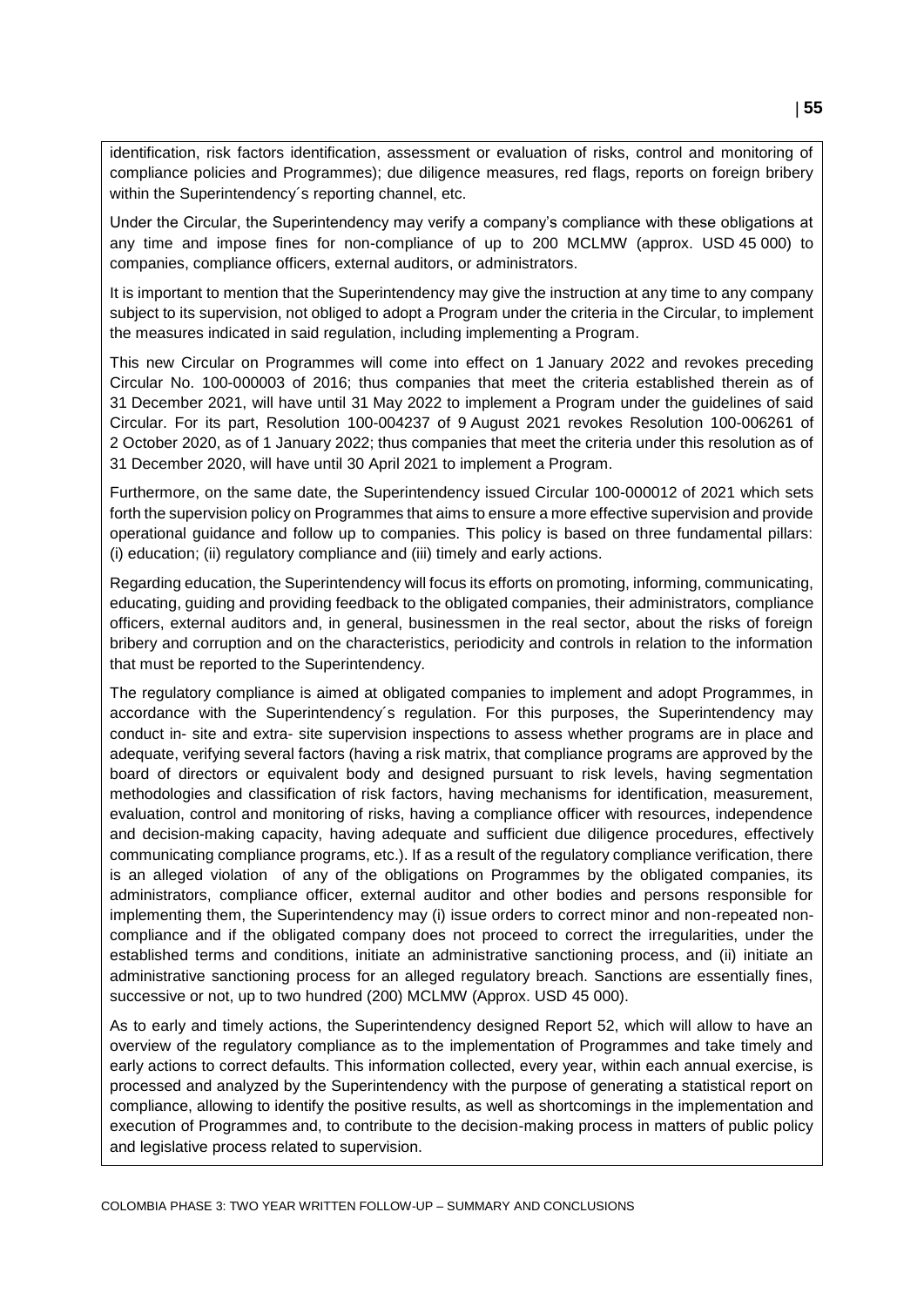identification, risk factors identification, assessment or evaluation of risks, control and monitoring of compliance policies and Programmes); due diligence measures, red flags, reports on foreign bribery within the Superintendency´s reporting channel, etc.

Under the Circular, the Superintendency may verify a company's compliance with these obligations at any time and impose fines for non-compliance of up to 200 MCLMW (approx. USD 45 000) to companies, compliance officers, external auditors, or administrators.

It is important to mention that the Superintendency may give the instruction at any time to any company subject to its supervision, not obliged to adopt a Program under the criteria in the Circular, to implement the measures indicated in said regulation, including implementing a Program.

This new Circular on Programmes will come into effect on 1 January 2022 and revokes preceding Circular No. 100-000003 of 2016; thus companies that meet the criteria established therein as of 31 December 2021, will have until 31 May 2022 to implement a Program under the guidelines of said Circular. For its part, Resolution 100-004237 of 9 August 2021 revokes Resolution 100-006261 of 2 October 2020, as of 1 January 2022; thus companies that meet the criteria under this resolution as of 31 December 2020, will have until 30 April 2021 to implement a Program.

Furthermore, on the same date, the Superintendency issued Circular 100-000012 of 2021 which sets forth the supervision policy on Programmes that aims to ensure a more effective supervision and provide operational guidance and follow up to companies. This policy is based on three fundamental pillars: (i) education; (ii) regulatory compliance and (iii) timely and early actions.

Regarding education, the Superintendency will focus its efforts on promoting, informing, communicating, educating, guiding and providing feedback to the obligated companies, their administrators, compliance officers, external auditors and, in general, businessmen in the real sector, about the risks of foreign bribery and corruption and on the characteristics, periodicity and controls in relation to the information that must be reported to the Superintendency.

The regulatory compliance is aimed at obligated companies to implement and adopt Programmes, in accordance with the Superintendency´s regulation. For this purposes, the Superintendency may conduct in- site and extra- site supervision inspections to assess whether programs are in place and adequate, verifying several factors (having a risk matrix, that compliance programs are approved by the board of directors or equivalent body and designed pursuant to risk levels, having segmentation methodologies and classification of risk factors, having mechanisms for identification, measurement, evaluation, control and monitoring of risks, having a compliance officer with resources, independence and decision-making capacity, having adequate and sufficient due diligence procedures, effectively communicating compliance programs, etc.). If as a result of the regulatory compliance verification, there is an alleged violation of any of the obligations on Programmes by the obligated companies, its administrators, compliance officer, external auditor and other bodies and persons responsible for implementing them, the Superintendency may (i) issue orders to correct minor and non-repeated non-compliance and if the obligated company does not proceed to correct the irregularities, under the established terms and conditions, initiate an administrative sanctioning process, and (ii) initiate an administrative sanctioning process for an alleged regulatory breach. Sanctions are essentially fines, successive or not, up to two hundred (200) MCLMW (Approx. USD 45 000).

As to early and timely actions, the Superintendency designed Report 52, which will allow to have an overview of the regulatory compliance as to the implementation of Programmes and take timely and early actions to correct defaults. This information collected, every year, within each annual exercise, is processed and analyzed by the Superintendency with the purpose of generating a statistical report on compliance, allowing to identify the positive results, as well as shortcomings in the implementation and execution of Programmes and, to contribute to the decision-making process in matters of public policy and legislative process related to supervision.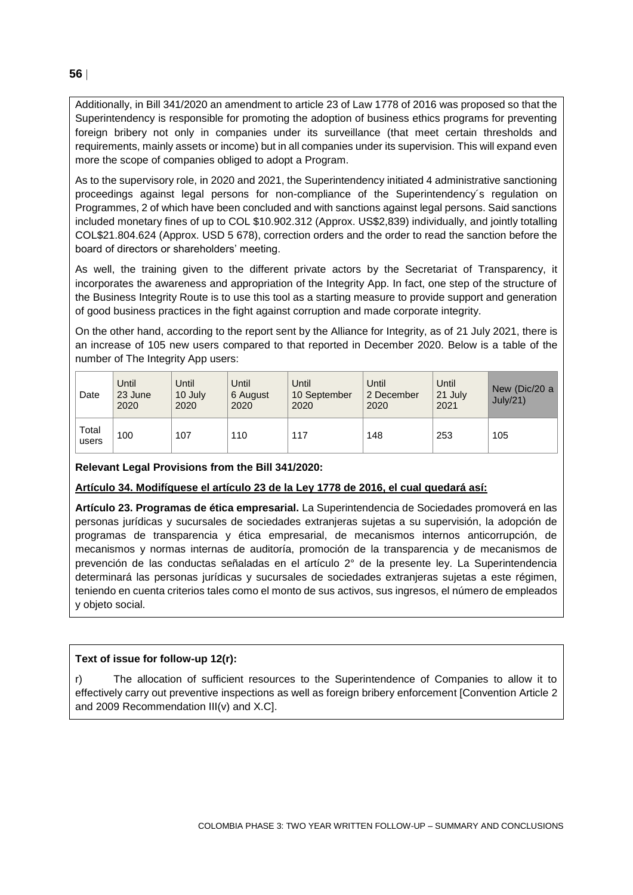Additionally, in Bill 341/2020 an amendment to article 23 of Law 1778 of 2016 was proposed so that the Superintendency is responsible for promoting the adoption of business ethics programs for preventing foreign bribery not only in companies under its surveillance (that meet certain thresholds and requirements, mainly assets or income) but in all companies under its supervision. This will expand even more the scope of companies obliged to adopt a Program.

As to the supervisory role, in 2020 and 2021, the Superintendency initiated 4 administrative sanctioning proceedings against legal persons for non-compliance of the Superintendency´s regulation on Programmes, 2 of which have been concluded and with sanctions against legal persons. Said sanctions included monetary fines of up to COL $10.902.312 (Approx. US$2,839) individually, and jointly totalling COL$21.804.624 (Approx. USD 5 678), correction orders and the order to read the sanction before the board of directors or shareholders' meeting.

As well, the training given to the different private actors by the Secretariat of Transparency, it incorporates the awareness and appropriation of the Integrity App. In fact, one step of the structure of the Business Integrity Route is to use this tool as a starting measure to provide support and generation of good business practices in the fight against corruption and made corporate integrity.

On the other hand, according to the report sent by the Alliance for Integrity, as of 21 July 2021, there is an increase of 105 new users compared to that reported in December 2020. Below is a table of the number of The Integrity App users:

| Date | Until 23 June 2020 | Until 10 July 2020 | Until 6 August 2020 | Until 10 September 2020 | Until 2 December 2020 | Until 21 July 2021 | New (Dic/20 a July/21) |
|---|---|---|---|---|---|---|---|
| Total users | 100 | 107 | 110 | 117 | 148 | 253 | 105 |

**Relevant Legal Provisions from the Bill 341/2020:**

**Artículo 34. Modifíquese el artículo 23 de la Ley 1778 de 2016, el cual quedará así:**

**Artículo 23. Programas de ética empresarial.** La Superintendencia de Sociedades promoverá en las personas jurídicas y sucursales de sociedades extranjeras sujetas a su supervisión, la adopción de programas de transparencia y ética empresarial, de mecanismos internos anticorrupción, de mecanismos y normas internas de auditoría, promoción de la transparencia y de mecanismos de prevención de las conductas señaladas en el artículo 2° de la presente ley. La Superintendencia determinará las personas jurídicas y sucursales de sociedades extranjeras sujetas a este régimen, teniendo en cuenta criterios tales como el monto de sus activos, sus ingresos, el número de empleados y objeto social.

**Text of issue for follow-up 12(r):**

r) The allocation of sufficient resources to the Superintendence of Companies to allow it to effectively carry out preventive inspections as well as foreign bribery enforcement [Convention Article 2 and 2009 Recommendation III(v) and X.C].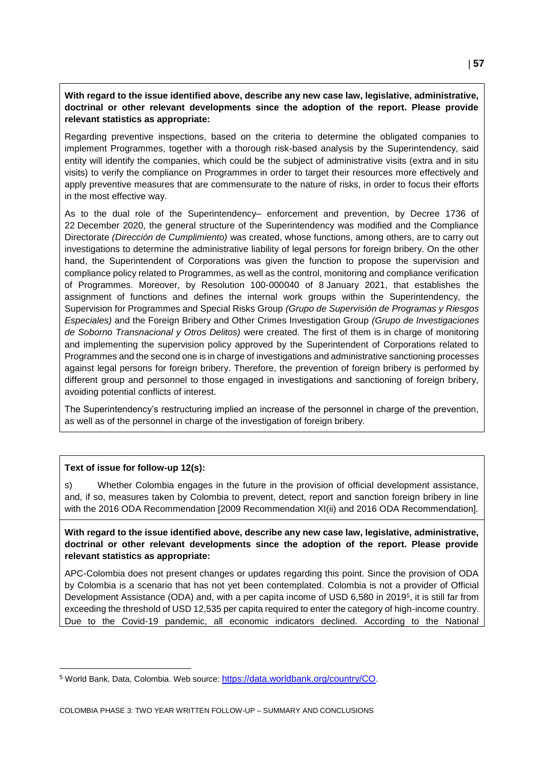**With regard to the issue identified above, describe any new case law, legislative, administrative, doctrinal or other relevant developments since the adoption of the report. Please provide relevant statistics as appropriate:**

Regarding preventive inspections, based on the criteria to determine the obligated companies to implement Programmes, together with a thorough risk-based analysis by the Superintendency, said entity will identify the companies, which could be the subject of administrative visits (extra and in situ visits) to verify the compliance on Programmes in order to target their resources more effectively and apply preventive measures that are commensurate to the nature of risks, in order to focus their efforts in the most effective way.

As to the dual role of the Superintendency– enforcement and prevention, by Decree 1736 of 22 December 2020, the general structure of the Superintendency was modified and the Compliance Directorate *(Dirección de Cumplimiento)* was created, whose functions, among others, are to carry out investigations to determine the administrative liability of legal persons for foreign bribery. On the other hand, the Superintendent of Corporations was given the function to propose the supervision and compliance policy related to Programmes, as well as the control, monitoring and compliance verification of Programmes. Moreover, by Resolution 100-000040 of 8 January 2021, that establishes the assignment of functions and defines the internal work groups within the Superintendency, the Supervision for Programmes and Special Risks Group *(Grupo de Supervisión de Programas y Riesgos Especiales)* and the Foreign Bribery and Other Crimes Investigation Group *(Grupo de Investigaciones de Soborno Transnacional y Otros Delitos)* were created. The first of them is in charge of monitoring and implementing the supervision policy approved by the Superintendent of Corporations related to Programmes and the second one is in charge of investigations and administrative sanctioning processes against legal persons for foreign bribery. Therefore, the prevention of foreign bribery is performed by different group and personnel to those engaged in investigations and sanctioning of foreign bribery, avoiding potential conflicts of interest.

The Superintendency's restructuring implied an increase of the personnel in charge of the prevention, as well as of the personnel in charge of the investigation of foreign bribery.

**Text of issue for follow-up 12(s):**

s) Whether Colombia engages in the future in the provision of official development assistance, and, if so, measures taken by Colombia to prevent, detect, report and sanction foreign bribery in line with the 2016 ODA Recommendation [2009 Recommendation XI(ii) and 2016 ODA Recommendation].

**With regard to the issue identified above, describe any new case law, legislative, administrative, doctrinal or other relevant developments since the adoption of the report. Please provide relevant statistics as appropriate:**

APC-Colombia does not present changes or updates regarding this point. Since the provision of ODA by Colombia is a scenario that has not yet been contemplated. Colombia is not a provider of Official Development Assistance (ODA) and, with a per capita income of USD 6,580 in 2019[5], it is still far from exceeding the threshold of USD 12,535 per capita required to enter the category of high-income country. Due to the Covid-19 pandemic, all economic indicators declined. According to the National

[5] World Bank, Data, Colombia. Web source: https://data.worldbank.org/country/CO.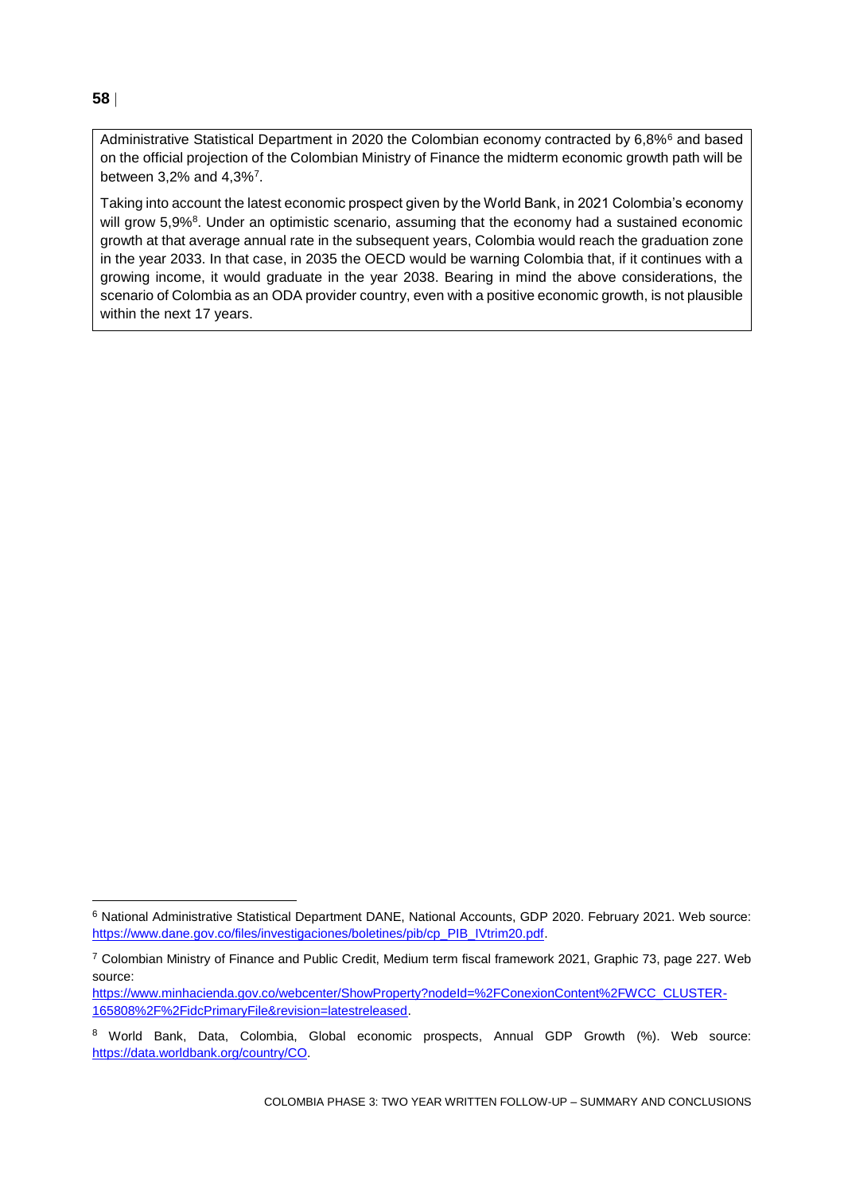Administrative Statistical Department in 2020 the Colombian economy contracted by 6,8%[6] and based on the official projection of the Colombian Ministry of Finance the midterm economic growth path will be between 3,2% and 4,3%[7].

Taking into account the latest economic prospect given by the World Bank, in 2021 Colombia's economy will grow 5,9%[8]. Under an optimistic scenario, assuming that the economy had a sustained economic growth at that average annual rate in the subsequent years, Colombia would reach the graduation zone in the year 2033. In that case, in 2035 the OECD would be warning Colombia that, if it continues with a growing income, it would graduate in the year 2038. Bearing in mind the above considerations, the scenario of Colombia as an ODA provider country, even with a positive economic growth, is not plausible within the next 17 years.

---

[6] National Administrative Statistical Department DANE, National Accounts, GDP 2020. February 2021. Web source: https://www.dane.gov.co/files/investigaciones/boletines/pib/cp_PIB_IVtrim20.pdf.

[7] Colombian Ministry of Finance and Public Credit, Medium term fiscal framework 2021, Graphic 73, page 227. Web source: https://www.minhacienda.gov.co/webcenter/ShowProperty?nodeId=%2FConexionContent%2FWCC_CLUSTER-165808%2F%2FidcPrimaryFile&revision=latestreleased.

[8] World Bank, Data, Colombia, Global economic prospects, Annual GDP Growth (%). Web source: https://data.worldbank.org/country/CO.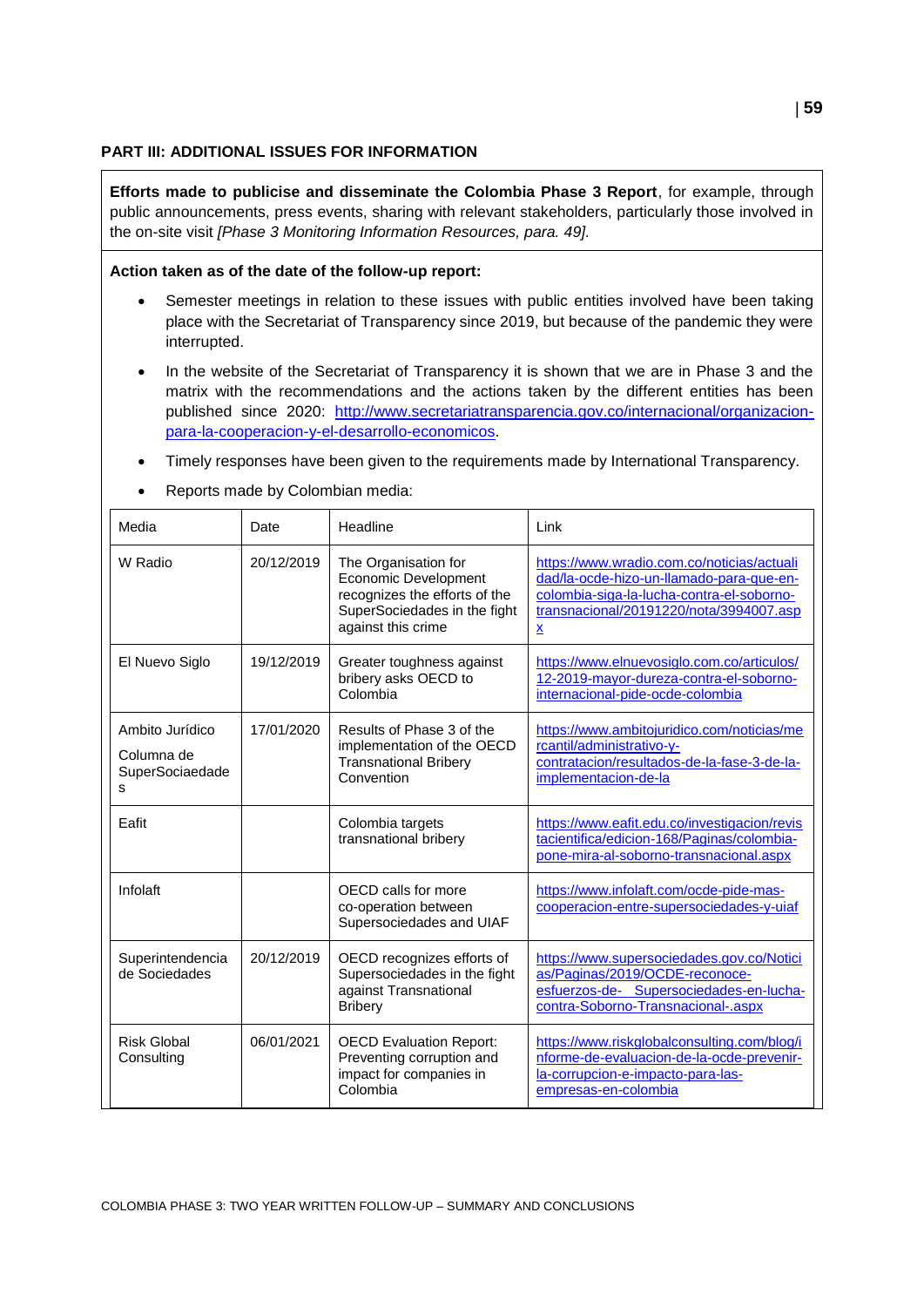## PART III: ADDITIONAL ISSUES FOR INFORMATION

**Efforts made to publicise and disseminate the Colombia Phase 3 Report**, for example, through public announcements, press events, sharing with relevant stakeholders, particularly those involved in the on-site visit *[Phase 3 Monitoring Information Resources, para. 49].*

**Action taken as of the date of the follow-up report:**

- Semester meetings in relation to these issues with public entities involved have been taking place with the Secretariat of Transparency since 2019, but because of the pandemic they were interrupted.
- In the website of the Secretariat of Transparency it is shown that we are in Phase 3 and the matrix with the recommendations and the actions taken by the different entities has been published since 2020: http://www.secretariatransparencia.gov.co/internacional/organizacion-para-la-cooperacion-y-el-desarrollo-economicos.
- Timely responses have been given to the requirements made by International Transparency.
- Reports made by Colombian media:

| Media | Date | Headline | Link |
|---|---|---|---|
| W Radio | 20/12/2019 | The Organisation for Economic Development recognizes the efforts of the SuperSociedades in the fight against this crime | https://www.wradio.com.co/noticias/actualidad/la-ocde-hizo-un-llamado-para-que-en-colombia-siga-la-lucha-contra-el-soborno-transnacional/20191220/nota/3994007.aspx |
| El Nuevo Siglo | 19/12/2019 | Greater toughness against bribery asks OECD to Colombia | https://www.elnuevosiglo.com.co/articulos/12-2019-mayor-dureza-contra-el-soborno-internacional-pide-ocde-colombia |
| Ambito Jurídico<br>Columna de SuperSociaedades | 17/01/2020 | Results of Phase 3 of the implementation of the OECD Transnational Bribery Convention | https://www.ambitojuridico.com/noticias/mercantil/administrativo-y-contratacion/resultados-de-la-fase-3-de-la-implementacion-de-la |
| Eafit | | Colombia targets transnational bribery | https://www.eafit.edu.co/investigacion/revistacientifica/edicion-168/Paginas/colombia-pone-mira-al-soborno-transnacional.aspx |
| Infolaft | | OECD calls for more co-operation between Supersociedades and UIAF | https://www.infolaft.com/ocde-pide-mas-cooperacion-entre-supersociedades-y-uiaf |
| Superintendencia de Sociedades | 20/12/2019 | OECD recognizes efforts of Supersociedades in the fight against Transnational Bribery | https://www.supersociedades.gov.co/Noticias/Paginas/2019/OCDE-reconoce-esfuerzos-de-  Supersociedades-en-lucha-contra-Soborno-Transnacional-.aspx |
| Risk Global Consulting | 06/01/2021 | OECD Evaluation Report: Preventing corruption and impact for companies in Colombia | https://www.riskglobalconsulting.com/blog/informe-de-evaluacion-de-la-ocde-prevenir-la-corrupcion-e-impacto-para-las-empresas-en-colombia |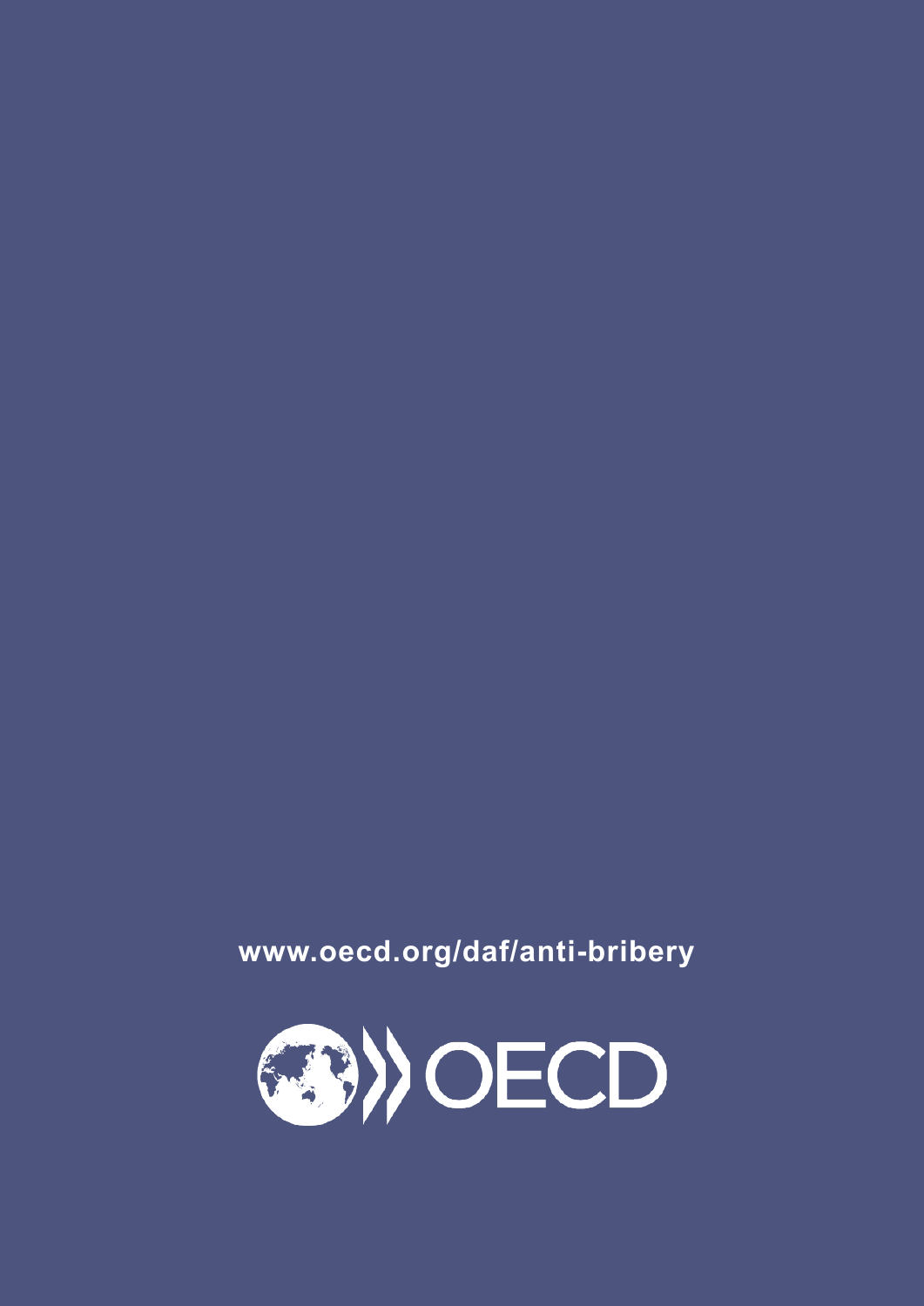www.oecd.org/daf/anti-bribery

OECD